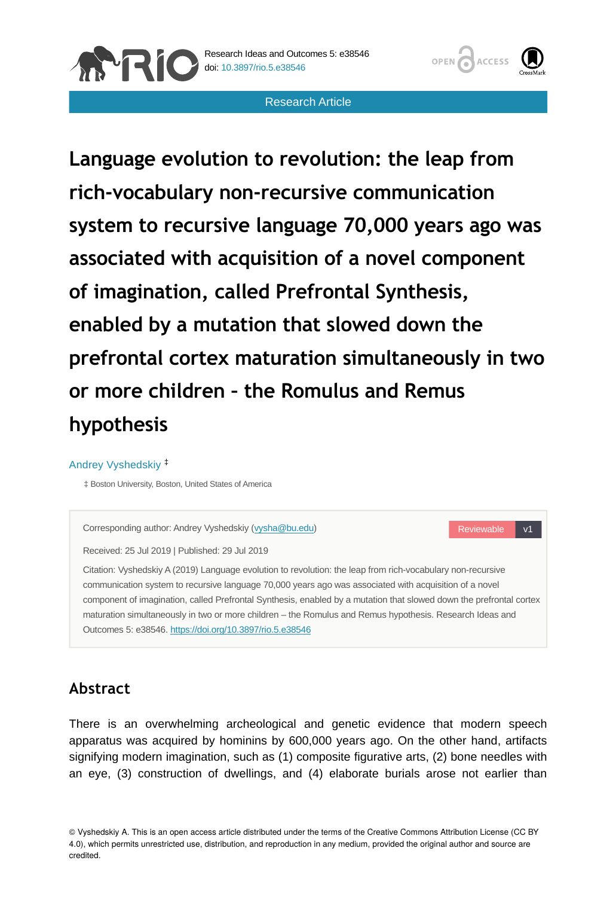Research Article

# Language evolution to revolution: the leap from rich-vocabulary non-recursive communication system to recursive language 70,000 years ago was associated with acquisition of a novel component of imagination, called Prefrontal Synthesis, enabled by a mutation that slowed down the prefrontal cortex maturation simultaneously in two or more children – the Romulus and Remus hypothesis

Andrey Vyshedskiy [‡]

[‡] Boston University, Boston, United States of America

Corresponding author: Andrey Vyshedskiy (vysha@bu.edu)

Received: 25 Jul 2019 | Published: 29 Jul 2019

Citation: Vyshedskiy A (2019) Language evolution to revolution: the leap from rich-vocabulary non-recursive communication system to recursive language 70,000 years ago was associated with acquisition of a novel component of imagination, called Prefrontal Synthesis, enabled by a mutation that slowed down the prefrontal cortex maturation simultaneously in two or more children – the Romulus and Remus hypothesis. Research Ideas and Outcomes 5: e38546. https://doi.org/10.3897/rio.5.e38546

## Abstract

There is an overwhelming archeological and genetic evidence that modern speech apparatus was acquired by hominins by 600,000 years ago. On the other hand, artifacts signifying modern imagination, such as (1) composite figurative arts, (2) bone needles with an eye, (3) construction of dwellings, and (4) elaborate burials arose not earlier than

© Vyshedskiy A. This is an open access article distributed under the terms of the Creative Commons Attribution License (CC BY 4.0), which permits unrestricted use, distribution, and reproduction in any medium, provided the original author and source are credited.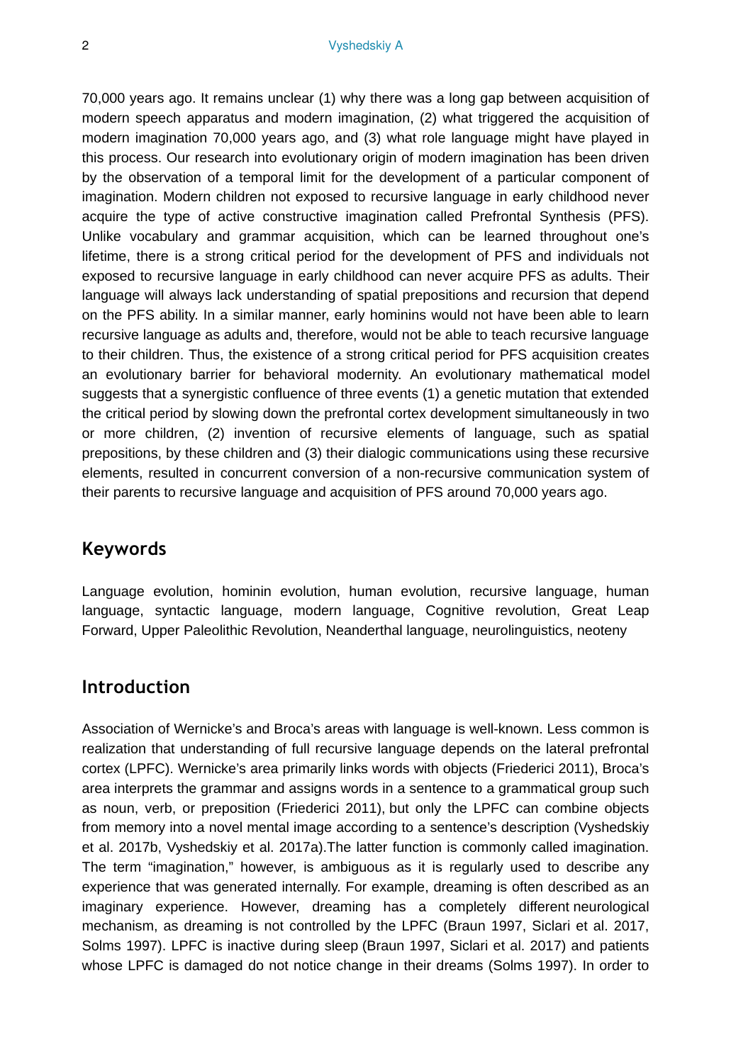70,000 years ago. It remains unclear (1) why there was a long gap between acquisition of modern speech apparatus and modern imagination, (2) what triggered the acquisition of modern imagination 70,000 years ago, and (3) what role language might have played in this process. Our research into evolutionary origin of modern imagination has been driven by the observation of a temporal limit for the development of a particular component of imagination. Modern children not exposed to recursive language in early childhood never acquire the type of active constructive imagination called Prefrontal Synthesis (PFS). Unlike vocabulary and grammar acquisition, which can be learned throughout one's lifetime, there is a strong critical period for the development of PFS and individuals not exposed to recursive language in early childhood can never acquire PFS as adults. Their language will always lack understanding of spatial prepositions and recursion that depend on the PFS ability. In a similar manner, early hominins would not have been able to learn recursive language as adults and, therefore, would not be able to teach recursive language to their children. Thus, the existence of a strong critical period for PFS acquisition creates an evolutionary barrier for behavioral modernity. An evolutionary mathematical model suggests that a synergistic confluence of three events (1) a genetic mutation that extended the critical period by slowing down the prefrontal cortex development simultaneously in two or more children, (2) invention of recursive elements of language, such as spatial prepositions, by these children and (3) their dialogic communications using these recursive elements, resulted in concurrent conversion of a non-recursive communication system of their parents to recursive language and acquisition of PFS around 70,000 years ago.

## Keywords

Language evolution, hominin evolution, human evolution, recursive language, human language, syntactic language, modern language, Cognitive revolution, Great Leap Forward, Upper Paleolithic Revolution, Neanderthal language, neurolinguistics, neoteny

## Introduction

Association of Wernicke's and Broca's areas with language is well-known. Less common is realization that understanding of full recursive language depends on the lateral prefrontal cortex (LPFC). Wernicke's area primarily links words with objects (Friederici 2011), Broca's area interprets the grammar and assigns words in a sentence to a grammatical group such as noun, verb, or preposition (Friederici 2011), but only the LPFC can combine objects from memory into a novel mental image according to a sentence's description (Vyshedskiy et al. 2017b, Vyshedskiy et al. 2017a).The latter function is commonly called imagination. The term "imagination," however, is ambiguous as it is regularly used to describe any experience that was generated internally. For example, dreaming is often described as an imaginary experience. However, dreaming has a completely different neurological mechanism, as dreaming is not controlled by the LPFC (Braun 1997, Siclari et al. 2017, Solms 1997). LPFC is inactive during sleep (Braun 1997, Siclari et al. 2017) and patients whose LPFC is damaged do not notice change in their dreams (Solms 1997). In order to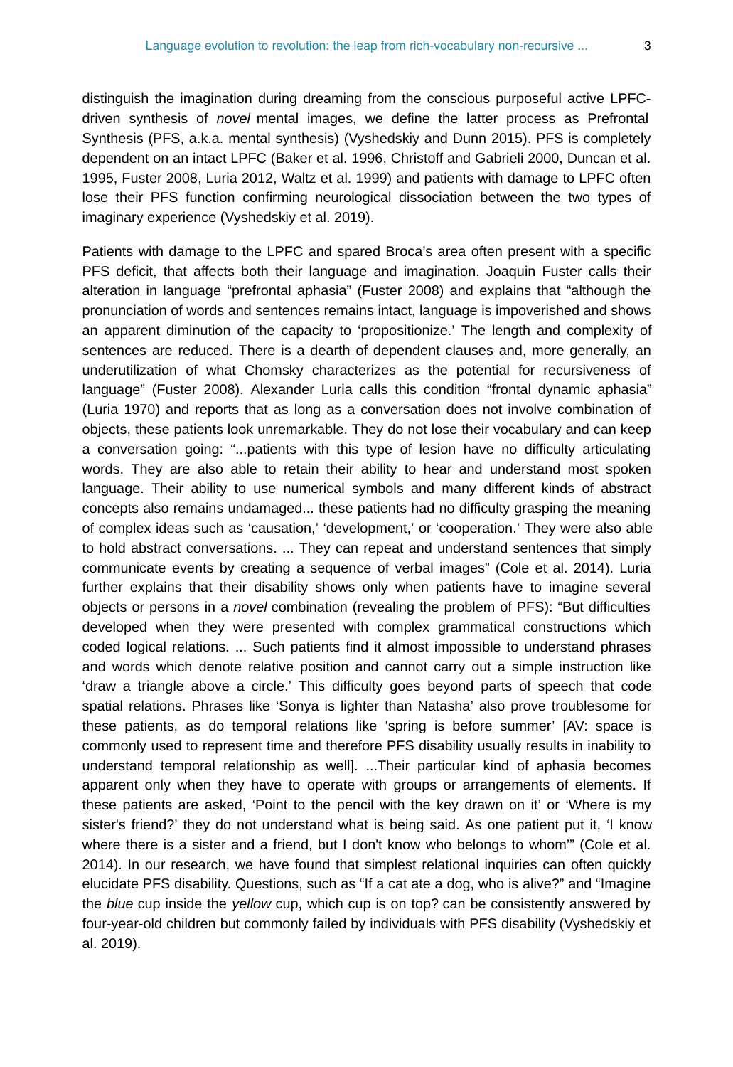distinguish the imagination during dreaming from the conscious purposeful active LPFC-driven synthesis of *novel* mental images, we define the latter process as Prefrontal Synthesis (PFS, a.k.a. mental synthesis) (Vyshedskiy and Dunn 2015). PFS is completely dependent on an intact LPFC (Baker et al. 1996, Christoff and Gabrieli 2000, Duncan et al. 1995, Fuster 2008, Luria 2012, Waltz et al. 1999) and patients with damage to LPFC often lose their PFS function confirming neurological dissociation between the two types of imaginary experience (Vyshedskiy et al. 2019).

Patients with damage to the LPFC and spared Broca's area often present with a specific PFS deficit, that affects both their language and imagination. Joaquin Fuster calls their alteration in language "prefrontal aphasia" (Fuster 2008) and explains that "although the pronunciation of words and sentences remains intact, language is impoverished and shows an apparent diminution of the capacity to 'propositionize.' The length and complexity of sentences are reduced. There is a dearth of dependent clauses and, more generally, an underutilization of what Chomsky characterizes as the potential for recursiveness of language" (Fuster 2008). Alexander Luria calls this condition "frontal dynamic aphasia" (Luria 1970) and reports that as long as a conversation does not involve combination of objects, these patients look unremarkable. They do not lose their vocabulary and can keep a conversation going: "...patients with this type of lesion have no difficulty articulating words. They are also able to retain their ability to hear and understand most spoken language. Their ability to use numerical symbols and many different kinds of abstract concepts also remains undamaged... these patients had no difficulty grasping the meaning of complex ideas such as 'causation,' 'development,' or 'cooperation.' They were also able to hold abstract conversations. ... They can repeat and understand sentences that simply communicate events by creating a sequence of verbal images" (Cole et al. 2014). Luria further explains that their disability shows only when patients have to imagine several objects or persons in a *novel* combination (revealing the problem of PFS): "But difficulties developed when they were presented with complex grammatical constructions which coded logical relations. ... Such patients find it almost impossible to understand phrases and words which denote relative position and cannot carry out a simple instruction like 'draw a triangle above a circle.' This difficulty goes beyond parts of speech that code spatial relations. Phrases like 'Sonya is lighter than Natasha' also prove troublesome for these patients, as do temporal relations like 'spring is before summer' [AV: space is commonly used to represent time and therefore PFS disability usually results in inability to understand temporal relationship as well]. ...Their particular kind of aphasia becomes apparent only when they have to operate with groups or arrangements of elements. If these patients are asked, 'Point to the pencil with the key drawn on it' or 'Where is my sister's friend?' they do not understand what is being said. As one patient put it, 'I know where there is a sister and a friend, but I don't know who belongs to whom'" (Cole et al. 2014). In our research, we have found that simplest relational inquiries can often quickly elucidate PFS disability. Questions, such as "If a cat ate a dog, who is alive?" and "Imagine the *blue* cup inside the *yellow* cup, which cup is on top? can be consistently answered by four-year-old children but commonly failed by individuals with PFS disability (Vyshedskiy et al. 2019).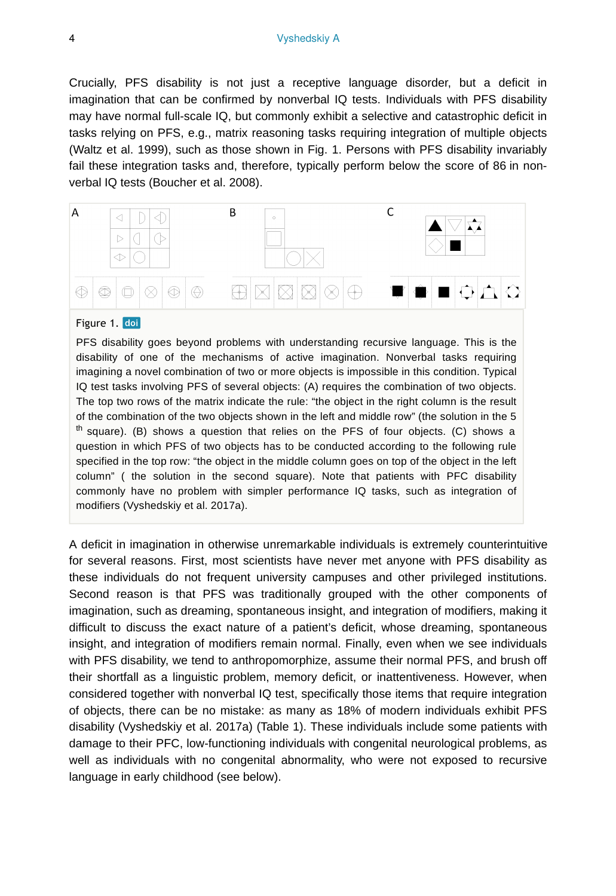Crucially, PFS disability is not just a receptive language disorder, but a deficit in imagination that can be confirmed by nonverbal IQ tests. Individuals with PFS disability may have normal full-scale IQ, but commonly exhibit a selective and catastrophic deficit in tasks relying on PFS, e.g., matrix reasoning tasks requiring integration of multiple objects (Waltz et al. 1999), such as those shown in Fig. 1. Persons with PFS disability invariably fail these integration tasks and, therefore, typically perform below the score of 86 in non-verbal IQ tests (Boucher et al. 2008).

Figure 1. doi

PFS disability goes beyond problems with understanding recursive language. This is the disability of one of the mechanisms of active imagination. Nonverbal tasks requiring imagining a novel combination of two or more objects is impossible in this condition. Typical IQ test tasks involving PFS of several objects: (A) requires the combination of two objects. The top two rows of the matrix indicate the rule: "the object in the right column is the result of the combination of the two objects shown in the left and middle row" (the solution in the 5 th square). (B) shows a question that relies on the PFS of four objects. (C) shows a question in which PFS of two objects has to be conducted according to the following rule specified in the top row: "the object in the middle column goes on top of the object in the left column" ( the solution in the second square). Note that patients with PFC disability commonly have no problem with simpler performance IQ tasks, such as integration of modifiers (Vyshedskiy et al. 2017a).

A deficit in imagination in otherwise unremarkable individuals is extremely counterintuitive for several reasons. First, most scientists have never met anyone with PFS disability as these individuals do not frequent university campuses and other privileged institutions. Second reason is that PFS was traditionally grouped with the other components of imagination, such as dreaming, spontaneous insight, and integration of modifiers, making it difficult to discuss the exact nature of a patient's deficit, whose dreaming, spontaneous insight, and integration of modifiers remain normal. Finally, even when we see individuals with PFS disability, we tend to anthropomorphize, assume their normal PFS, and brush off their shortfall as a linguistic problem, memory deficit, or inattentiveness. However, when considered together with nonverbal IQ test, specifically those items that require integration of objects, there can be no mistake: as many as 18% of modern individuals exhibit PFS disability (Vyshedskiy et al. 2017a) (Table 1). These individuals include some patients with damage to their PFC, low-functioning individuals with congenital neurological problems, as well as individuals with no congenital abnormality, who were not exposed to recursive language in early childhood (see below).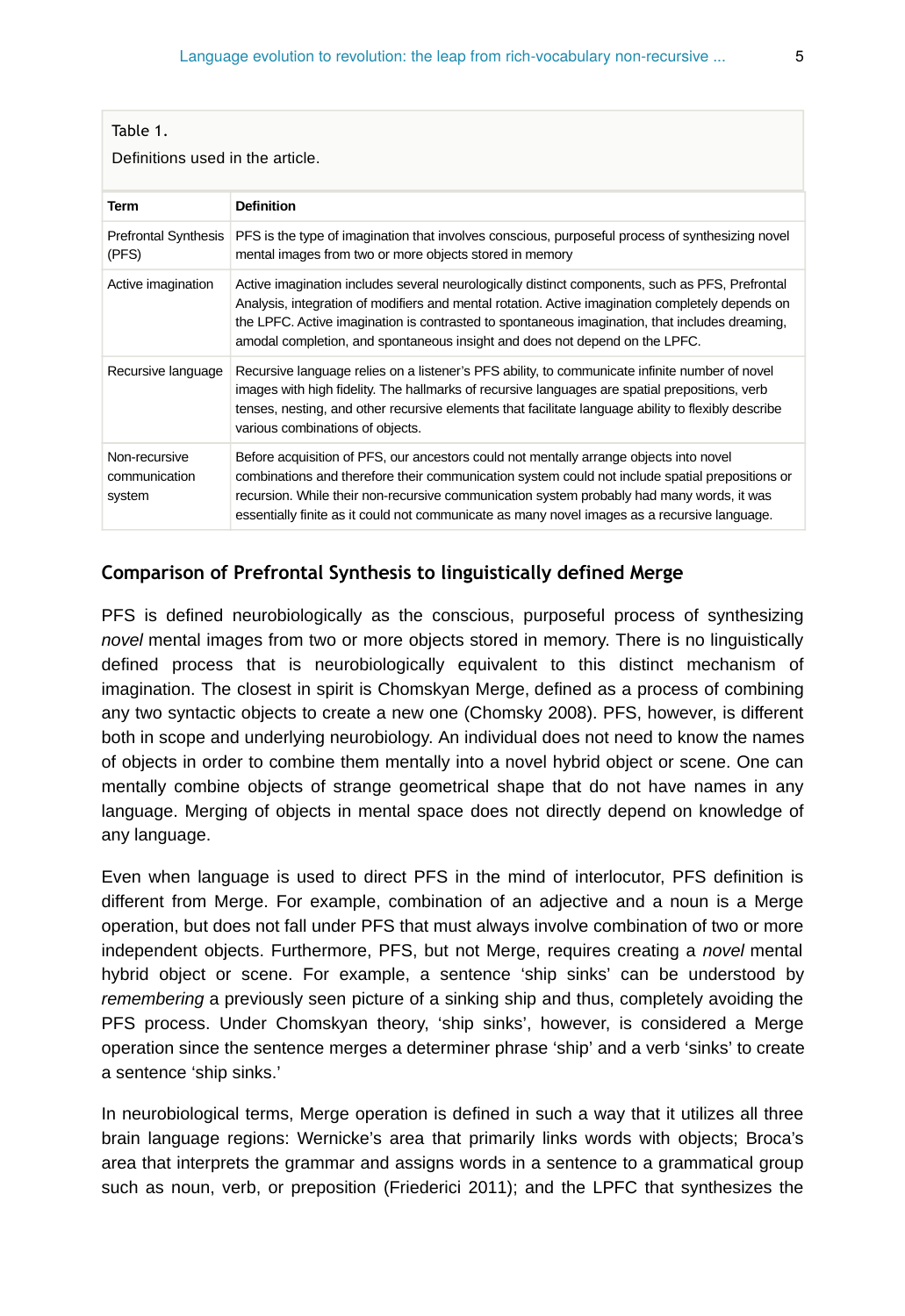Table 1.

Definitions used in the article.

| Term | Definition |
|---|---|
| Prefrontal Synthesis (PFS) | PFS is the type of imagination that involves conscious, purposeful process of synthesizing novel mental images from two or more objects stored in memory |
| Active imagination | Active imagination includes several neurologically distinct components, such as PFS, Prefrontal Analysis, integration of modifiers and mental rotation. Active imagination completely depends on the LPFC. Active imagination is contrasted to spontaneous imagination, that includes dreaming, amodal completion, and spontaneous insight and does not depend on the LPFC. |
| Recursive language | Recursive language relies on a listener's PFS ability, to communicate infinite number of novel images with high fidelity. The hallmarks of recursive languages are spatial prepositions, verb tenses, nesting, and other recursive elements that facilitate language ability to flexibly describe various combinations of objects. |
| Non-recursive communication system | Before acquisition of PFS, our ancestors could not mentally arrange objects into novel combinations and therefore their communication system could not include spatial prepositions or recursion. While their non-recursive communication system probably had many words, it was essentially finite as it could not communicate as many novel images as a recursive language. |

## Comparison of Prefrontal Synthesis to linguistically defined Merge

PFS is defined neurobiologically as the conscious, purposeful process of synthesizing *novel* mental images from two or more objects stored in memory. There is no linguistically defined process that is neurobiologically equivalent to this distinct mechanism of imagination. The closest in spirit is Chomskyan Merge, defined as a process of combining any two syntactic objects to create a new one (Chomsky 2008). PFS, however, is different both in scope and underlying neurobiology. An individual does not need to know the names of objects in order to combine them mentally into a novel hybrid object or scene. One can mentally combine objects of strange geometrical shape that do not have names in any language. Merging of objects in mental space does not directly depend on knowledge of any language.

Even when language is used to direct PFS in the mind of interlocutor, PFS definition is different from Merge. For example, combination of an adjective and a noun is a Merge operation, but does not fall under PFS that must always involve combination of two or more independent objects. Furthermore, PFS, but not Merge, requires creating a *novel* mental hybrid object or scene. For example, a sentence 'ship sinks' can be understood by *remembering* a previously seen picture of a sinking ship and thus, completely avoiding the PFS process. Under Chomskyan theory, 'ship sinks', however, is considered a Merge operation since the sentence merges a determiner phrase 'ship' and a verb 'sinks' to create a sentence 'ship sinks.'

In neurobiological terms, Merge operation is defined in such a way that it utilizes all three brain language regions: Wernicke's area that primarily links words with objects; Broca's area that interprets the grammar and assigns words in a sentence to a grammatical group such as noun, verb, or preposition (Friederici 2011); and the LPFC that synthesizes the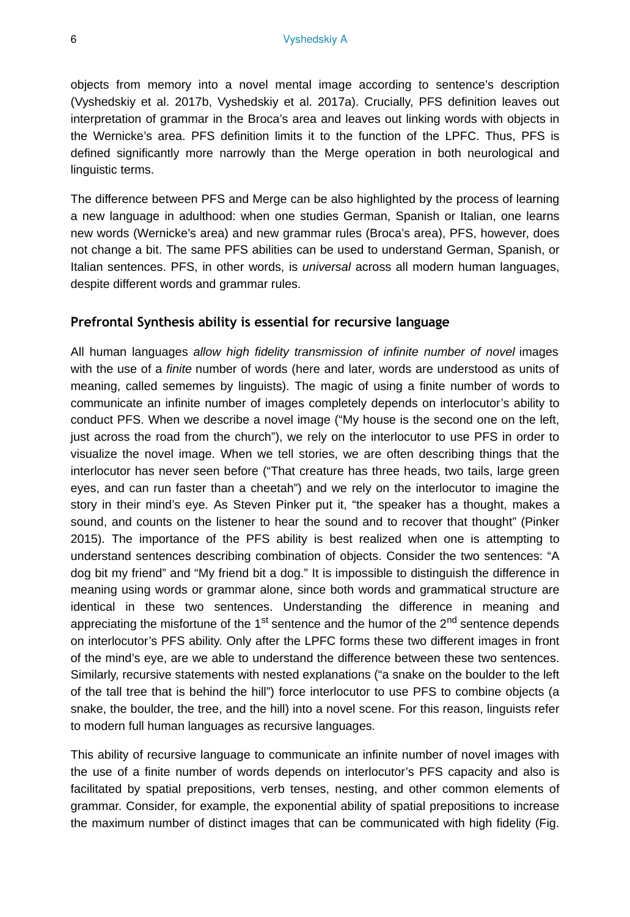objects from memory into a novel mental image according to sentence's description (Vyshedskiy et al. 2017b, Vyshedskiy et al. 2017a). Crucially, PFS definition leaves out interpretation of grammar in the Broca's area and leaves out linking words with objects in the Wernicke's area. PFS definition limits it to the function of the LPFC. Thus, PFS is defined significantly more narrowly than the Merge operation in both neurological and linguistic terms.

The difference between PFS and Merge can be also highlighted by the process of learning a new language in adulthood: when one studies German, Spanish or Italian, one learns new words (Wernicke's area) and new grammar rules (Broca's area), PFS, however, does not change a bit. The same PFS abilities can be used to understand German, Spanish, or Italian sentences. PFS, in other words, is *universal* across all modern human languages, despite different words and grammar rules.

## Prefrontal Synthesis ability is essential for recursive language

All human languages *allow high fidelity transmission of infinite number of novel* images with the use of a *finite* number of words (here and later, words are understood as units of meaning, called sememes by linguists). The magic of using a finite number of words to communicate an infinite number of images completely depends on interlocutor's ability to conduct PFS. When we describe a novel image ("My house is the second one on the left, just across the road from the church"), we rely on the interlocutor to use PFS in order to visualize the novel image. When we tell stories, we are often describing things that the interlocutor has never seen before ("That creature has three heads, two tails, large green eyes, and can run faster than a cheetah") and we rely on the interlocutor to imagine the story in their mind's eye. As Steven Pinker put it, "the speaker has a thought, makes a sound, and counts on the listener to hear the sound and to recover that thought" (Pinker 2015). The importance of the PFS ability is best realized when one is attempting to understand sentences describing combination of objects. Consider the two sentences: "A dog bit my friend" and "My friend bit a dog." It is impossible to distinguish the difference in meaning using words or grammar alone, since both words and grammatical structure are identical in these two sentences. Understanding the difference in meaning and appreciating the misfortune of the 1st sentence and the humor of the 2nd sentence depends on interlocutor's PFS ability. Only after the LPFC forms these two different images in front of the mind's eye, are we able to understand the difference between these two sentences. Similarly, recursive statements with nested explanations ("a snake on the boulder to the left of the tall tree that is behind the hill") force interlocutor to use PFS to combine objects (a snake, the boulder, the tree, and the hill) into a novel scene. For this reason, linguists refer to modern full human languages as recursive languages.

This ability of recursive language to communicate an infinite number of novel images with the use of a finite number of words depends on interlocutor's PFS capacity and also is facilitated by spatial prepositions, verb tenses, nesting, and other common elements of grammar. Consider, for example, the exponential ability of spatial prepositions to increase the maximum number of distinct images that can be communicated with high fidelity (Fig.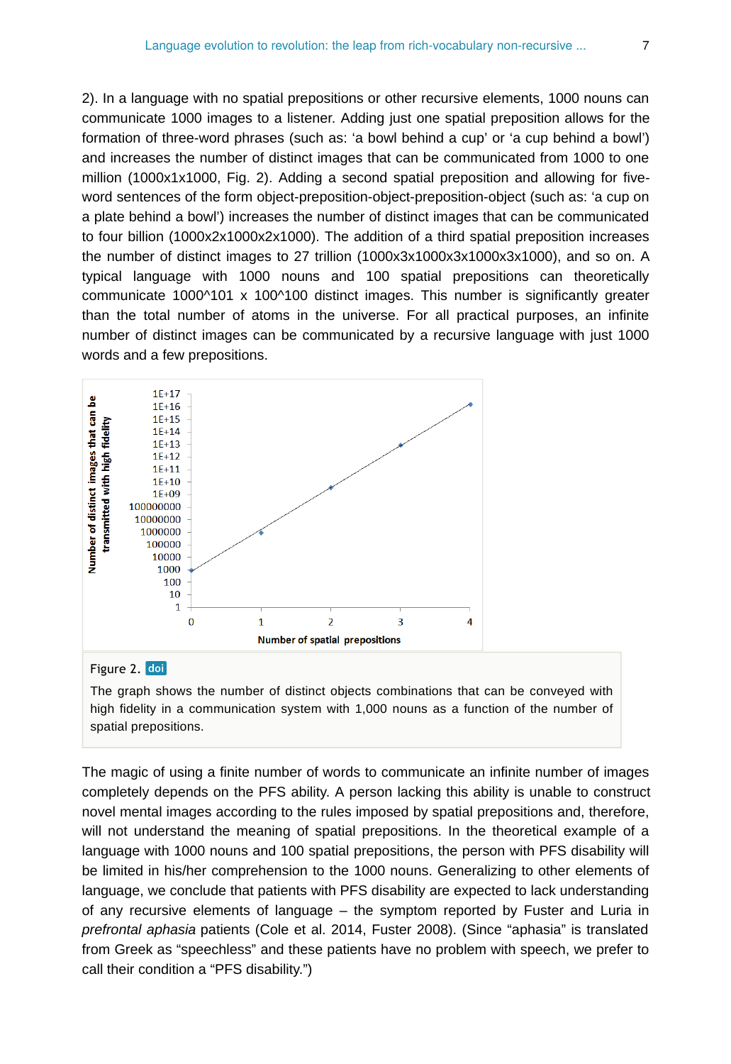2). In a language with no spatial prepositions or other recursive elements, 1000 nouns can communicate 1000 images to a listener. Adding just one spatial preposition allows for the formation of three-word phrases (such as: 'a bowl behind a cup' or 'a cup behind a bowl') and increases the number of distinct images that can be communicated from 1000 to one million (1000x1x1000, Fig. 2). Adding a second spatial preposition and allowing for five-word sentences of the form object-preposition-object-preposition-object (such as: 'a cup on a plate behind a bowl') increases the number of distinct images that can be communicated to four billion (1000x2x1000x2x1000). The addition of a third spatial preposition increases the number of distinct images to 27 trillion (1000x3x1000x3x1000x3x1000), and so on. A typical language with 1000 nouns and 100 spatial prepositions can theoretically communicate 1000^101 x 100^100 distinct images. This number is significantly greater than the total number of atoms in the universe. For all practical purposes, an infinite number of distinct images can be communicated by a recursive language with just 1000 words and a few prepositions.

Figure 2. doi

The graph shows the number of distinct objects combinations that can be conveyed with high fidelity in a communication system with 1,000 nouns as a function of the number of spatial prepositions.

The magic of using a finite number of words to communicate an infinite number of images completely depends on the PFS ability. A person lacking this ability is unable to construct novel mental images according to the rules imposed by spatial prepositions and, therefore, will not understand the meaning of spatial prepositions. In the theoretical example of a language with 1000 nouns and 100 spatial prepositions, the person with PFS disability will be limited in his/her comprehension to the 1000 nouns. Generalizing to other elements of language, we conclude that patients with PFS disability are expected to lack understanding of any recursive elements of language – the symptom reported by Fuster and Luria in *prefrontal aphasia* patients (Cole et al. 2014, Fuster 2008). (Since "aphasia" is translated from Greek as "speechless" and these patients have no problem with speech, we prefer to call their condition a "PFS disability.")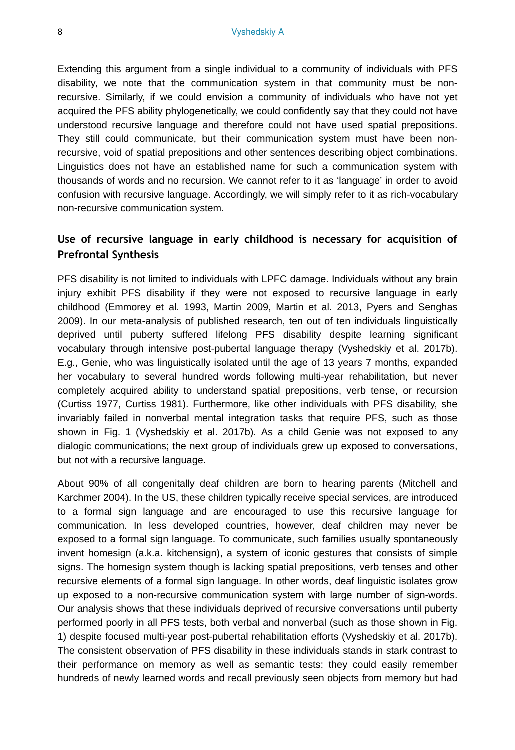Extending this argument from a single individual to a community of individuals with PFS disability, we note that the communication system in that community must be non-recursive. Similarly, if we could envision a community of individuals who have not yet acquired the PFS ability phylogenetically, we could confidently say that they could not have understood recursive language and therefore could not have used spatial prepositions. They still could communicate, but their communication system must have been non-recursive, void of spatial prepositions and other sentences describing object combinations. Linguistics does not have an established name for such a communication system with thousands of words and no recursion. We cannot refer to it as 'language' in order to avoid confusion with recursive language. Accordingly, we will simply refer to it as rich-vocabulary non-recursive communication system.

## Use of recursive language in early childhood is necessary for acquisition of Prefrontal Synthesis

PFS disability is not limited to individuals with LPFC damage. Individuals without any brain injury exhibit PFS disability if they were not exposed to recursive language in early childhood (Emmorey et al. 1993, Martin 2009, Martin et al. 2013, Pyers and Senghas 2009). In our meta-analysis of published research, ten out of ten individuals linguistically deprived until puberty suffered lifelong PFS disability despite learning significant vocabulary through intensive post-pubertal language therapy (Vyshedskiy et al. 2017b). E.g., Genie, who was linguistically isolated until the age of 13 years 7 months, expanded her vocabulary to several hundred words following multi-year rehabilitation, but never completely acquired ability to understand spatial prepositions, verb tense, or recursion (Curtiss 1977, Curtiss 1981). Furthermore, like other individuals with PFS disability, she invariably failed in nonverbal mental integration tasks that require PFS, such as those shown in Fig. 1 (Vyshedskiy et al. 2017b). As a child Genie was not exposed to any dialogic communications; the next group of individuals grew up exposed to conversations, but not with a recursive language.

About 90% of all congenitally deaf children are born to hearing parents (Mitchell and Karchmer 2004). In the US, these children typically receive special services, are introduced to a formal sign language and are encouraged to use this recursive language for communication. In less developed countries, however, deaf children may never be exposed to a formal sign language. To communicate, such families usually spontaneously invent homesign (a.k.a. kitchensign), a system of iconic gestures that consists of simple signs. The homesign system though is lacking spatial prepositions, verb tenses and other recursive elements of a formal sign language. In other words, deaf linguistic isolates grow up exposed to a non-recursive communication system with large number of sign-words. Our analysis shows that these individuals deprived of recursive conversations until puberty performed poorly in all PFS tests, both verbal and nonverbal (such as those shown in Fig. 1) despite focused multi-year post-pubertal rehabilitation efforts (Vyshedskiy et al. 2017b). The consistent observation of PFS disability in these individuals stands in stark contrast to their performance on memory as well as semantic tests: they could easily remember hundreds of newly learned words and recall previously seen objects from memory but had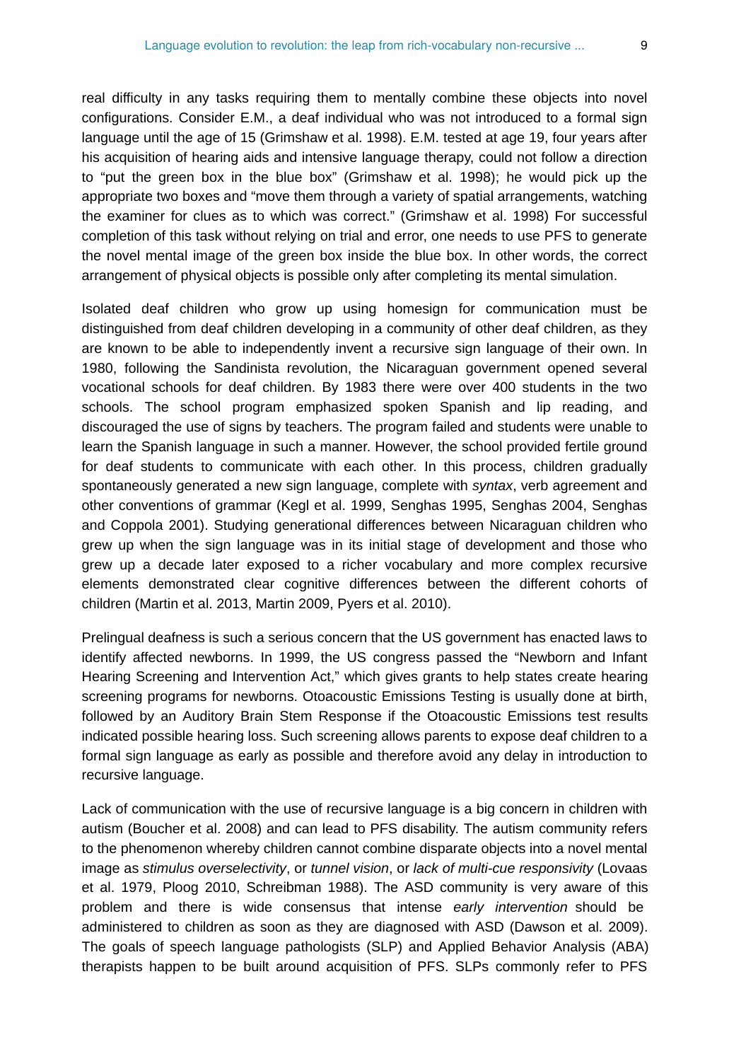real difficulty in any tasks requiring them to mentally combine these objects into novel configurations. Consider E.M., a deaf individual who was not introduced to a formal sign language until the age of 15 (Grimshaw et al. 1998). E.M. tested at age 19, four years after his acquisition of hearing aids and intensive language therapy, could not follow a direction to "put the green box in the blue box" (Grimshaw et al. 1998); he would pick up the appropriate two boxes and "move them through a variety of spatial arrangements, watching the examiner for clues as to which was correct." (Grimshaw et al. 1998) For successful completion of this task without relying on trial and error, one needs to use PFS to generate the novel mental image of the green box inside the blue box. In other words, the correct arrangement of physical objects is possible only after completing its mental simulation.

Isolated deaf children who grow up using homesign for communication must be distinguished from deaf children developing in a community of other deaf children, as they are known to be able to independently invent a recursive sign language of their own. In 1980, following the Sandinista revolution, the Nicaraguan government opened several vocational schools for deaf children. By 1983 there were over 400 students in the two schools. The school program emphasized spoken Spanish and lip reading, and discouraged the use of signs by teachers. The program failed and students were unable to learn the Spanish language in such a manner. However, the school provided fertile ground for deaf students to communicate with each other. In this process, children gradually spontaneously generated a new sign language, complete with *syntax*, verb agreement and other conventions of grammar (Kegl et al. 1999, Senghas 1995, Senghas 2004, Senghas and Coppola 2001). Studying generational differences between Nicaraguan children who grew up when the sign language was in its initial stage of development and those who grew up a decade later exposed to a richer vocabulary and more complex recursive elements demonstrated clear cognitive differences between the different cohorts of children (Martin et al. 2013, Martin 2009, Pyers et al. 2010).

Prelingual deafness is such a serious concern that the US government has enacted laws to identify affected newborns. In 1999, the US congress passed the "Newborn and Infant Hearing Screening and Intervention Act," which gives grants to help states create hearing screening programs for newborns. Otoacoustic Emissions Testing is usually done at birth, followed by an Auditory Brain Stem Response if the Otoacoustic Emissions test results indicated possible hearing loss. Such screening allows parents to expose deaf children to a formal sign language as early as possible and therefore avoid any delay in introduction to recursive language.

Lack of communication with the use of recursive language is a big concern in children with autism (Boucher et al. 2008) and can lead to PFS disability. The autism community refers to the phenomenon whereby children cannot combine disparate objects into a novel mental image as *stimulus overselectivity*, or *tunnel vision*, or *lack of multi-cue responsivity* (Lovaas et al. 1979, Ploog 2010, Schreibman 1988). The ASD community is very aware of this problem and there is wide consensus that intense *early intervention* should be administered to children as soon as they are diagnosed with ASD (Dawson et al. 2009). The goals of speech language pathologists (SLP) and Applied Behavior Analysis (ABA) therapists happen to be built around acquisition of PFS. SLPs commonly refer to PFS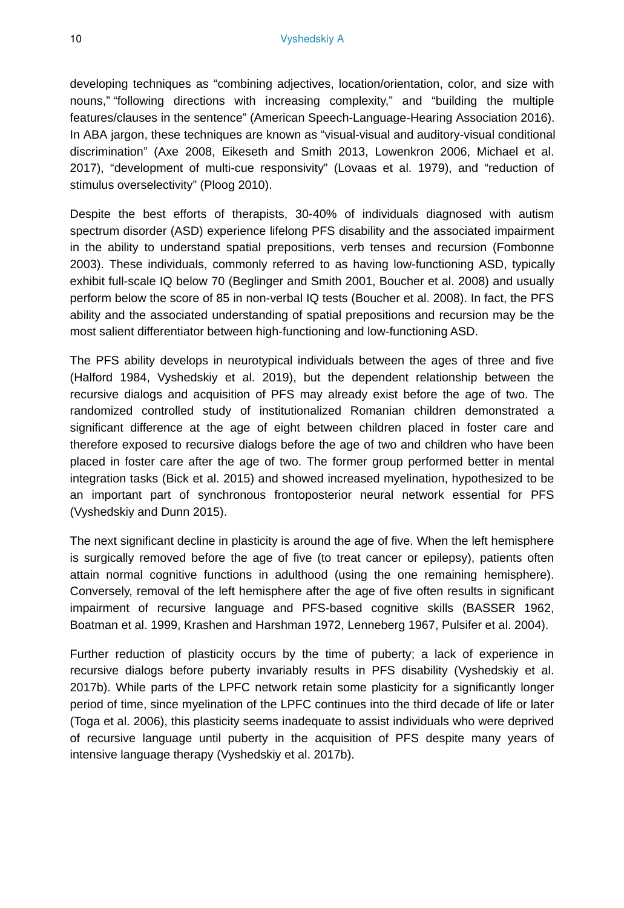developing techniques as “combining adjectives, location/orientation, color, and size with nouns,” “following directions with increasing complexity,” and “building the multiple features/clauses in the sentence” (American Speech-Language-Hearing Association 2016). In ABA jargon, these techniques are known as “visual-visual and auditory-visual conditional discrimination” (Axe 2008, Eikeseth and Smith 2013, Lowenkron 2006, Michael et al. 2017), “development of multi-cue responsivity” (Lovaas et al. 1979), and “reduction of stimulus overselectivity” (Ploog 2010).

Despite the best efforts of therapists, 30-40% of individuals diagnosed with autism spectrum disorder (ASD) experience lifelong PFS disability and the associated impairment in the ability to understand spatial prepositions, verb tenses and recursion (Fombonne 2003). These individuals, commonly referred to as having low-functioning ASD, typically exhibit full-scale IQ below 70 (Beglinger and Smith 2001, Boucher et al. 2008) and usually perform below the score of 85 in non-verbal IQ tests (Boucher et al. 2008). In fact, the PFS ability and the associated understanding of spatial prepositions and recursion may be the most salient differentiator between high-functioning and low-functioning ASD.

The PFS ability develops in neurotypical individuals between the ages of three and five (Halford 1984, Vyshedskiy et al. 2019), but the dependent relationship between the recursive dialogs and acquisition of PFS may already exist before the age of two. The randomized controlled study of institutionalized Romanian children demonstrated a significant difference at the age of eight between children placed in foster care and therefore exposed to recursive dialogs before the age of two and children who have been placed in foster care after the age of two. The former group performed better in mental integration tasks (Bick et al. 2015) and showed increased myelination, hypothesized to be an important part of synchronous frontoposterior neural network essential for PFS (Vyshedskiy and Dunn 2015).

The next significant decline in plasticity is around the age of five. When the left hemisphere is surgically removed before the age of five (to treat cancer or epilepsy), patients often attain normal cognitive functions in adulthood (using the one remaining hemisphere). Conversely, removal of the left hemisphere after the age of five often results in significant impairment of recursive language and PFS-based cognitive skills (BASSER 1962, Boatman et al. 1999, Krashen and Harshman 1972, Lenneberg 1967, Pulsifer et al. 2004).

Further reduction of plasticity occurs by the time of puberty; a lack of experience in recursive dialogs before puberty invariably results in PFS disability (Vyshedskiy et al. 2017b). While parts of the LPFC network retain some plasticity for a significantly longer period of time, since myelination of the LPFC continues into the third decade of life or later (Toga et al. 2006), this plasticity seems inadequate to assist individuals who were deprived of recursive language until puberty in the acquisition of PFS despite many years of intensive language therapy (Vyshedskiy et al. 2017b).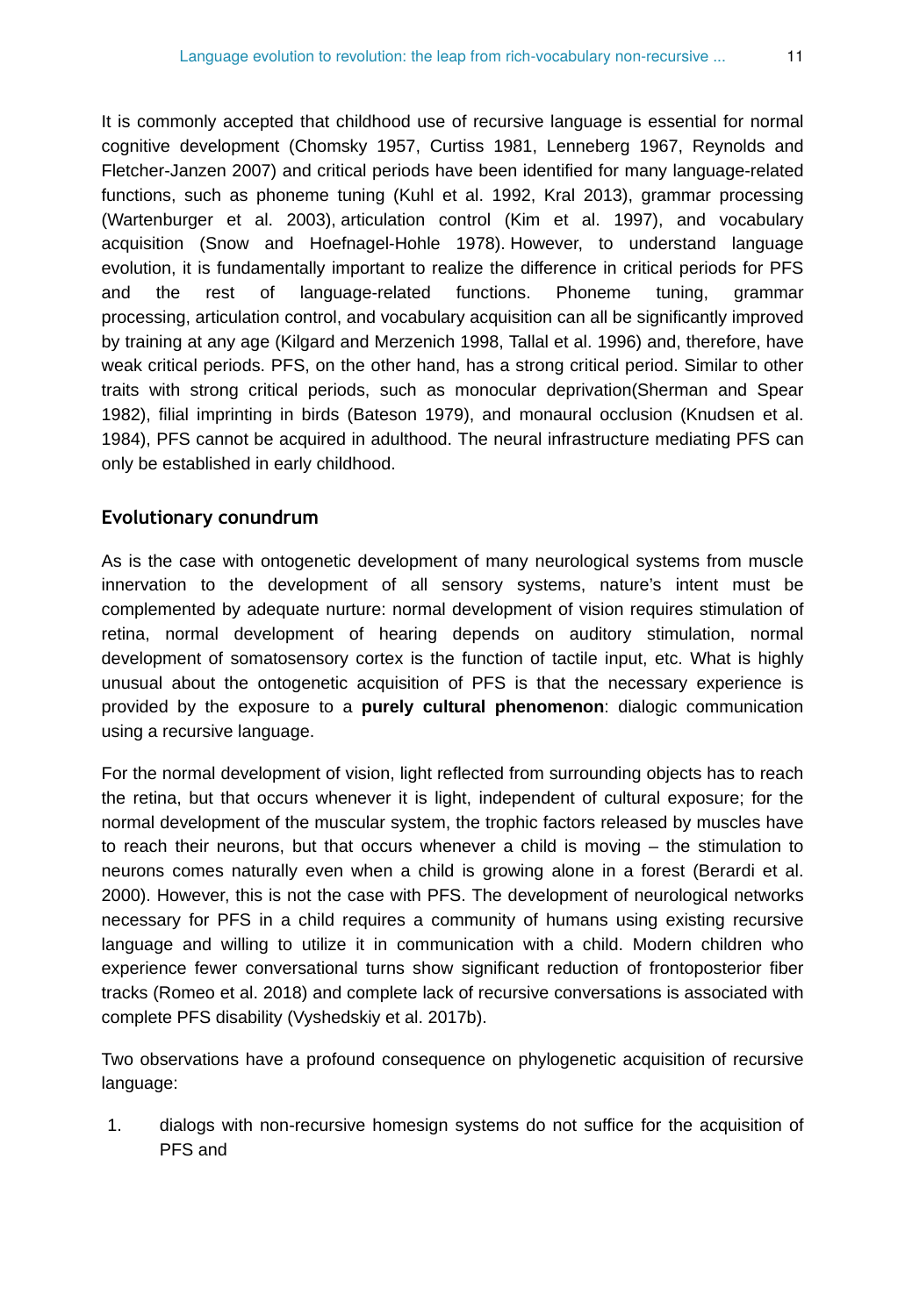It is commonly accepted that childhood use of recursive language is essential for normal cognitive development (Chomsky 1957, Curtiss 1981, Lenneberg 1967, Reynolds and Fletcher-Janzen 2007) and critical periods have been identified for many language-related functions, such as phoneme tuning (Kuhl et al. 1992, Kral 2013), grammar processing (Wartenburger et al. 2003), articulation control (Kim et al. 1997), and vocabulary acquisition (Snow and Hoefnagel-Hohle 1978). However, to understand language evolution, it is fundamentally important to realize the difference in critical periods for PFS and the rest of language-related functions. Phoneme tuning, grammar processing, articulation control, and vocabulary acquisition can all be significantly improved by training at any age (Kilgard and Merzenich 1998, Tallal et al. 1996) and, therefore, have weak critical periods. PFS, on the other hand, has a strong critical period. Similar to other traits with strong critical periods, such as monocular deprivation(Sherman and Spear 1982), filial imprinting in birds (Bateson 1979), and monaural occlusion (Knudsen et al. 1984), PFS cannot be acquired in adulthood. The neural infrastructure mediating PFS can only be established in early childhood.

## Evolutionary conundrum

As is the case with ontogenetic development of many neurological systems from muscle innervation to the development of all sensory systems, nature's intent must be complemented by adequate nurture: normal development of vision requires stimulation of retina, normal development of hearing depends on auditory stimulation, normal development of somatosensory cortex is the function of tactile input, etc. What is highly unusual about the ontogenetic acquisition of PFS is that the necessary experience is provided by the exposure to a **purely cultural phenomenon**: dialogic communication using a recursive language.

For the normal development of vision, light reflected from surrounding objects has to reach the retina, but that occurs whenever it is light, independent of cultural exposure; for the normal development of the muscular system, the trophic factors released by muscles have to reach their neurons, but that occurs whenever a child is moving – the stimulation to neurons comes naturally even when a child is growing alone in a forest (Berardi et al. 2000). However, this is not the case with PFS. The development of neurological networks necessary for PFS in a child requires a community of humans using existing recursive language and willing to utilize it in communication with a child. Modern children who experience fewer conversational turns show significant reduction of frontoposterior fiber tracks (Romeo et al. 2018) and complete lack of recursive conversations is associated with complete PFS disability (Vyshedskiy et al. 2017b).

Two observations have a profound consequence on phylogenetic acquisition of recursive language:

1. dialogs with non-recursive homesign systems do not suffice for the acquisition of PFS and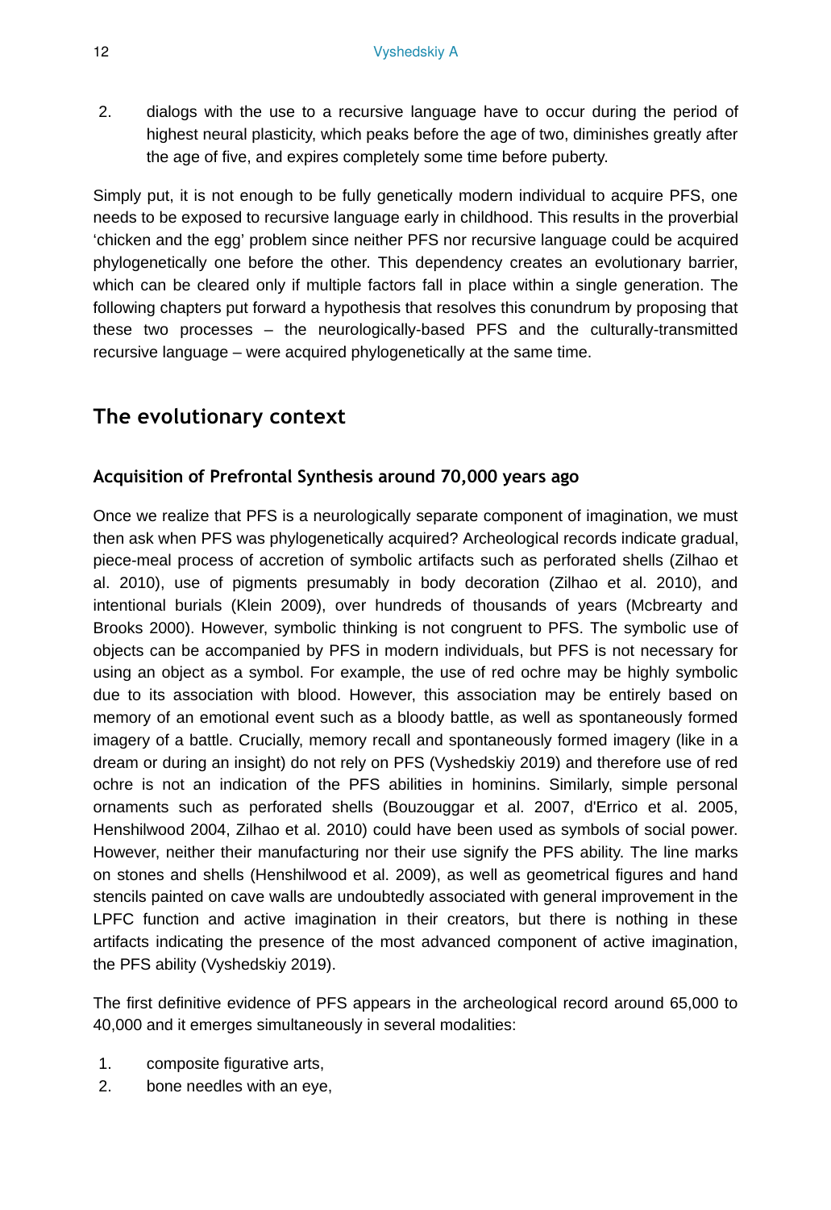2. dialogs with the use to a recursive language have to occur during the period of highest neural plasticity, which peaks before the age of two, diminishes greatly after the age of five, and expires completely some time before puberty.

Simply put, it is not enough to be fully genetically modern individual to acquire PFS, one needs to be exposed to recursive language early in childhood. This results in the proverbial 'chicken and the egg' problem since neither PFS nor recursive language could be acquired phylogenetically one before the other. This dependency creates an evolutionary barrier, which can be cleared only if multiple factors fall in place within a single generation. The following chapters put forward a hypothesis that resolves this conundrum by proposing that these two processes – the neurologically-based PFS and the culturally-transmitted recursive language – were acquired phylogenetically at the same time.

## The evolutionary context

### Acquisition of Prefrontal Synthesis around 70,000 years ago

Once we realize that PFS is a neurologically separate component of imagination, we must then ask when PFS was phylogenetically acquired? Archeological records indicate gradual, piece-meal process of accretion of symbolic artifacts such as perforated shells (Zilhao et al. 2010), use of pigments presumably in body decoration (Zilhao et al. 2010), and intentional burials (Klein 2009), over hundreds of thousands of years (Mcbrearty and Brooks 2000). However, symbolic thinking is not congruent to PFS. The symbolic use of objects can be accompanied by PFS in modern individuals, but PFS is not necessary for using an object as a symbol. For example, the use of red ochre may be highly symbolic due to its association with blood. However, this association may be entirely based on memory of an emotional event such as a bloody battle, as well as spontaneously formed imagery of a battle. Crucially, memory recall and spontaneously formed imagery (like in a dream or during an insight) do not rely on PFS (Vyshedskiy 2019) and therefore use of red ochre is not an indication of the PFS abilities in hominins. Similarly, simple personal ornaments such as perforated shells (Bouzouggar et al. 2007, d'Errico et al. 2005, Henshilwood 2004, Zilhao et al. 2010) could have been used as symbols of social power. However, neither their manufacturing nor their use signify the PFS ability. The line marks on stones and shells (Henshilwood et al. 2009), as well as geometrical figures and hand stencils painted on cave walls are undoubtedly associated with general improvement in the LPFC function and active imagination in their creators, but there is nothing in these artifacts indicating the presence of the most advanced component of active imagination, the PFS ability (Vyshedskiy 2019).

The first definitive evidence of PFS appears in the archeological record around 65,000 to 40,000 and it emerges simultaneously in several modalities:

1. composite figurative arts,
2. bone needles with an eye,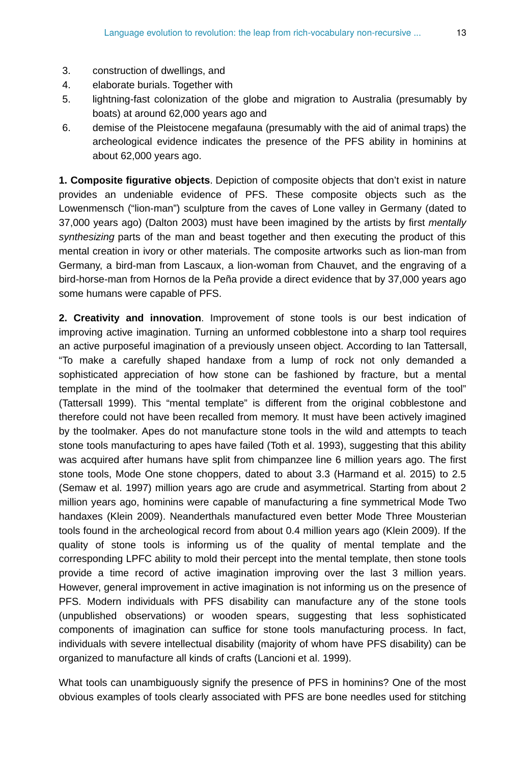3. construction of dwellings, and
4. elaborate burials. Together with
5. lightning-fast colonization of the globe and migration to Australia (presumably by boats) at around 62,000 years ago and
6. demise of the Pleistocene megafauna (presumably with the aid of animal traps) the archeological evidence indicates the presence of the PFS ability in hominins at about 62,000 years ago.

**1. Composite figurative objects**. Depiction of composite objects that don't exist in nature provides an undeniable evidence of PFS. These composite objects such as the Lowenmensch ("lion-man") sculpture from the caves of Lone valley in Germany (dated to 37,000 years ago) (Dalton 2003) must have been imagined by the artists by first *mentally synthesizing* parts of the man and beast together and then executing the product of this mental creation in ivory or other materials. The composite artworks such as lion-man from Germany, a bird-man from Lascaux, a lion-woman from Chauvet, and the engraving of a bird-horse-man from Hornos de la Peña provide a direct evidence that by 37,000 years ago some humans were capable of PFS.

**2. Creativity and innovation**. Improvement of stone tools is our best indication of improving active imagination. Turning an unformed cobblestone into a sharp tool requires an active purposeful imagination of a previously unseen object. According to Ian Tattersall, "To make a carefully shaped handaxe from a lump of rock not only demanded a sophisticated appreciation of how stone can be fashioned by fracture, but a mental template in the mind of the toolmaker that determined the eventual form of the tool" (Tattersall 1999). This "mental template" is different from the original cobblestone and therefore could not have been recalled from memory. It must have been actively imagined by the toolmaker. Apes do not manufacture stone tools in the wild and attempts to teach stone tools manufacturing to apes have failed (Toth et al. 1993), suggesting that this ability was acquired after humans have split from chimpanzee line 6 million years ago. The first stone tools, Mode One stone choppers, dated to about 3.3 (Harmand et al. 2015) to 2.5 (Semaw et al. 1997) million years ago are crude and asymmetrical. Starting from about 2 million years ago, hominins were capable of manufacturing a fine symmetrical Mode Two handaxes (Klein 2009). Neanderthals manufactured even better Mode Three Mousterian tools found in the archeological record from about 0.4 million years ago (Klein 2009). If the quality of stone tools is informing us of the quality of mental template and the corresponding LPFC ability to mold their percept into the mental template, then stone tools provide a time record of active imagination improving over the last 3 million years. However, general improvement in active imagination is not informing us on the presence of PFS. Modern individuals with PFS disability can manufacture any of the stone tools (unpublished observations) or wooden spears, suggesting that less sophisticated components of imagination can suffice for stone tools manufacturing process. In fact, individuals with severe intellectual disability (majority of whom have PFS disability) can be organized to manufacture all kinds of crafts (Lancioni et al. 1999).

What tools can unambiguously signify the presence of PFS in hominins? One of the most obvious examples of tools clearly associated with PFS are bone needles used for stitching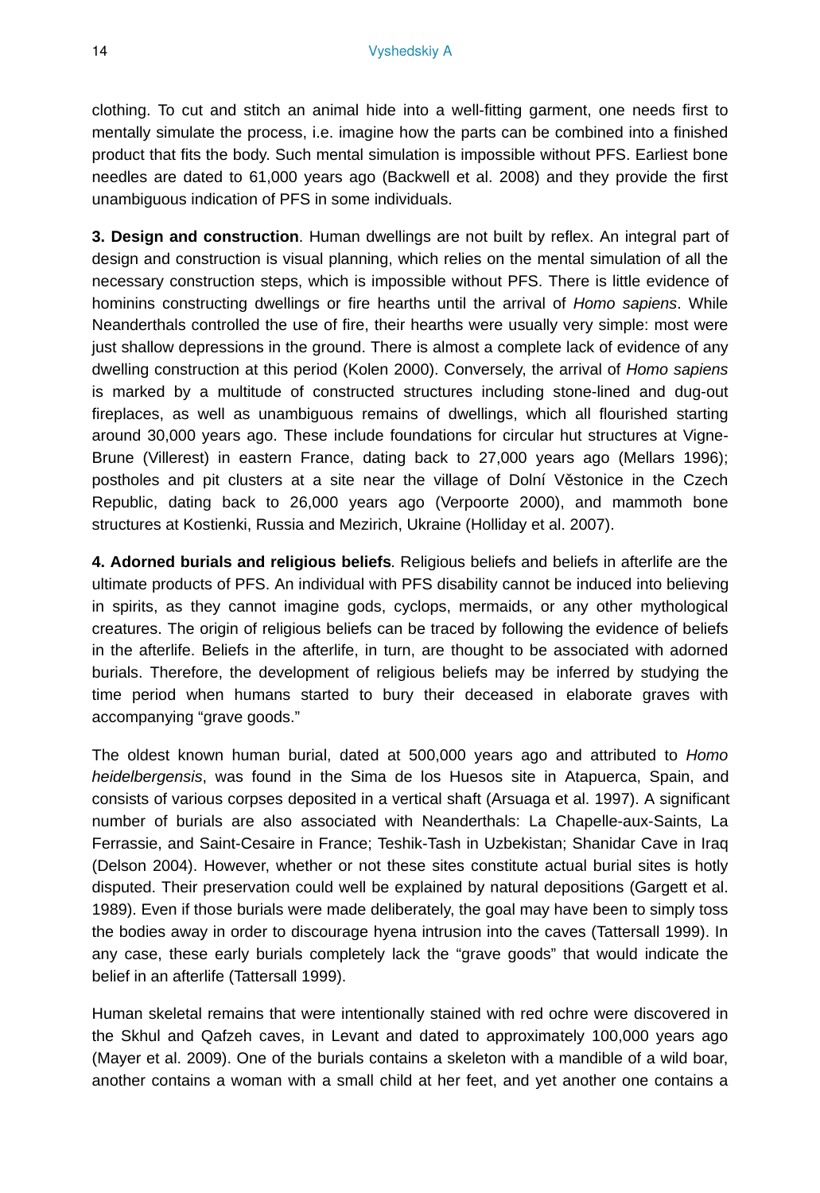clothing. To cut and stitch an animal hide into a well-fitting garment, one needs first to mentally simulate the process, i.e. imagine how the parts can be combined into a finished product that fits the body. Such mental simulation is impossible without PFS. Earliest bone needles are dated to 61,000 years ago (Backwell et al. 2008) and they provide the first unambiguous indication of PFS in some individuals.

**3. Design and construction**. Human dwellings are not built by reflex. An integral part of design and construction is visual planning, which relies on the mental simulation of all the necessary construction steps, which is impossible without PFS. There is little evidence of hominins constructing dwellings or fire hearths until the arrival of *Homo sapiens*. While Neanderthals controlled the use of fire, their hearths were usually very simple: most were just shallow depressions in the ground. There is almost a complete lack of evidence of any dwelling construction at this period (Kolen 2000). Conversely, the arrival of *Homo sapiens* is marked by a multitude of constructed structures including stone-lined and dug-out fireplaces, as well as unambiguous remains of dwellings, which all flourished starting around 30,000 years ago. These include foundations for circular hut structures at Vigne-Brune (Villerest) in eastern France, dating back to 27,000 years ago (Mellars 1996); postholes and pit clusters at a site near the village of Dolní Věstonice in the Czech Republic, dating back to 26,000 years ago (Verpoorte 2000), and mammoth bone structures at Kostienki, Russia and Mezirich, Ukraine (Holliday et al. 2007).

**4. Adorned burials and religious beliefs**. Religious beliefs and beliefs in afterlife are the ultimate products of PFS. An individual with PFS disability cannot be induced into believing in spirits, as they cannot imagine gods, cyclops, mermaids, or any other mythological creatures. The origin of religious beliefs can be traced by following the evidence of beliefs in the afterlife. Beliefs in the afterlife, in turn, are thought to be associated with adorned burials. Therefore, the development of religious beliefs may be inferred by studying the time period when humans started to bury their deceased in elaborate graves with accompanying "grave goods."

The oldest known human burial, dated at 500,000 years ago and attributed to *Homo heidelbergensis*, was found in the Sima de los Huesos site in Atapuerca, Spain, and consists of various corpses deposited in a vertical shaft (Arsuaga et al. 1997). A significant number of burials are also associated with Neanderthals: La Chapelle-aux-Saints, La Ferrassie, and Saint-Cesaire in France; Teshik-Tash in Uzbekistan; Shanidar Cave in Iraq (Delson 2004). However, whether or not these sites constitute actual burial sites is hotly disputed. Their preservation could well be explained by natural depositions (Gargett et al. 1989). Even if those burials were made deliberately, the goal may have been to simply toss the bodies away in order to discourage hyena intrusion into the caves (Tattersall 1999). In any case, these early burials completely lack the "grave goods" that would indicate the belief in an afterlife (Tattersall 1999).

Human skeletal remains that were intentionally stained with red ochre were discovered in the Skhul and Qafzeh caves, in Levant and dated to approximately 100,000 years ago (Mayer et al. 2009). One of the burials contains a skeleton with a mandible of a wild boar, another contains a woman with a small child at her feet, and yet another one contains a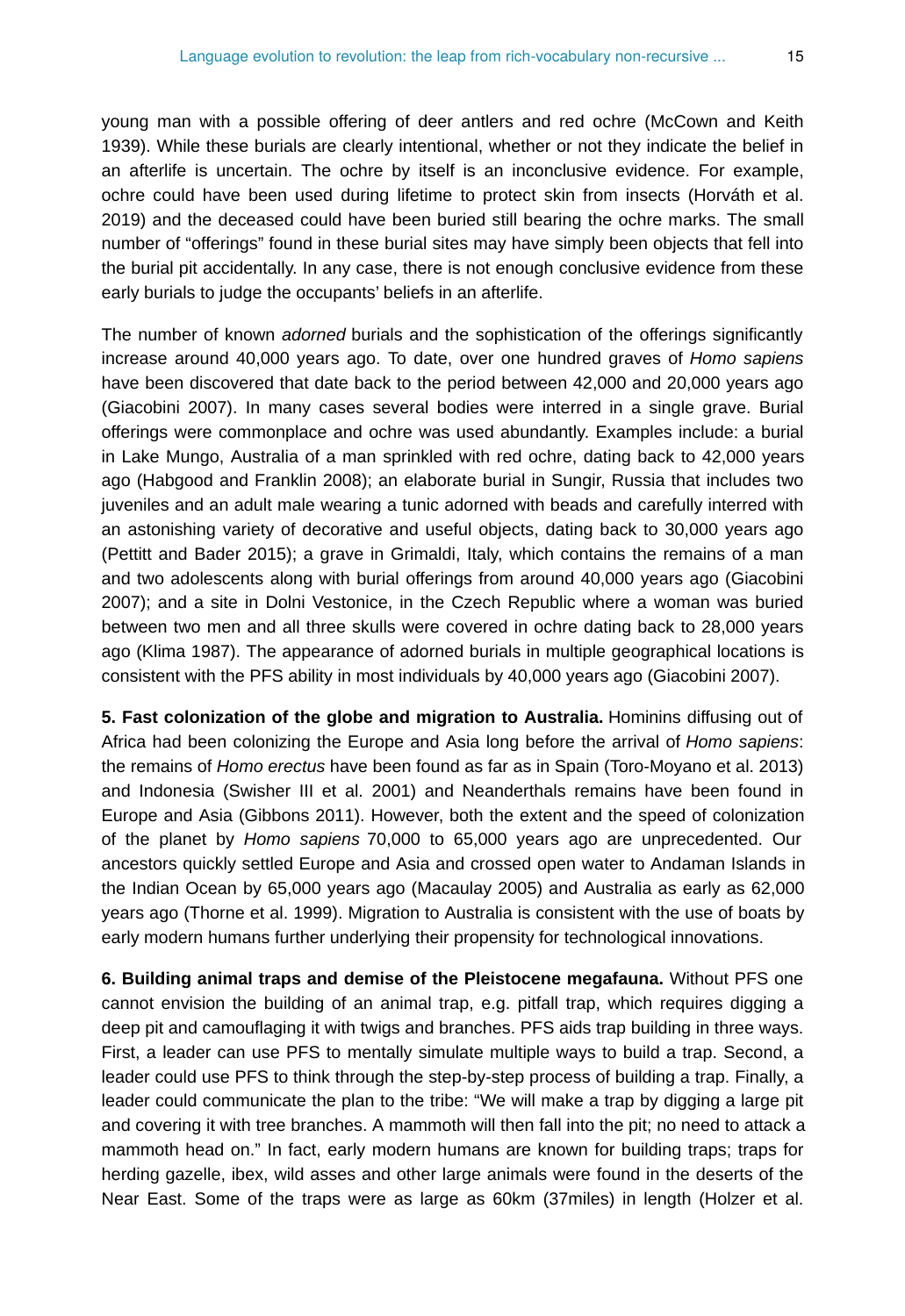young man with a possible offering of deer antlers and red ochre (McCown and Keith 1939). While these burials are clearly intentional, whether or not they indicate the belief in an afterlife is uncertain. The ochre by itself is an inconclusive evidence. For example, ochre could have been used during lifetime to protect skin from insects (Horváth et al. 2019) and the deceased could have been buried still bearing the ochre marks. The small number of "offerings" found in these burial sites may have simply been objects that fell into the burial pit accidentally. In any case, there is not enough conclusive evidence from these early burials to judge the occupants' beliefs in an afterlife.

The number of known *adorned* burials and the sophistication of the offerings significantly increase around 40,000 years ago. To date, over one hundred graves of *Homo sapiens* have been discovered that date back to the period between 42,000 and 20,000 years ago (Giacobini 2007). In many cases several bodies were interred in a single grave. Burial offerings were commonplace and ochre was used abundantly. Examples include: a burial in Lake Mungo, Australia of a man sprinkled with red ochre, dating back to 42,000 years ago (Habgood and Franklin 2008); an elaborate burial in Sungir, Russia that includes two juveniles and an adult male wearing a tunic adorned with beads and carefully interred with an astonishing variety of decorative and useful objects, dating back to 30,000 years ago (Pettitt and Bader 2015); a grave in Grimaldi, Italy, which contains the remains of a man and two adolescents along with burial offerings from around 40,000 years ago (Giacobini 2007); and a site in Dolni Vestonice, in the Czech Republic where a woman was buried between two men and all three skulls were covered in ochre dating back to 28,000 years ago (Klima 1987). The appearance of adorned burials in multiple geographical locations is consistent with the PFS ability in most individuals by 40,000 years ago (Giacobini 2007).

**5. Fast colonization of the globe and migration to Australia.** Hominins diffusing out of Africa had been colonizing the Europe and Asia long before the arrival of *Homo sapiens*: the remains of *Homo erectus* have been found as far as in Spain (Toro-Moyano et al. 2013) and Indonesia (Swisher III et al. 2001) and Neanderthals remains have been found in Europe and Asia (Gibbons 2011). However, both the extent and the speed of colonization of the planet by *Homo sapiens* 70,000 to 65,000 years ago are unprecedented. Our ancestors quickly settled Europe and Asia and crossed open water to Andaman Islands in the Indian Ocean by 65,000 years ago (Macaulay 2005) and Australia as early as 62,000 years ago (Thorne et al. 1999). Migration to Australia is consistent with the use of boats by early modern humans further underlying their propensity for technological innovations.

**6. Building animal traps and demise of the Pleistocene megafauna.** Without PFS one cannot envision the building of an animal trap, e.g. pitfall trap, which requires digging a deep pit and camouflaging it with twigs and branches. PFS aids trap building in three ways. First, a leader can use PFS to mentally simulate multiple ways to build a trap. Second, a leader could use PFS to think through the step-by-step process of building a trap. Finally, a leader could communicate the plan to the tribe: "We will make a trap by digging a large pit and covering it with tree branches. A mammoth will then fall into the pit; no need to attack a mammoth head on." In fact, early modern humans are known for building traps; traps for herding gazelle, ibex, wild asses and other large animals were found in the deserts of the Near East. Some of the traps were as large as 60km (37miles) in length (Holzer et al.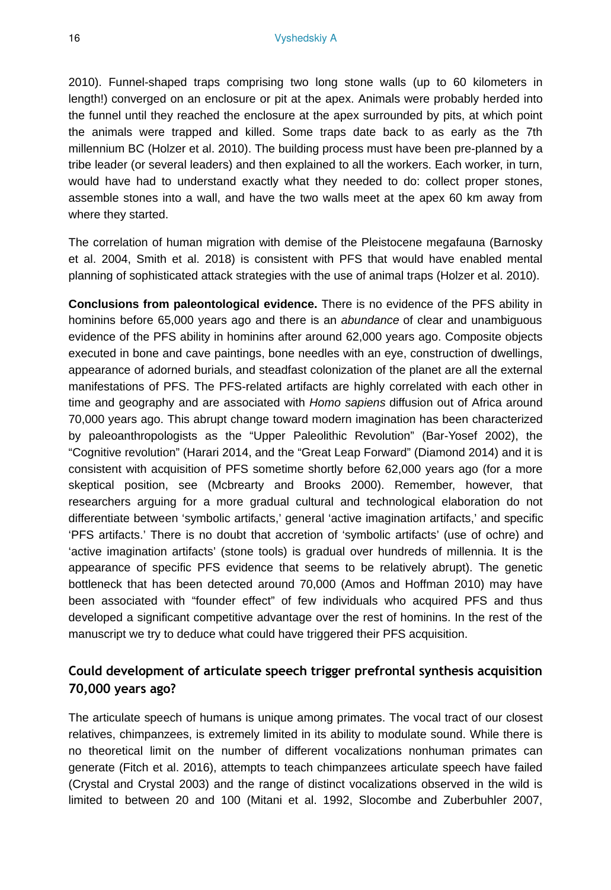2010). Funnel-shaped traps comprising two long stone walls (up to 60 kilometers in length!) converged on an enclosure or pit at the apex. Animals were probably herded into the funnel until they reached the enclosure at the apex surrounded by pits, at which point the animals were trapped and killed. Some traps date back to as early as the 7th millennium BC (Holzer et al. 2010). The building process must have been pre-planned by a tribe leader (or several leaders) and then explained to all the workers. Each worker, in turn, would have had to understand exactly what they needed to do: collect proper stones, assemble stones into a wall, and have the two walls meet at the apex 60 km away from where they started.

The correlation of human migration with demise of the Pleistocene megafauna (Barnosky et al. 2004, Smith et al. 2018) is consistent with PFS that would have enabled mental planning of sophisticated attack strategies with the use of animal traps (Holzer et al. 2010).

**Conclusions from paleontological evidence.** There is no evidence of the PFS ability in hominins before 65,000 years ago and there is an *abundance* of clear and unambiguous evidence of the PFS ability in hominins after around 62,000 years ago. Composite objects executed in bone and cave paintings, bone needles with an eye, construction of dwellings, appearance of adorned burials, and steadfast colonization of the planet are all the external manifestations of PFS. The PFS-related artifacts are highly correlated with each other in time and geography and are associated with *Homo sapiens* diffusion out of Africa around 70,000 years ago. This abrupt change toward modern imagination has been characterized by paleoanthropologists as the "Upper Paleolithic Revolution" (Bar-Yosef 2002), the "Cognitive revolution" (Harari 2014, and the "Great Leap Forward" (Diamond 2014) and it is consistent with acquisition of PFS sometime shortly before 62,000 years ago (for a more skeptical position, see (Mcbrearty and Brooks 2000). Remember, however, that researchers arguing for a more gradual cultural and technological elaboration do not differentiate between 'symbolic artifacts,' general 'active imagination artifacts,' and specific 'PFS artifacts.' There is no doubt that accretion of 'symbolic artifacts' (use of ochre) and 'active imagination artifacts' (stone tools) is gradual over hundreds of millennia. It is the appearance of specific PFS evidence that seems to be relatively abrupt). The genetic bottleneck that has been detected around 70,000 (Amos and Hoffman 2010) may have been associated with "founder effect" of few individuals who acquired PFS and thus developed a significant competitive advantage over the rest of hominins. In the rest of the manuscript we try to deduce what could have triggered their PFS acquisition.

## Could development of articulate speech trigger prefrontal synthesis acquisition 70,000 years ago?

The articulate speech of humans is unique among primates. The vocal tract of our closest relatives, chimpanzees, is extremely limited in its ability to modulate sound. While there is no theoretical limit on the number of different vocalizations nonhuman primates can generate (Fitch et al. 2016), attempts to teach chimpanzees articulate speech have failed (Crystal and Crystal 2003) and the range of distinct vocalizations observed in the wild is limited to between 20 and 100 (Mitani et al. 1992, Slocombe and Zuberbuhler 2007,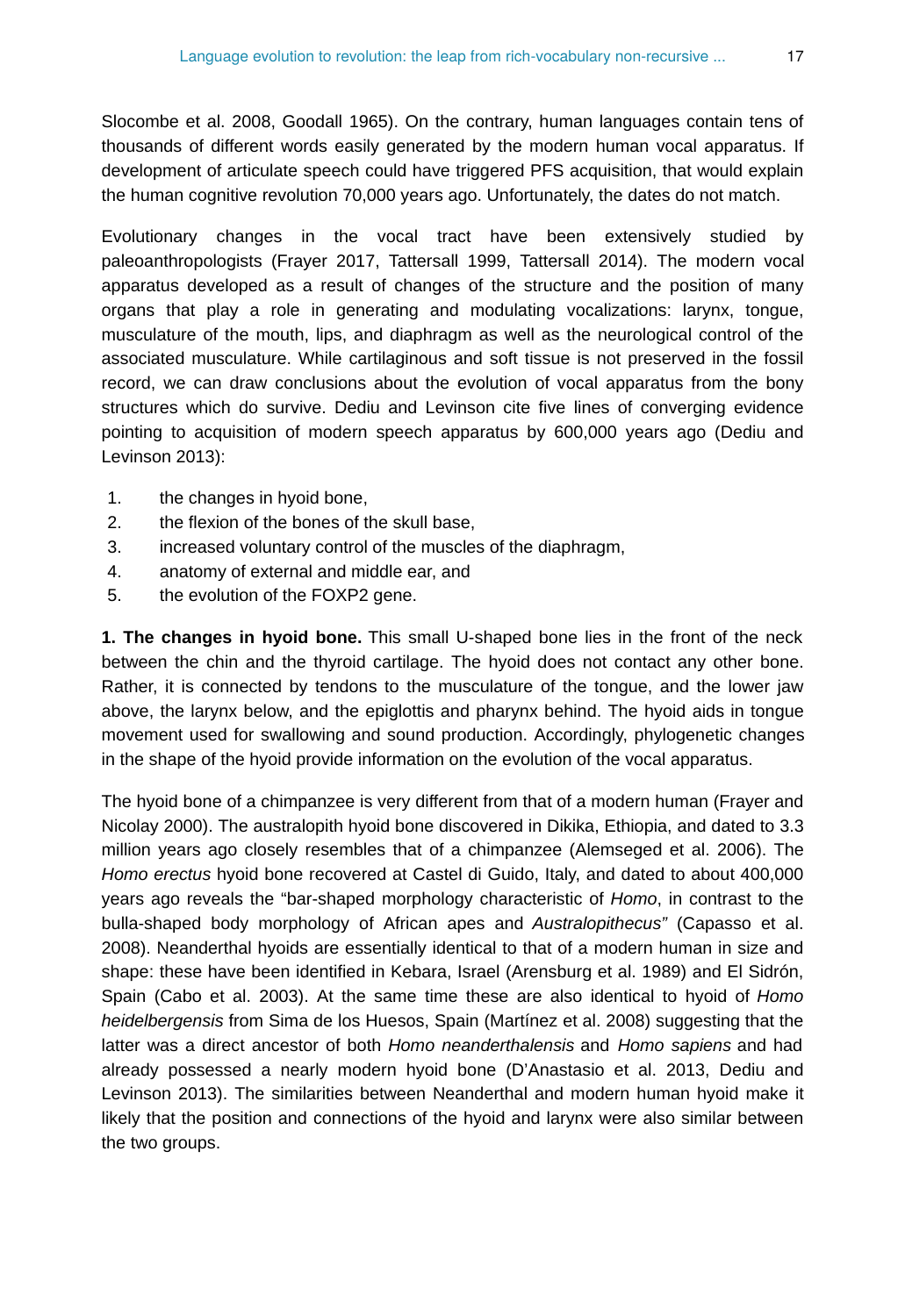Slocombe et al. 2008, Goodall 1965). On the contrary, human languages contain tens of thousands of different words easily generated by the modern human vocal apparatus. If development of articulate speech could have triggered PFS acquisition, that would explain the human cognitive revolution 70,000 years ago. Unfortunately, the dates do not match.

Evolutionary changes in the vocal tract have been extensively studied by paleoanthropologists (Frayer 2017, Tattersall 1999, Tattersall 2014). The modern vocal apparatus developed as a result of changes of the structure and the position of many organs that play a role in generating and modulating vocalizations: larynx, tongue, musculature of the mouth, lips, and diaphragm as well as the neurological control of the associated musculature. While cartilaginous and soft tissue is not preserved in the fossil record, we can draw conclusions about the evolution of vocal apparatus from the bony structures which do survive. Dediu and Levinson cite five lines of converging evidence pointing to acquisition of modern speech apparatus by 600,000 years ago (Dediu and Levinson 2013):

1. the changes in hyoid bone,
2. the flexion of the bones of the skull base,
3. increased voluntary control of the muscles of the diaphragm,
4. anatomy of external and middle ear, and
5. the evolution of the FOXP2 gene.

**1. The changes in hyoid bone.** This small U-shaped bone lies in the front of the neck between the chin and the thyroid cartilage. The hyoid does not contact any other bone. Rather, it is connected by tendons to the musculature of the tongue, and the lower jaw above, the larynx below, and the epiglottis and pharynx behind. The hyoid aids in tongue movement used for swallowing and sound production. Accordingly, phylogenetic changes in the shape of the hyoid provide information on the evolution of the vocal apparatus.

The hyoid bone of a chimpanzee is very different from that of a modern human (Frayer and Nicolay 2000). The australopith hyoid bone discovered in Dikika, Ethiopia, and dated to 3.3 million years ago closely resembles that of a chimpanzee (Alemseged et al. 2006). The *Homo erectus* hyoid bone recovered at Castel di Guido, Italy, and dated to about 400,000 years ago reveals the "bar-shaped morphology characteristic of *Homo*, in contrast to the bulla-shaped body morphology of African apes and *Australopithecus"* (Capasso et al. 2008). Neanderthal hyoids are essentially identical to that of a modern human in size and shape: these have been identified in Kebara, Israel (Arensburg et al. 1989) and El Sidrón, Spain (Cabo et al. 2003). At the same time these are also identical to hyoid of *Homo heidelbergensis* from Sima de los Huesos, Spain (Martínez et al. 2008) suggesting that the latter was a direct ancestor of both *Homo neanderthalensis* and *Homo sapiens* and had already possessed a nearly modern hyoid bone (D'Anastasio et al. 2013, Dediu and Levinson 2013). The similarities between Neanderthal and modern human hyoid make it likely that the position and connections of the hyoid and larynx were also similar between the two groups.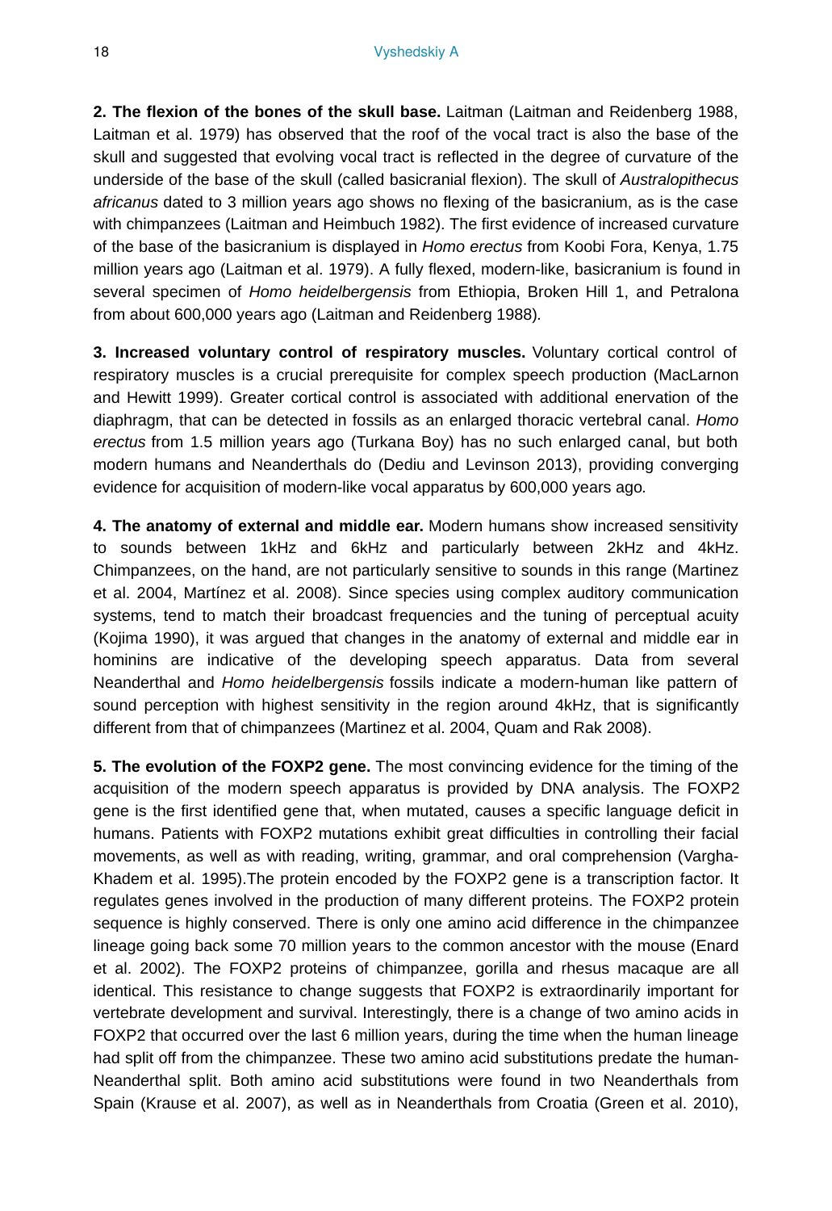**2. The flexion of the bones of the skull base.** Laitman (Laitman and Reidenberg 1988, Laitman et al. 1979) has observed that the roof of the vocal tract is also the base of the skull and suggested that evolving vocal tract is reflected in the degree of curvature of the underside of the base of the skull (called basicranial flexion). The skull of *Australopithecus africanus* dated to 3 million years ago shows no flexing of the basicranium, as is the case with chimpanzees (Laitman and Heimbuch 1982). The first evidence of increased curvature of the base of the basicranium is displayed in *Homo erectus* from Koobi Fora, Kenya, 1.75 million years ago (Laitman et al. 1979). A fully flexed, modern-like, basicranium is found in several specimen of *Homo heidelbergensis* from Ethiopia, Broken Hill 1, and Petralona from about 600,000 years ago (Laitman and Reidenberg 1988).

**3. Increased voluntary control of respiratory muscles.** Voluntary cortical control of respiratory muscles is a crucial prerequisite for complex speech production (MacLarnon and Hewitt 1999). Greater cortical control is associated with additional enervation of the diaphragm, that can be detected in fossils as an enlarged thoracic vertebral canal. *Homo erectus* from 1.5 million years ago (Turkana Boy) has no such enlarged canal, but both modern humans and Neanderthals do (Dediu and Levinson 2013), providing converging evidence for acquisition of modern-like vocal apparatus by 600,000 years ago.

**4. The anatomy of external and middle ear.** Modern humans show increased sensitivity to sounds between 1kHz and 6kHz and particularly between 2kHz and 4kHz. Chimpanzees, on the hand, are not particularly sensitive to sounds in this range (Martinez et al. 2004, Martínez et al. 2008). Since species using complex auditory communication systems, tend to match their broadcast frequencies and the tuning of perceptual acuity (Kojima 1990), it was argued that changes in the anatomy of external and middle ear in hominins are indicative of the developing speech apparatus. Data from several Neanderthal and *Homo heidelbergensis* fossils indicate a modern-human like pattern of sound perception with highest sensitivity in the region around 4kHz, that is significantly different from that of chimpanzees (Martinez et al. 2004, Quam and Rak 2008).

**5. The evolution of the FOXP2 gene.** The most convincing evidence for the timing of the acquisition of the modern speech apparatus is provided by DNA analysis. The FOXP2 gene is the first identified gene that, when mutated, causes a specific language deficit in humans. Patients with FOXP2 mutations exhibit great difficulties in controlling their facial movements, as well as with reading, writing, grammar, and oral comprehension (Vargha-Khadem et al. 1995).The protein encoded by the FOXP2 gene is a transcription factor. It regulates genes involved in the production of many different proteins. The FOXP2 protein sequence is highly conserved. There is only one amino acid difference in the chimpanzee lineage going back some 70 million years to the common ancestor with the mouse (Enard et al. 2002). The FOXP2 proteins of chimpanzee, gorilla and rhesus macaque are all identical. This resistance to change suggests that FOXP2 is extraordinarily important for vertebrate development and survival. Interestingly, there is a change of two amino acids in FOXP2 that occurred over the last 6 million years, during the time when the human lineage had split off from the chimpanzee. These two amino acid substitutions predate the human-Neanderthal split. Both amino acid substitutions were found in two Neanderthals from Spain (Krause et al. 2007), as well as in Neanderthals from Croatia (Green et al. 2010),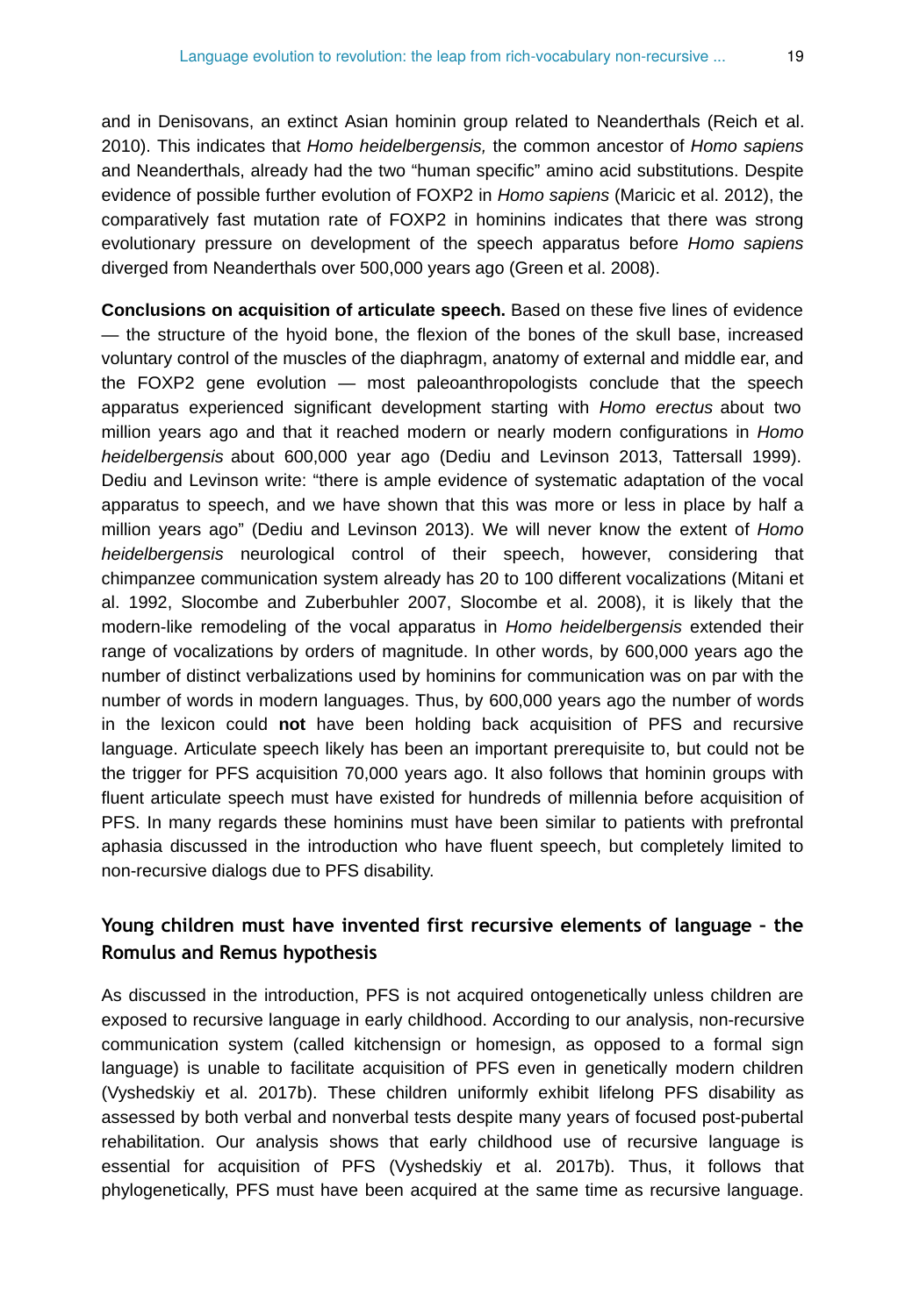and in Denisovans, an extinct Asian hominin group related to Neanderthals (Reich et al. 2010). This indicates that *Homo heidelbergensis,* the common ancestor of *Homo sapiens* and Neanderthals, already had the two "human specific" amino acid substitutions. Despite evidence of possible further evolution of FOXP2 in *Homo sapiens* (Maricic et al. 2012), the comparatively fast mutation rate of FOXP2 in hominins indicates that there was strong evolutionary pressure on development of the speech apparatus before *Homo sapiens* diverged from Neanderthals over 500,000 years ago (Green et al. 2008).

**Conclusions on acquisition of articulate speech.** Based on these five lines of evidence — the structure of the hyoid bone, the flexion of the bones of the skull base, increased voluntary control of the muscles of the diaphragm, anatomy of external and middle ear, and the FOXP2 gene evolution — most paleoanthropologists conclude that the speech apparatus experienced significant development starting with *Homo erectus* about two million years ago and that it reached modern or nearly modern configurations in *Homo heidelbergensis* about 600,000 year ago (Dediu and Levinson 2013, Tattersall 1999). Dediu and Levinson write: "there is ample evidence of systematic adaptation of the vocal apparatus to speech, and we have shown that this was more or less in place by half a million years ago" (Dediu and Levinson 2013). We will never know the extent of *Homo heidelbergensis* neurological control of their speech, however, considering that chimpanzee communication system already has 20 to 100 different vocalizations (Mitani et al. 1992, Slocombe and Zuberbuhler 2007, Slocombe et al. 2008), it is likely that the modern-like remodeling of the vocal apparatus in *Homo heidelbergensis* extended their range of vocalizations by orders of magnitude. In other words, by 600,000 years ago the number of distinct verbalizations used by hominins for communication was on par with the number of words in modern languages. Thus, by 600,000 years ago the number of words in the lexicon could **not** have been holding back acquisition of PFS and recursive language. Articulate speech likely has been an important prerequisite to, but could not be the trigger for PFS acquisition 70,000 years ago. It also follows that hominin groups with fluent articulate speech must have existed for hundreds of millennia before acquisition of PFS. In many regards these hominins must have been similar to patients with prefrontal aphasia discussed in the introduction who have fluent speech, but completely limited to non-recursive dialogs due to PFS disability.

## Young children must have invented first recursive elements of language – the Romulus and Remus hypothesis

As discussed in the introduction, PFS is not acquired ontogenetically unless children are exposed to recursive language in early childhood. According to our analysis, non-recursive communication system (called kitchensign or homesign, as opposed to a formal sign language) is unable to facilitate acquisition of PFS even in genetically modern children (Vyshedskiy et al. 2017b). These children uniformly exhibit lifelong PFS disability as assessed by both verbal and nonverbal tests despite many years of focused post-pubertal rehabilitation. Our analysis shows that early childhood use of recursive language is essential for acquisition of PFS (Vyshedskiy et al. 2017b). Thus, it follows that phylogenetically, PFS must have been acquired at the same time as recursive language.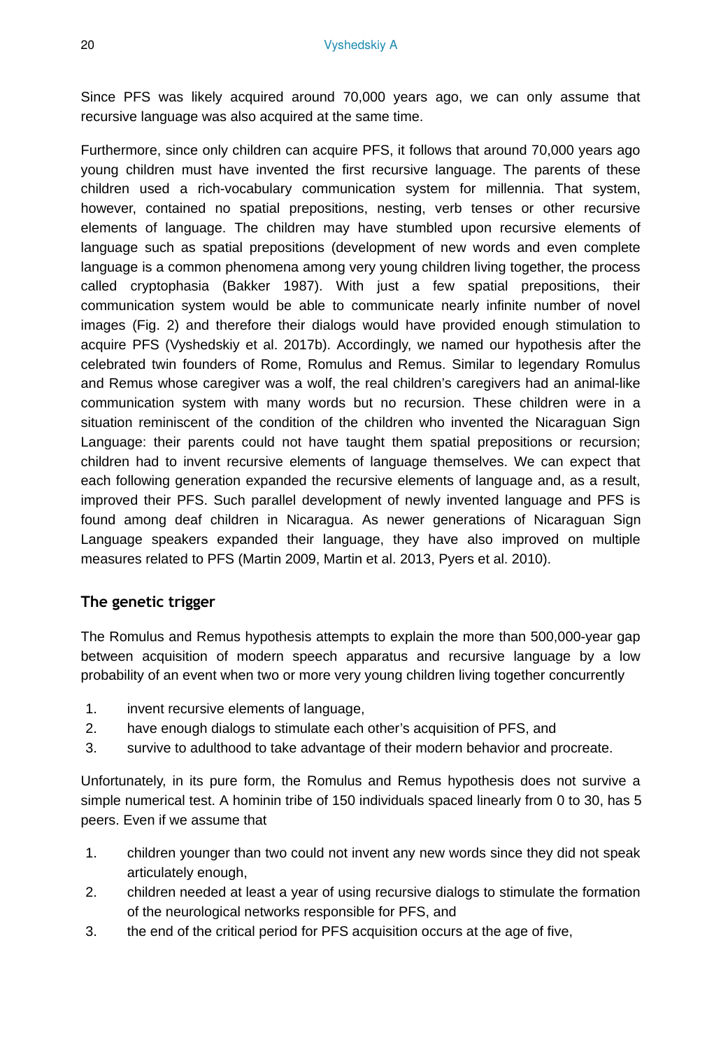Since PFS was likely acquired around 70,000 years ago, we can only assume that recursive language was also acquired at the same time.

Furthermore, since only children can acquire PFS, it follows that around 70,000 years ago young children must have invented the first recursive language. The parents of these children used a rich-vocabulary communication system for millennia. That system, however, contained no spatial prepositions, nesting, verb tenses or other recursive elements of language. The children may have stumbled upon recursive elements of language such as spatial prepositions (development of new words and even complete language is a common phenomena among very young children living together, the process called cryptophasia (Bakker 1987). With just a few spatial prepositions, their communication system would be able to communicate nearly infinite number of novel images (Fig. 2) and therefore their dialogs would have provided enough stimulation to acquire PFS (Vyshedskiy et al. 2017b). Accordingly, we named our hypothesis after the celebrated twin founders of Rome, Romulus and Remus. Similar to legendary Romulus and Remus whose caregiver was a wolf, the real children's caregivers had an animal-like communication system with many words but no recursion. These children were in a situation reminiscent of the condition of the children who invented the Nicaraguan Sign Language: their parents could not have taught them spatial prepositions or recursion; children had to invent recursive elements of language themselves. We can expect that each following generation expanded the recursive elements of language and, as a result, improved their PFS. Such parallel development of newly invented language and PFS is found among deaf children in Nicaragua. As newer generations of Nicaraguan Sign Language speakers expanded their language, they have also improved on multiple measures related to PFS (Martin 2009, Martin et al. 2013, Pyers et al. 2010).

## The genetic trigger

The Romulus and Remus hypothesis attempts to explain the more than 500,000-year gap between acquisition of modern speech apparatus and recursive language by a low probability of an event when two or more very young children living together concurrently

1. invent recursive elements of language,
2. have enough dialogs to stimulate each other's acquisition of PFS, and
3. survive to adulthood to take advantage of their modern behavior and procreate.

Unfortunately, in its pure form, the Romulus and Remus hypothesis does not survive a simple numerical test. A hominin tribe of 150 individuals spaced linearly from 0 to 30, has 5 peers. Even if we assume that

1. children younger than two could not invent any new words since they did not speak articulately enough,
2. children needed at least a year of using recursive dialogs to stimulate the formation of the neurological networks responsible for PFS, and
3. the end of the critical period for PFS acquisition occurs at the age of five,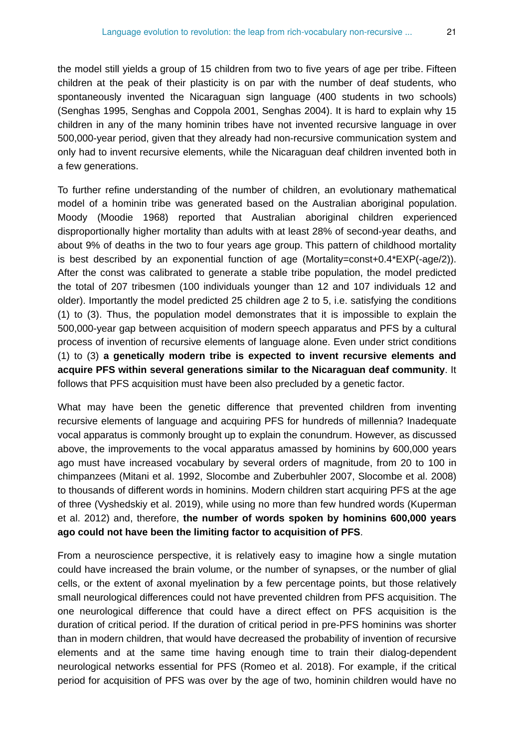the model still yields a group of 15 children from two to five years of age per tribe. Fifteen children at the peak of their plasticity is on par with the number of deaf students, who spontaneously invented the Nicaraguan sign language (400 students in two schools) (Senghas 1995, Senghas and Coppola 2001, Senghas 2004). It is hard to explain why 15 children in any of the many hominin tribes have not invented recursive language in over 500,000-year period, given that they already had non-recursive communication system and only had to invent recursive elements, while the Nicaraguan deaf children invented both in a few generations.

To further refine understanding of the number of children, an evolutionary mathematical model of a hominin tribe was generated based on the Australian aboriginal population. Moody (Moodie 1968) reported that Australian aboriginal children experienced disproportionally higher mortality than adults with at least 28% of second-year deaths, and about 9% of deaths in the two to four years age group. This pattern of childhood mortality is best described by an exponential function of age (Mortality=const+0.4*EXP(-age/2)). After the const was calibrated to generate a stable tribe population, the model predicted the total of 207 tribesmen (100 individuals younger than 12 and 107 individuals 12 and older). Importantly the model predicted 25 children age 2 to 5, i.e. satisfying the conditions (1) to (3). Thus, the population model demonstrates that it is impossible to explain the 500,000-year gap between acquisition of modern speech apparatus and PFS by a cultural process of invention of recursive elements of language alone. Even under strict conditions (1) to (3) **a genetically modern tribe is expected to invent recursive elements and acquire PFS within several generations similar to the Nicaraguan deaf community**. It follows that PFS acquisition must have been also precluded by a genetic factor.

What may have been the genetic difference that prevented children from inventing recursive elements of language and acquiring PFS for hundreds of millennia? Inadequate vocal apparatus is commonly brought up to explain the conundrum. However, as discussed above, the improvements to the vocal apparatus amassed by hominins by 600,000 years ago must have increased vocabulary by several orders of magnitude, from 20 to 100 in chimpanzees (Mitani et al. 1992, Slocombe and Zuberbuhler 2007, Slocombe et al. 2008) to thousands of different words in hominins. Modern children start acquiring PFS at the age of three (Vyshedskiy et al. 2019), while using no more than few hundred words (Kuperman et al. 2012) and, therefore, **the number of words spoken by hominins 600,000 years ago could not have been the limiting factor to acquisition of PFS**.

From a neuroscience perspective, it is relatively easy to imagine how a single mutation could have increased the brain volume, or the number of synapses, or the number of glial cells, or the extent of axonal myelination by a few percentage points, but those relatively small neurological differences could not have prevented children from PFS acquisition. The one neurological difference that could have a direct effect on PFS acquisition is the duration of critical period. If the duration of critical period in pre-PFS hominins was shorter than in modern children, that would have decreased the probability of invention of recursive elements and at the same time having enough time to train their dialog-dependent neurological networks essential for PFS (Romeo et al. 2018). For example, if the critical period for acquisition of PFS was over by the age of two, hominin children would have no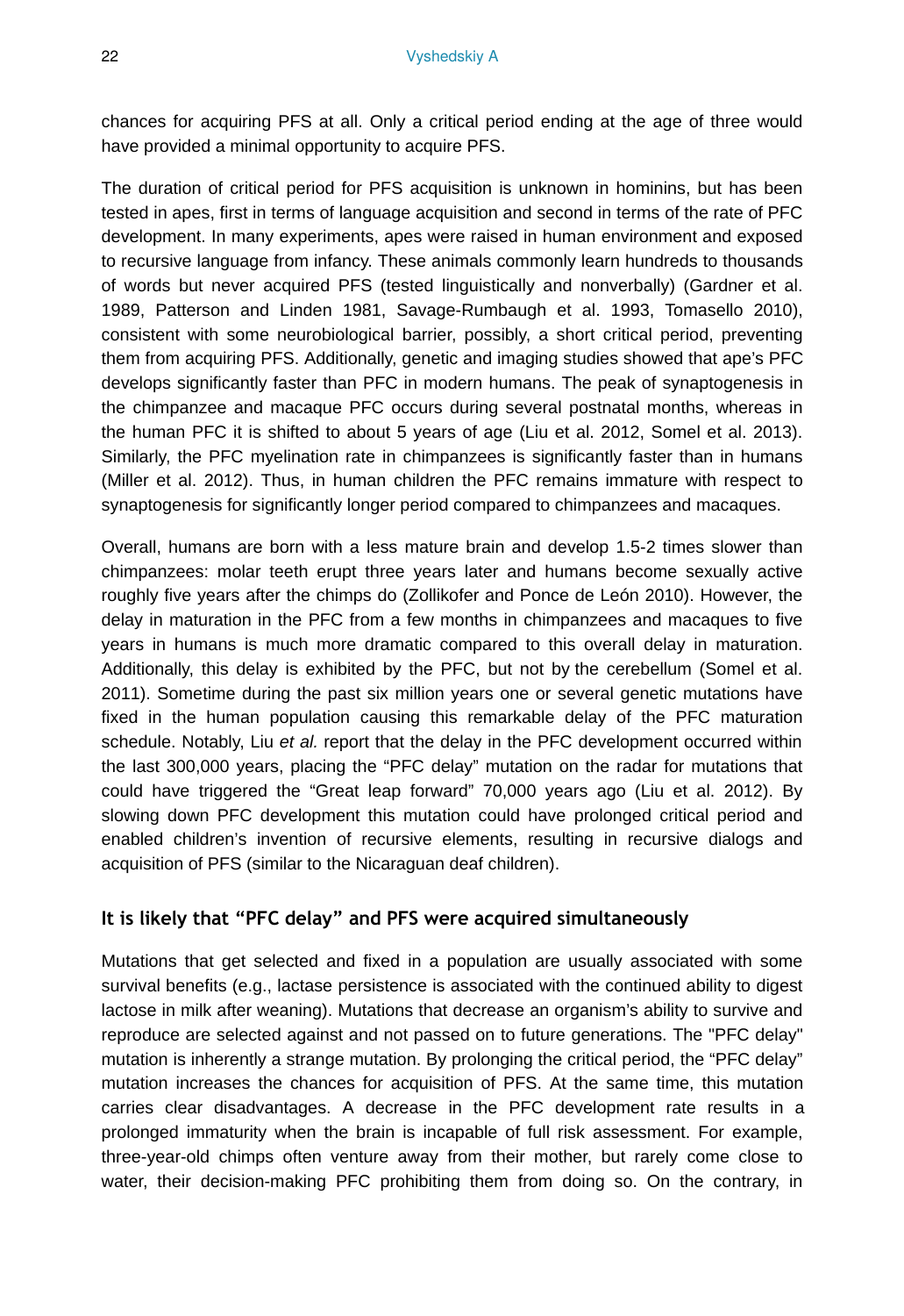chances for acquiring PFS at all. Only a critical period ending at the age of three would have provided a minimal opportunity to acquire PFS.

The duration of critical period for PFS acquisition is unknown in hominins, but has been tested in apes, first in terms of language acquisition and second in terms of the rate of PFC development. In many experiments, apes were raised in human environment and exposed to recursive language from infancy. These animals commonly learn hundreds to thousands of words but never acquired PFS (tested linguistically and nonverbally) (Gardner et al. 1989, Patterson and Linden 1981, Savage-Rumbaugh et al. 1993, Tomasello 2010), consistent with some neurobiological barrier, possibly, a short critical period, preventing them from acquiring PFS. Additionally, genetic and imaging studies showed that ape's PFC develops significantly faster than PFC in modern humans. The peak of synaptogenesis in the chimpanzee and macaque PFC occurs during several postnatal months, whereas in the human PFC it is shifted to about 5 years of age (Liu et al. 2012, Somel et al. 2013). Similarly, the PFC myelination rate in chimpanzees is significantly faster than in humans (Miller et al. 2012). Thus, in human children the PFC remains immature with respect to synaptogenesis for significantly longer period compared to chimpanzees and macaques.

Overall, humans are born with a less mature brain and develop 1.5-2 times slower than chimpanzees: molar teeth erupt three years later and humans become sexually active roughly five years after the chimps do (Zollikofer and Ponce de León 2010). However, the delay in maturation in the PFC from a few months in chimpanzees and macaques to five years in humans is much more dramatic compared to this overall delay in maturation. Additionally, this delay is exhibited by the PFC, but not by the cerebellum (Somel et al. 2011). Sometime during the past six million years one or several genetic mutations have fixed in the human population causing this remarkable delay of the PFC maturation schedule. Notably, Liu *et al.* report that the delay in the PFC development occurred within the last 300,000 years, placing the "PFC delay" mutation on the radar for mutations that could have triggered the "Great leap forward" 70,000 years ago (Liu et al. 2012). By slowing down PFC development this mutation could have prolonged critical period and enabled children's invention of recursive elements, resulting in recursive dialogs and acquisition of PFS (similar to the Nicaraguan deaf children).

### It is likely that "PFC delay" and PFS were acquired simultaneously

Mutations that get selected and fixed in a population are usually associated with some survival benefits (e.g., lactase persistence is associated with the continued ability to digest lactose in milk after weaning). Mutations that decrease an organism's ability to survive and reproduce are selected against and not passed on to future generations. The "PFC delay" mutation is inherently a strange mutation. By prolonging the critical period, the "PFC delay" mutation increases the chances for acquisition of PFS. At the same time, this mutation carries clear disadvantages. A decrease in the PFC development rate results in a prolonged immaturity when the brain is incapable of full risk assessment. For example, three-year-old chimps often venture away from their mother, but rarely come close to water, their decision-making PFC prohibiting them from doing so. On the contrary, in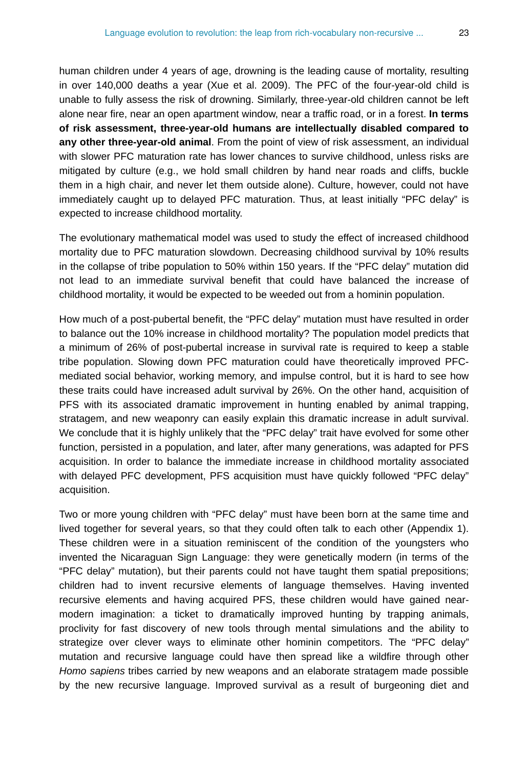human children under 4 years of age, drowning is the leading cause of mortality, resulting in over 140,000 deaths a year (Xue et al. 2009). The PFC of the four-year-old child is unable to fully assess the risk of drowning. Similarly, three-year-old children cannot be left alone near fire, near an open apartment window, near a traffic road, or in a forest. **In terms of risk assessment, three-year-old humans are intellectually disabled compared to any other three-year-old animal**. From the point of view of risk assessment, an individual with slower PFC maturation rate has lower chances to survive childhood, unless risks are mitigated by culture (e.g., we hold small children by hand near roads and cliffs, buckle them in a high chair, and never let them outside alone). Culture, however, could not have immediately caught up to delayed PFC maturation. Thus, at least initially "PFC delay" is expected to increase childhood mortality.

The evolutionary mathematical model was used to study the effect of increased childhood mortality due to PFC maturation slowdown. Decreasing childhood survival by 10% results in the collapse of tribe population to 50% within 150 years. If the "PFC delay" mutation did not lead to an immediate survival benefit that could have balanced the increase of childhood mortality, it would be expected to be weeded out from a hominin population.

How much of a post-pubertal benefit, the "PFC delay" mutation must have resulted in order to balance out the 10% increase in childhood mortality? The population model predicts that a minimum of 26% of post-pubertal increase in survival rate is required to keep a stable tribe population. Slowing down PFC maturation could have theoretically improved PFC-mediated social behavior, working memory, and impulse control, but it is hard to see how these traits could have increased adult survival by 26%. On the other hand, acquisition of PFS with its associated dramatic improvement in hunting enabled by animal trapping, stratagem, and new weaponry can easily explain this dramatic increase in adult survival. We conclude that it is highly unlikely that the "PFC delay" trait have evolved for some other function, persisted in a population, and later, after many generations, was adapted for PFS acquisition. In order to balance the immediate increase in childhood mortality associated with delayed PFC development, PFS acquisition must have quickly followed "PFC delay" acquisition.

Two or more young children with "PFC delay" must have been born at the same time and lived together for several years, so that they could often talk to each other (Appendix 1). These children were in a situation reminiscent of the condition of the youngsters who invented the Nicaraguan Sign Language: they were genetically modern (in terms of the "PFC delay" mutation), but their parents could not have taught them spatial prepositions; children had to invent recursive elements of language themselves. Having invented recursive elements and having acquired PFS, these children would have gained near-modern imagination: a ticket to dramatically improved hunting by trapping animals, proclivity for fast discovery of new tools through mental simulations and the ability to strategize over clever ways to eliminate other hominin competitors. The "PFC delay" mutation and recursive language could have then spread like a wildfire through other *Homo sapiens* tribes carried by new weapons and an elaborate stratagem made possible by the new recursive language. Improved survival as a result of burgeoning diet and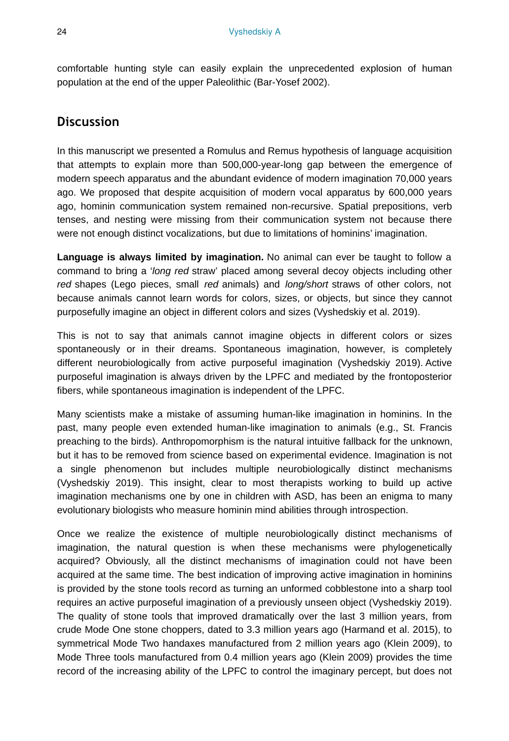comfortable hunting style can easily explain the unprecedented explosion of human population at the end of the upper Paleolithic (Bar-Yosef 2002).

## Discussion

In this manuscript we presented a Romulus and Remus hypothesis of language acquisition that attempts to explain more than 500,000-year-long gap between the emergence of modern speech apparatus and the abundant evidence of modern imagination 70,000 years ago. We proposed that despite acquisition of modern vocal apparatus by 600,000 years ago, hominin communication system remained non-recursive. Spatial prepositions, verb tenses, and nesting were missing from their communication system not because there were not enough distinct vocalizations, but due to limitations of hominins' imagination.

**Language is always limited by imagination.** No animal can ever be taught to follow a command to bring a '*long red* straw' placed among several decoy objects including other *red* shapes (Lego pieces, small *red* animals) and *long/short* straws of other colors, not because animals cannot learn words for colors, sizes, or objects, but since they cannot purposefully imagine an object in different colors and sizes (Vyshedskiy et al. 2019).

This is not to say that animals cannot imagine objects in different colors or sizes spontaneously or in their dreams. Spontaneous imagination, however, is completely different neurobiologically from active purposeful imagination (Vyshedskiy 2019). Active purposeful imagination is always driven by the LPFC and mediated by the frontoposterior fibers, while spontaneous imagination is independent of the LPFC.

Many scientists make a mistake of assuming human-like imagination in hominins. In the past, many people even extended human-like imagination to animals (e.g., St. Francis preaching to the birds). Anthropomorphism is the natural intuitive fallback for the unknown, but it has to be removed from science based on experimental evidence. Imagination is not a single phenomenon but includes multiple neurobiologically distinct mechanisms (Vyshedskiy 2019). This insight, clear to most therapists working to build up active imagination mechanisms one by one in children with ASD, has been an enigma to many evolutionary biologists who measure hominin mind abilities through introspection.

Once we realize the existence of multiple neurobiologically distinct mechanisms of imagination, the natural question is when these mechanisms were phylogenetically acquired? Obviously, all the distinct mechanisms of imagination could not have been acquired at the same time. The best indication of improving active imagination in hominins is provided by the stone tools record as turning an unformed cobblestone into a sharp tool requires an active purposeful imagination of a previously unseen object (Vyshedskiy 2019). The quality of stone tools that improved dramatically over the last 3 million years, from crude Mode One stone choppers, dated to 3.3 million years ago (Harmand et al. 2015), to symmetrical Mode Two handaxes manufactured from 2 million years ago (Klein 2009), to Mode Three tools manufactured from 0.4 million years ago (Klein 2009) provides the time record of the increasing ability of the LPFC to control the imaginary percept, but does not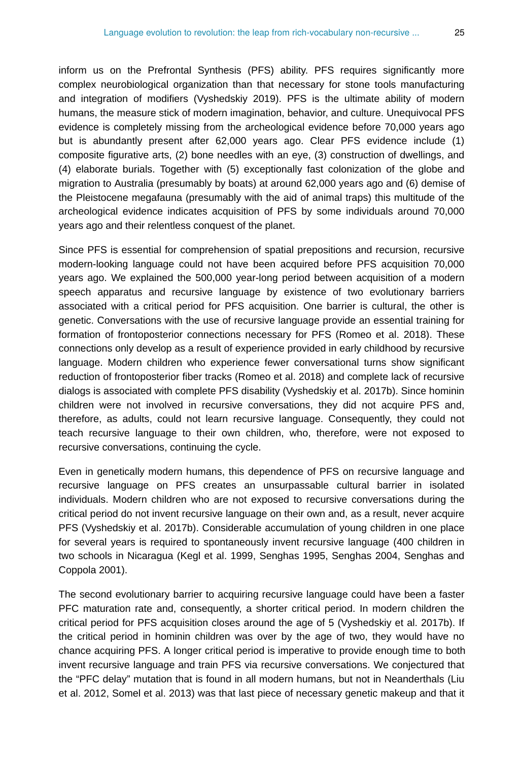inform us on the Prefrontal Synthesis (PFS) ability. PFS requires significantly more complex neurobiological organization than that necessary for stone tools manufacturing and integration of modifiers (Vyshedskiy 2019). PFS is the ultimate ability of modern humans, the measure stick of modern imagination, behavior, and culture. Unequivocal PFS evidence is completely missing from the archeological evidence before 70,000 years ago but is abundantly present after 62,000 years ago. Clear PFS evidence include (1) composite figurative arts, (2) bone needles with an eye, (3) construction of dwellings, and (4) elaborate burials. Together with (5) exceptionally fast colonization of the globe and migration to Australia (presumably by boats) at around 62,000 years ago and (6) demise of the Pleistocene megafauna (presumably with the aid of animal traps) this multitude of the archeological evidence indicates acquisition of PFS by some individuals around 70,000 years ago and their relentless conquest of the planet.

Since PFS is essential for comprehension of spatial prepositions and recursion, recursive modern-looking language could not have been acquired before PFS acquisition 70,000 years ago. We explained the 500,000 year-long period between acquisition of a modern speech apparatus and recursive language by existence of two evolutionary barriers associated with a critical period for PFS acquisition. One barrier is cultural, the other is genetic. Conversations with the use of recursive language provide an essential training for formation of frontoposterior connections necessary for PFS (Romeo et al. 2018). These connections only develop as a result of experience provided in early childhood by recursive language. Modern children who experience fewer conversational turns show significant reduction of frontoposterior fiber tracks (Romeo et al. 2018) and complete lack of recursive dialogs is associated with complete PFS disability (Vyshedskiy et al. 2017b). Since hominin children were not involved in recursive conversations, they did not acquire PFS and, therefore, as adults, could not learn recursive language. Consequently, they could not teach recursive language to their own children, who, therefore, were not exposed to recursive conversations, continuing the cycle.

Even in genetically modern humans, this dependence of PFS on recursive language and recursive language on PFS creates an unsurpassable cultural barrier in isolated individuals. Modern children who are not exposed to recursive conversations during the critical period do not invent recursive language on their own and, as a result, never acquire PFS (Vyshedskiy et al. 2017b). Considerable accumulation of young children in one place for several years is required to spontaneously invent recursive language (400 children in two schools in Nicaragua (Kegl et al. 1999, Senghas 1995, Senghas 2004, Senghas and Coppola 2001).

The second evolutionary barrier to acquiring recursive language could have been a faster PFC maturation rate and, consequently, a shorter critical period. In modern children the critical period for PFS acquisition closes around the age of 5 (Vyshedskiy et al. 2017b). If the critical period in hominin children was over by the age of two, they would have no chance acquiring PFS. A longer critical period is imperative to provide enough time to both invent recursive language and train PFS via recursive conversations. We conjectured that the "PFC delay" mutation that is found in all modern humans, but not in Neanderthals (Liu et al. 2012, Somel et al. 2013) was that last piece of necessary genetic makeup and that it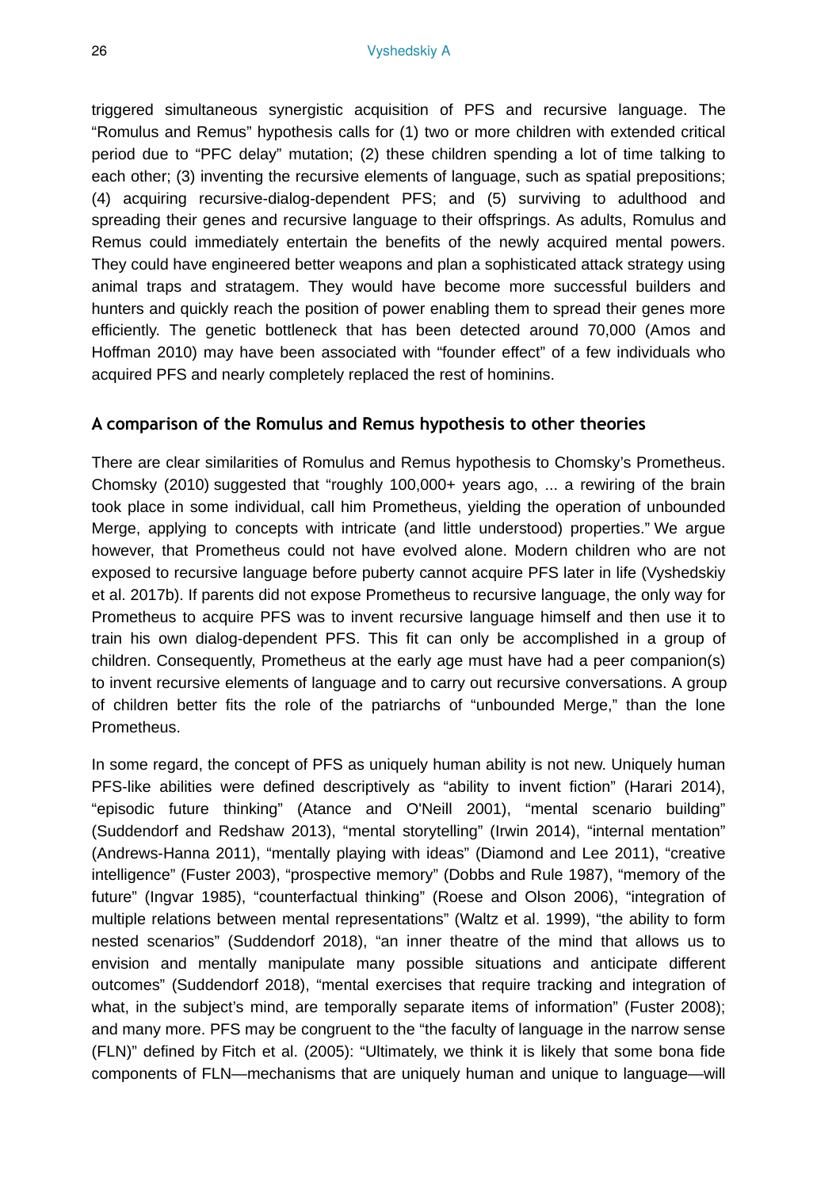triggered simultaneous synergistic acquisition of PFS and recursive language. The "Romulus and Remus" hypothesis calls for (1) two or more children with extended critical period due to "PFC delay" mutation; (2) these children spending a lot of time talking to each other; (3) inventing the recursive elements of language, such as spatial prepositions; (4) acquiring recursive-dialog-dependent PFS; and (5) surviving to adulthood and spreading their genes and recursive language to their offsprings. As adults, Romulus and Remus could immediately entertain the benefits of the newly acquired mental powers. They could have engineered better weapons and plan a sophisticated attack strategy using animal traps and stratagem. They would have become more successful builders and hunters and quickly reach the position of power enabling them to spread their genes more efficiently. The genetic bottleneck that has been detected around 70,000 (Amos and Hoffman 2010) may have been associated with "founder effect" of a few individuals who acquired PFS and nearly completely replaced the rest of hominins.

### A comparison of the Romulus and Remus hypothesis to other theories

There are clear similarities of Romulus and Remus hypothesis to Chomsky's Prometheus. Chomsky (2010) suggested that "roughly 100,000+ years ago, ... a rewiring of the brain took place in some individual, call him Prometheus, yielding the operation of unbounded Merge, applying to concepts with intricate (and little understood) properties." We argue however, that Prometheus could not have evolved alone. Modern children who are not exposed to recursive language before puberty cannot acquire PFS later in life (Vyshedskiy et al. 2017b). If parents did not expose Prometheus to recursive language, the only way for Prometheus to acquire PFS was to invent recursive language himself and then use it to train his own dialog-dependent PFS. This fit can only be accomplished in a group of children. Consequently, Prometheus at the early age must have had a peer companion(s) to invent recursive elements of language and to carry out recursive conversations. A group of children better fits the role of the patriarchs of "unbounded Merge," than the lone Prometheus.

In some regard, the concept of PFS as uniquely human ability is not new. Uniquely human PFS-like abilities were defined descriptively as "ability to invent fiction" (Harari 2014), "episodic future thinking" (Atance and O'Neill 2001), "mental scenario building" (Suddendorf and Redshaw 2013), "mental storytelling" (Irwin 2014), "internal mentation" (Andrews-Hanna 2011), "mentally playing with ideas" (Diamond and Lee 2011), "creative intelligence" (Fuster 2003), "prospective memory" (Dobbs and Rule 1987), "memory of the future" (Ingvar 1985), "counterfactual thinking" (Roese and Olson 2006), "integration of multiple relations between mental representations" (Waltz et al. 1999), "the ability to form nested scenarios" (Suddendorf 2018), "an inner theatre of the mind that allows us to envision and mentally manipulate many possible situations and anticipate different outcomes" (Suddendorf 2018), "mental exercises that require tracking and integration of what, in the subject's mind, are temporally separate items of information" (Fuster 2008); and many more. PFS may be congruent to the "the faculty of language in the narrow sense (FLN)" defined by Fitch et al. (2005): "Ultimately, we think it is likely that some bona fide components of FLN—mechanisms that are uniquely human and unique to language—will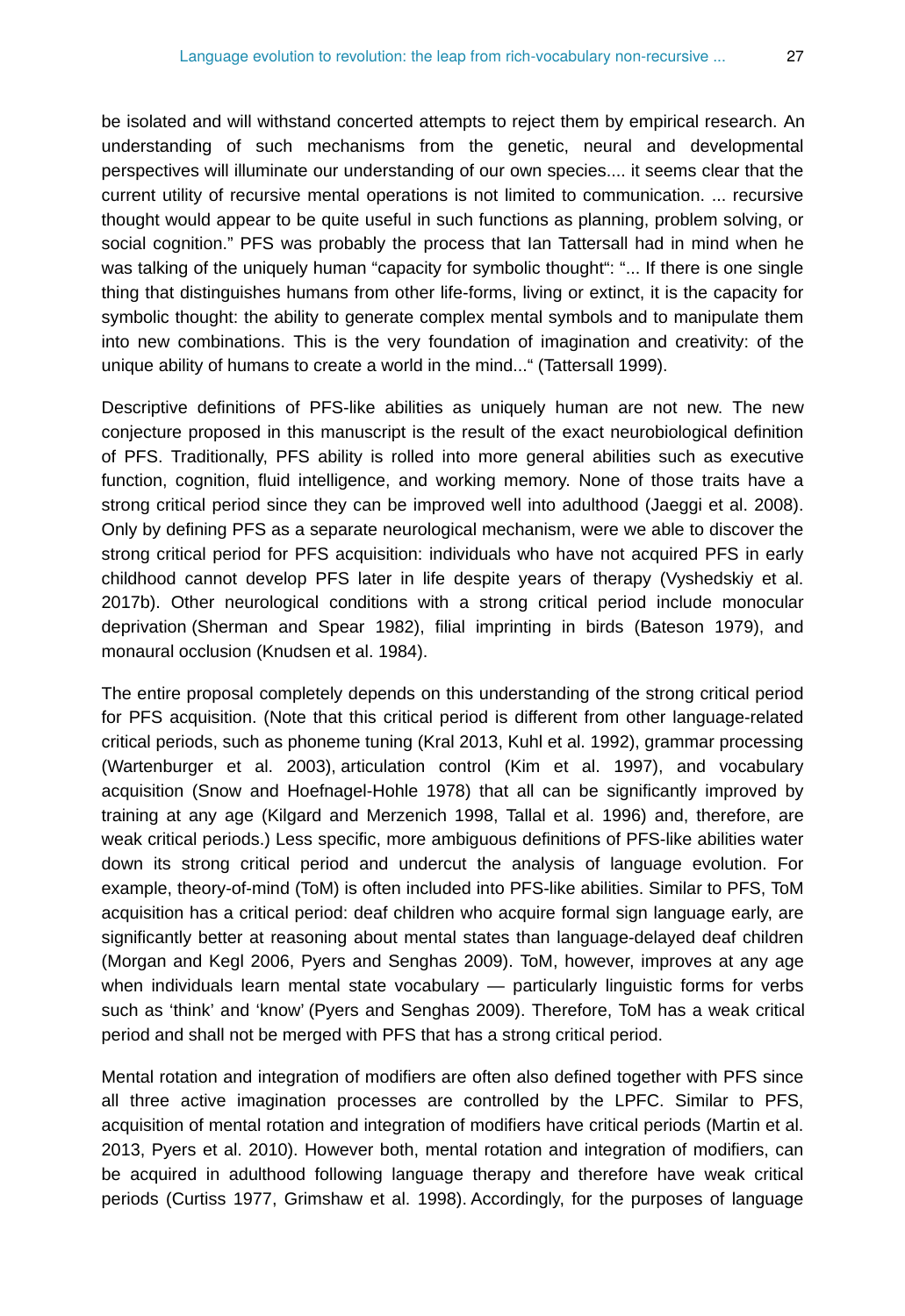be isolated and will withstand concerted attempts to reject them by empirical research. An understanding of such mechanisms from the genetic, neural and developmental perspectives will illuminate our understanding of our own species.... it seems clear that the current utility of recursive mental operations is not limited to communication. ... recursive thought would appear to be quite useful in such functions as planning, problem solving, or social cognition." PFS was probably the process that Ian Tattersall had in mind when he was talking of the uniquely human "capacity for symbolic thought": "... If there is one single thing that distinguishes humans from other life-forms, living or extinct, it is the capacity for symbolic thought: the ability to generate complex mental symbols and to manipulate them into new combinations. This is the very foundation of imagination and creativity: of the unique ability of humans to create a world in the mind..." (Tattersall 1999).

Descriptive definitions of PFS-like abilities as uniquely human are not new. The new conjecture proposed in this manuscript is the result of the exact neurobiological definition of PFS. Traditionally, PFS ability is rolled into more general abilities such as executive function, cognition, fluid intelligence, and working memory. None of those traits have a strong critical period since they can be improved well into adulthood (Jaeggi et al. 2008). Only by defining PFS as a separate neurological mechanism, were we able to discover the strong critical period for PFS acquisition: individuals who have not acquired PFS in early childhood cannot develop PFS later in life despite years of therapy (Vyshedskiy et al. 2017b). Other neurological conditions with a strong critical period include monocular deprivation (Sherman and Spear 1982), filial imprinting in birds (Bateson 1979), and monaural occlusion (Knudsen et al. 1984).

The entire proposal completely depends on this understanding of the strong critical period for PFS acquisition. (Note that this critical period is different from other language-related critical periods, such as phoneme tuning (Kral 2013, Kuhl et al. 1992), grammar processing (Wartenburger et al. 2003), articulation control (Kim et al. 1997), and vocabulary acquisition (Snow and Hoefnagel-Hohle 1978) that all can be significantly improved by training at any age (Kilgard and Merzenich 1998, Tallal et al. 1996) and, therefore, are weak critical periods.) Less specific, more ambiguous definitions of PFS-like abilities water down its strong critical period and undercut the analysis of language evolution. For example, theory-of-mind (ToM) is often included into PFS-like abilities. Similar to PFS, ToM acquisition has a critical period: deaf children who acquire formal sign language early, are significantly better at reasoning about mental states than language-delayed deaf children (Morgan and Kegl 2006, Pyers and Senghas 2009). ToM, however, improves at any age when individuals learn mental state vocabulary — particularly linguistic forms for verbs such as 'think' and 'know' (Pyers and Senghas 2009). Therefore, ToM has a weak critical period and shall not be merged with PFS that has a strong critical period.

Mental rotation and integration of modifiers are often also defined together with PFS since all three active imagination processes are controlled by the LPFC. Similar to PFS, acquisition of mental rotation and integration of modifiers have critical periods (Martin et al. 2013, Pyers et al. 2010). However both, mental rotation and integration of modifiers, can be acquired in adulthood following language therapy and therefore have weak critical periods (Curtiss 1977, Grimshaw et al. 1998). Accordingly, for the purposes of language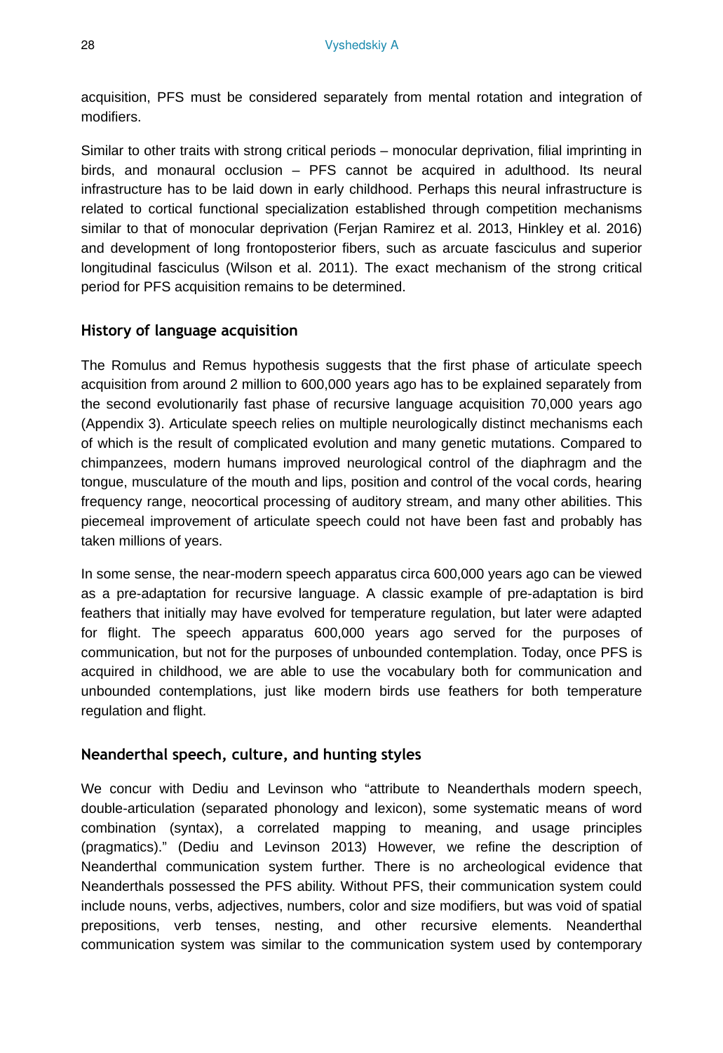acquisition, PFS must be considered separately from mental rotation and integration of modifiers.

Similar to other traits with strong critical periods – monocular deprivation, filial imprinting in birds, and monaural occlusion – PFS cannot be acquired in adulthood. Its neural infrastructure has to be laid down in early childhood. Perhaps this neural infrastructure is related to cortical functional specialization established through competition mechanisms similar to that of monocular deprivation (Ferjan Ramirez et al. 2013, Hinkley et al. 2016) and development of long frontoposterior fibers, such as arcuate fasciculus and superior longitudinal fasciculus (Wilson et al. 2011). The exact mechanism of the strong critical period for PFS acquisition remains to be determined.

### History of language acquisition

The Romulus and Remus hypothesis suggests that the first phase of articulate speech acquisition from around 2 million to 600,000 years ago has to be explained separately from the second evolutionarily fast phase of recursive language acquisition 70,000 years ago (Appendix 3). Articulate speech relies on multiple neurologically distinct mechanisms each of which is the result of complicated evolution and many genetic mutations. Compared to chimpanzees, modern humans improved neurological control of the diaphragm and the tongue, musculature of the mouth and lips, position and control of the vocal cords, hearing frequency range, neocortical processing of auditory stream, and many other abilities. This piecemeal improvement of articulate speech could not have been fast and probably has taken millions of years.

In some sense, the near-modern speech apparatus circa 600,000 years ago can be viewed as a pre-adaptation for recursive language. A classic example of pre-adaptation is bird feathers that initially may have evolved for temperature regulation, but later were adapted for flight. The speech apparatus 600,000 years ago served for the purposes of communication, but not for the purposes of unbounded contemplation. Today, once PFS is acquired in childhood, we are able to use the vocabulary both for communication and unbounded contemplations, just like modern birds use feathers for both temperature regulation and flight.

### Neanderthal speech, culture, and hunting styles

We concur with Dediu and Levinson who "attribute to Neanderthals modern speech, double-articulation (separated phonology and lexicon), some systematic means of word combination (syntax), a correlated mapping to meaning, and usage principles (pragmatics)." (Dediu and Levinson 2013) However, we refine the description of Neanderthal communication system further. There is no archeological evidence that Neanderthals possessed the PFS ability. Without PFS, their communication system could include nouns, verbs, adjectives, numbers, color and size modifiers, but was void of spatial prepositions, verb tenses, nesting, and other recursive elements. Neanderthal communication system was similar to the communication system used by contemporary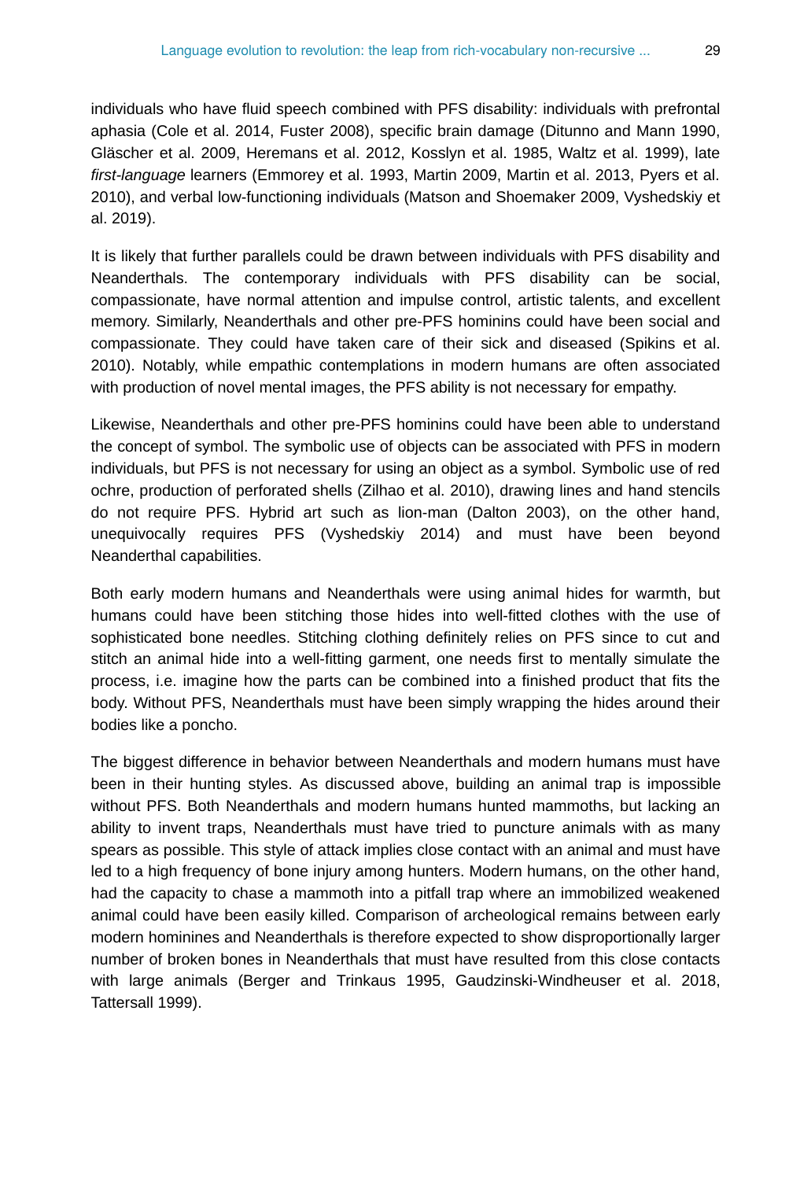individuals who have fluid speech combined with PFS disability: individuals with prefrontal aphasia (Cole et al. 2014, Fuster 2008), specific brain damage (Ditunno and Mann 1990, Gläscher et al. 2009, Heremans et al. 2012, Kosslyn et al. 1985, Waltz et al. 1999), late *first-language* learners (Emmorey et al. 1993, Martin 2009, Martin et al. 2013, Pyers et al. 2010), and verbal low-functioning individuals (Matson and Shoemaker 2009, Vyshedskiy et al. 2019).

It is likely that further parallels could be drawn between individuals with PFS disability and Neanderthals. The contemporary individuals with PFS disability can be social, compassionate, have normal attention and impulse control, artistic talents, and excellent memory. Similarly, Neanderthals and other pre-PFS hominins could have been social and compassionate. They could have taken care of their sick and diseased (Spikins et al. 2010). Notably, while empathic contemplations in modern humans are often associated with production of novel mental images, the PFS ability is not necessary for empathy.

Likewise, Neanderthals and other pre-PFS hominins could have been able to understand the concept of symbol. The symbolic use of objects can be associated with PFS in modern individuals, but PFS is not necessary for using an object as a symbol. Symbolic use of red ochre, production of perforated shells (Zilhao et al. 2010), drawing lines and hand stencils do not require PFS. Hybrid art such as lion-man (Dalton 2003), on the other hand, unequivocally requires PFS (Vyshedskiy 2014) and must have been beyond Neanderthal capabilities.

Both early modern humans and Neanderthals were using animal hides for warmth, but humans could have been stitching those hides into well-fitted clothes with the use of sophisticated bone needles. Stitching clothing definitely relies on PFS since to cut and stitch an animal hide into a well-fitting garment, one needs first to mentally simulate the process, i.e. imagine how the parts can be combined into a finished product that fits the body. Without PFS, Neanderthals must have been simply wrapping the hides around their bodies like a poncho.

The biggest difference in behavior between Neanderthals and modern humans must have been in their hunting styles. As discussed above, building an animal trap is impossible without PFS. Both Neanderthals and modern humans hunted mammoths, but lacking an ability to invent traps, Neanderthals must have tried to puncture animals with as many spears as possible. This style of attack implies close contact with an animal and must have led to a high frequency of bone injury among hunters. Modern humans, on the other hand, had the capacity to chase a mammoth into a pitfall trap where an immobilized weakened animal could have been easily killed. Comparison of archeological remains between early modern hominines and Neanderthals is therefore expected to show disproportionally larger number of broken bones in Neanderthals that must have resulted from this close contacts with large animals (Berger and Trinkaus 1995, Gaudzinski-Windheuser et al. 2018, Tattersall 1999).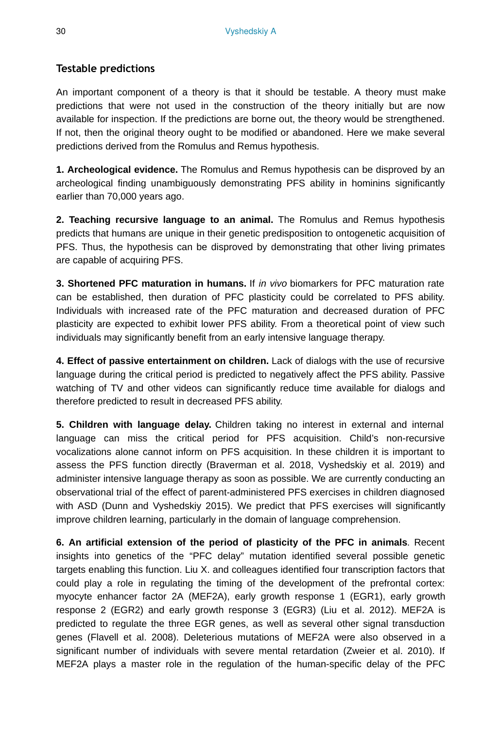## Testable predictions

An important component of a theory is that it should be testable. A theory must make predictions that were not used in the construction of the theory initially but are now available for inspection. If the predictions are borne out, the theory would be strengthened. If not, then the original theory ought to be modified or abandoned. Here we make several predictions derived from the Romulus and Remus hypothesis.

**1. Archeological evidence.** The Romulus and Remus hypothesis can be disproved by an archeological finding unambiguously demonstrating PFS ability in hominins significantly earlier than 70,000 years ago.

**2. Teaching recursive language to an animal.** The Romulus and Remus hypothesis predicts that humans are unique in their genetic predisposition to ontogenetic acquisition of PFS. Thus, the hypothesis can be disproved by demonstrating that other living primates are capable of acquiring PFS.

**3. Shortened PFC maturation in humans.** If *in vivo* biomarkers for PFC maturation rate can be established, then duration of PFC plasticity could be correlated to PFS ability. Individuals with increased rate of the PFC maturation and decreased duration of PFC plasticity are expected to exhibit lower PFS ability. From a theoretical point of view such individuals may significantly benefit from an early intensive language therapy.

**4. Effect of passive entertainment on children.** Lack of dialogs with the use of recursive language during the critical period is predicted to negatively affect the PFS ability. Passive watching of TV and other videos can significantly reduce time available for dialogs and therefore predicted to result in decreased PFS ability.

**5. Children with language delay.** Children taking no interest in external and internal language can miss the critical period for PFS acquisition. Child's non-recursive vocalizations alone cannot inform on PFS acquisition. In these children it is important to assess the PFS function directly (Braverman et al. 2018, Vyshedskiy et al. 2019) and administer intensive language therapy as soon as possible. We are currently conducting an observational trial of the effect of parent-administered PFS exercises in children diagnosed with ASD (Dunn and Vyshedskiy 2015). We predict that PFS exercises will significantly improve children learning, particularly in the domain of language comprehension.

**6. An artificial extension of the period of plasticity of the PFC in animals**. Recent insights into genetics of the "PFC delay" mutation identified several possible genetic targets enabling this function. Liu X. and colleagues identified four transcription factors that could play a role in regulating the timing of the development of the prefrontal cortex: myocyte enhancer factor 2A (MEF2A), early growth response 1 (EGR1), early growth response 2 (EGR2) and early growth response 3 (EGR3) (Liu et al. 2012). MEF2A is predicted to regulate the three EGR genes, as well as several other signal transduction genes (Flavell et al. 2008). Deleterious mutations of MEF2A were also observed in a significant number of individuals with severe mental retardation (Zweier et al. 2010). If MEF2A plays a master role in the regulation of the human-specific delay of the PFC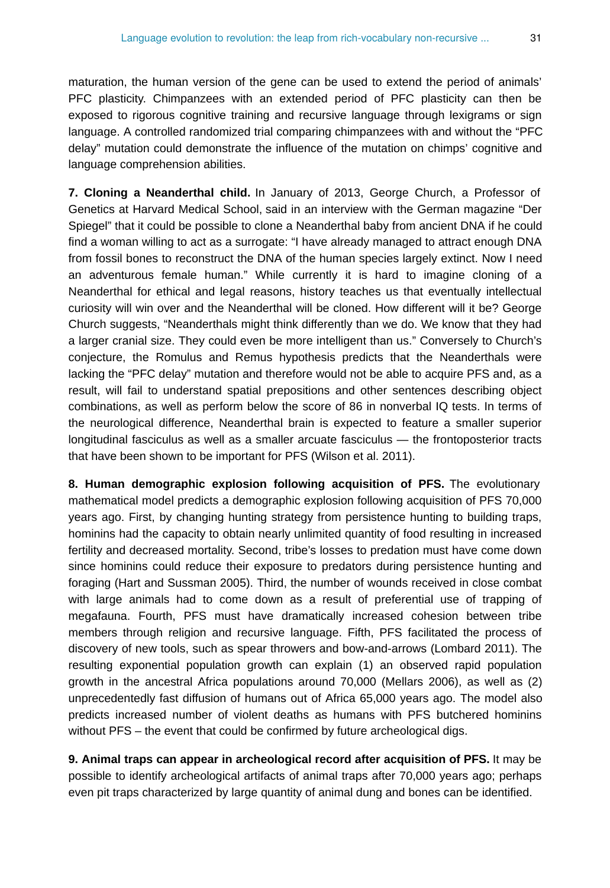maturation, the human version of the gene can be used to extend the period of animals' PFC plasticity. Chimpanzees with an extended period of PFC plasticity can then be exposed to rigorous cognitive training and recursive language through lexigrams or sign language. A controlled randomized trial comparing chimpanzees with and without the "PFC delay" mutation could demonstrate the influence of the mutation on chimps' cognitive and language comprehension abilities.

**7. Cloning a Neanderthal child.** In January of 2013, George Church, a Professor of Genetics at Harvard Medical School, said in an interview with the German magazine "Der Spiegel" that it could be possible to clone a Neanderthal baby from ancient DNA if he could find a woman willing to act as a surrogate: "I have already managed to attract enough DNA from fossil bones to reconstruct the DNA of the human species largely extinct. Now I need an adventurous female human." While currently it is hard to imagine cloning of a Neanderthal for ethical and legal reasons, history teaches us that eventually intellectual curiosity will win over and the Neanderthal will be cloned. How different will it be? George Church suggests, "Neanderthals might think differently than we do. We know that they had a larger cranial size. They could even be more intelligent than us." Conversely to Church's conjecture, the Romulus and Remus hypothesis predicts that the Neanderthals were lacking the "PFC delay" mutation and therefore would not be able to acquire PFS and, as a result, will fail to understand spatial prepositions and other sentences describing object combinations, as well as perform below the score of 86 in nonverbal IQ tests. In terms of the neurological difference, Neanderthal brain is expected to feature a smaller superior longitudinal fasciculus as well as a smaller arcuate fasciculus — the frontoposterior tracts that have been shown to be important for PFS (Wilson et al. 2011).

**8. Human demographic explosion following acquisition of PFS.** The evolutionary mathematical model predicts a demographic explosion following acquisition of PFS 70,000 years ago. First, by changing hunting strategy from persistence hunting to building traps, hominins had the capacity to obtain nearly unlimited quantity of food resulting in increased fertility and decreased mortality. Second, tribe's losses to predation must have come down since hominins could reduce their exposure to predators during persistence hunting and foraging (Hart and Sussman 2005). Third, the number of wounds received in close combat with large animals had to come down as a result of preferential use of trapping of megafauna. Fourth, PFS must have dramatically increased cohesion between tribe members through religion and recursive language. Fifth, PFS facilitated the process of discovery of new tools, such as spear throwers and bow-and-arrows (Lombard 2011). The resulting exponential population growth can explain (1) an observed rapid population growth in the ancestral Africa populations around 70,000 (Mellars 2006), as well as (2) unprecedentedly fast diffusion of humans out of Africa 65,000 years ago. The model also predicts increased number of violent deaths as humans with PFS butchered hominins without PFS – the event that could be confirmed by future archeological digs.

**9. Animal traps can appear in archeological record after acquisition of PFS.** It may be possible to identify archeological artifacts of animal traps after 70,000 years ago; perhaps even pit traps characterized by large quantity of animal dung and bones can be identified.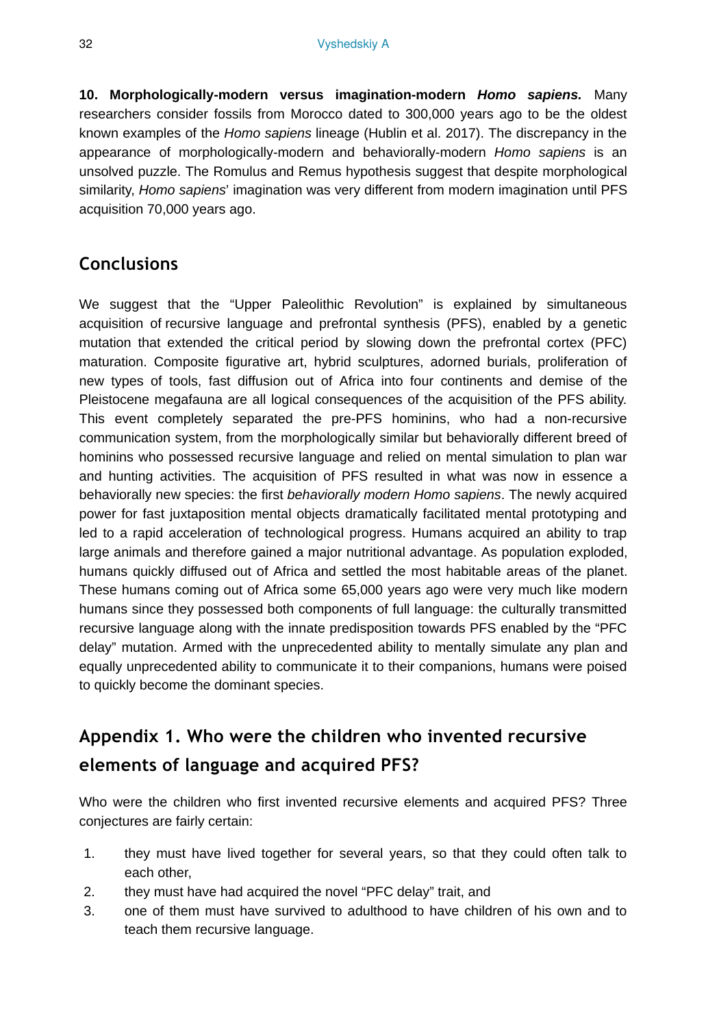**10. Morphologically-modern versus imagination-modern *Homo sapiens.*** Many researchers consider fossils from Morocco dated to 300,000 years ago to be the oldest known examples of the *Homo sapiens* lineage (Hublin et al. 2017). The discrepancy in the appearance of morphologically-modern and behaviorally-modern *Homo sapiens* is an unsolved puzzle. The Romulus and Remus hypothesis suggest that despite morphological similarity, *Homo sapiens*' imagination was very different from modern imagination until PFS acquisition 70,000 years ago.

## Conclusions

We suggest that the "Upper Paleolithic Revolution" is explained by simultaneous acquisition of recursive language and prefrontal synthesis (PFS), enabled by a genetic mutation that extended the critical period by slowing down the prefrontal cortex (PFC) maturation. Composite figurative art, hybrid sculptures, adorned burials, proliferation of new types of tools, fast diffusion out of Africa into four continents and demise of the Pleistocene megafauna are all logical consequences of the acquisition of the PFS ability. This event completely separated the pre-PFS hominins, who had a non-recursive communication system, from the morphologically similar but behaviorally different breed of hominins who possessed recursive language and relied on mental simulation to plan war and hunting activities. The acquisition of PFS resulted in what was now in essence a behaviorally new species: the first *behaviorally modern Homo sapiens*. The newly acquired power for fast juxtaposition mental objects dramatically facilitated mental prototyping and led to a rapid acceleration of technological progress. Humans acquired an ability to trap large animals and therefore gained a major nutritional advantage. As population exploded, humans quickly diffused out of Africa and settled the most habitable areas of the planet. These humans coming out of Africa some 65,000 years ago were very much like modern humans since they possessed both components of full language: the culturally transmitted recursive language along with the innate predisposition towards PFS enabled by the "PFC delay" mutation. Armed with the unprecedented ability to mentally simulate any plan and equally unprecedented ability to communicate it to their companions, humans were poised to quickly become the dominant species.

## Appendix 1. Who were the children who invented recursive elements of language and acquired PFS?

Who were the children who first invented recursive elements and acquired PFS? Three conjectures are fairly certain:

1. they must have lived together for several years, so that they could often talk to each other,
2. they must have had acquired the novel "PFC delay" trait, and
3. one of them must have survived to adulthood to have children of his own and to teach them recursive language.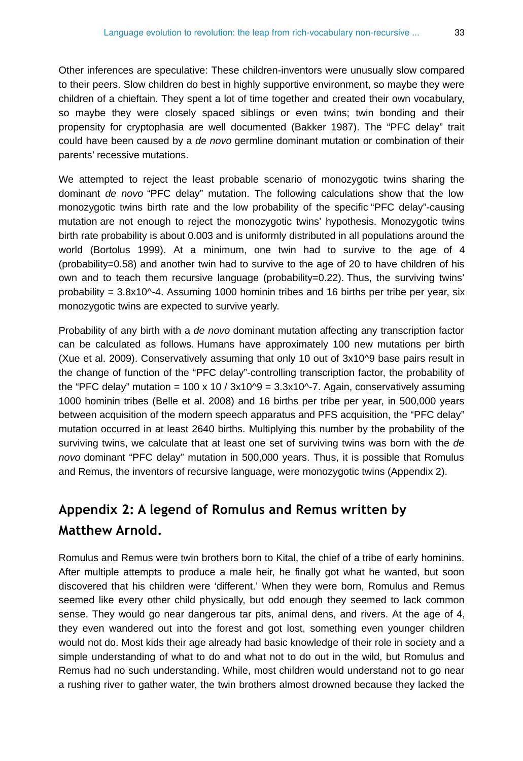Other inferences are speculative: These children-inventors were unusually slow compared to their peers. Slow children do best in highly supportive environment, so maybe they were children of a chieftain. They spent a lot of time together and created their own vocabulary, so maybe they were closely spaced siblings or even twins; twin bonding and their propensity for cryptophasia are well documented (Bakker 1987). The "PFC delay" trait could have been caused by a *de novo* germline dominant mutation or combination of their parents' recessive mutations.

We attempted to reject the least probable scenario of monozygotic twins sharing the dominant *de novo* "PFC delay" mutation. The following calculations show that the low monozygotic twins birth rate and the low probability of the specific "PFC delay"-causing mutation are not enough to reject the monozygotic twins' hypothesis. Monozygotic twins birth rate probability is about 0.003 and is uniformly distributed in all populations around the world (Bortolus 1999). At a minimum, one twin had to survive to the age of 4 (probability=0.58) and another twin had to survive to the age of 20 to have children of his own and to teach them recursive language (probability=0.22). Thus, the surviving twins' probability = $3.8 \times 10^{-4}$. Assuming 1000 hominin tribes and 16 births per tribe per year, six monozygotic twins are expected to survive yearly.

Probability of any birth with a *de novo* dominant mutation affecting any transcription factor can be calculated as follows. Humans have approximately 100 new mutations per birth (Xue et al. 2009). Conservatively assuming that only 10 out of $3 \times 10^9$ base pairs result in the change of function of the "PFC delay"-controlling transcription factor, the probability of the "PFC delay" mutation = $100 \times 10 / 3 \times 10^9 = 3.3 \times 10^{-7}$. Again, conservatively assuming 1000 hominin tribes (Belle et al. 2008) and 16 births per tribe per year, in 500,000 years between acquisition of the modern speech apparatus and PFS acquisition, the "PFC delay" mutation occurred in at least 2640 births. Multiplying this number by the probability of the surviving twins, we calculate that at least one set of surviving twins was born with the *de novo* dominant "PFC delay" mutation in 500,000 years. Thus, it is possible that Romulus and Remus, the inventors of recursive language, were monozygotic twins (Appendix 2).

## Appendix 2: A legend of Romulus and Remus written by Matthew Arnold.

Romulus and Remus were twin brothers born to Kital, the chief of a tribe of early hominins. After multiple attempts to produce a male heir, he finally got what he wanted, but soon discovered that his children were 'different.' When they were born, Romulus and Remus seemed like every other child physically, but odd enough they seemed to lack common sense. They would go near dangerous tar pits, animal dens, and rivers. At the age of 4, they even wandered out into the forest and got lost, something even younger children would not do. Most kids their age already had basic knowledge of their role in society and a simple understanding of what to do and what not to do out in the wild, but Romulus and Remus had no such understanding. While, most children would understand not to go near a rushing river to gather water, the twin brothers almost drowned because they lacked the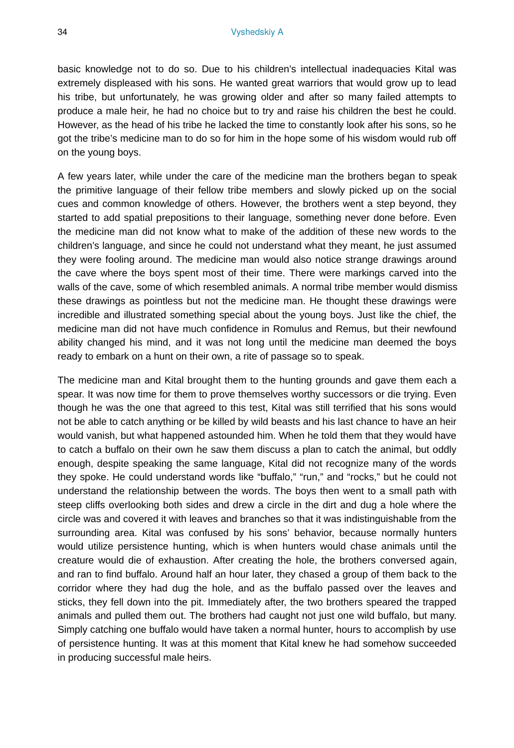basic knowledge not to do so. Due to his children's intellectual inadequacies Kital was extremely displeased with his sons. He wanted great warriors that would grow up to lead his tribe, but unfortunately, he was growing older and after so many failed attempts to produce a male heir, he had no choice but to try and raise his children the best he could. However, as the head of his tribe he lacked the time to constantly look after his sons, so he got the tribe's medicine man to do so for him in the hope some of his wisdom would rub off on the young boys.

A few years later, while under the care of the medicine man the brothers began to speak the primitive language of their fellow tribe members and slowly picked up on the social cues and common knowledge of others. However, the brothers went a step beyond, they started to add spatial prepositions to their language, something never done before. Even the medicine man did not know what to make of the addition of these new words to the children's language, and since he could not understand what they meant, he just assumed they were fooling around. The medicine man would also notice strange drawings around the cave where the boys spent most of their time. There were markings carved into the walls of the cave, some of which resembled animals. A normal tribe member would dismiss these drawings as pointless but not the medicine man. He thought these drawings were incredible and illustrated something special about the young boys. Just like the chief, the medicine man did not have much confidence in Romulus and Remus, but their newfound ability changed his mind, and it was not long until the medicine man deemed the boys ready to embark on a hunt on their own, a rite of passage so to speak.

The medicine man and Kital brought them to the hunting grounds and gave them each a spear. It was now time for them to prove themselves worthy successors or die trying. Even though he was the one that agreed to this test, Kital was still terrified that his sons would not be able to catch anything or be killed by wild beasts and his last chance to have an heir would vanish, but what happened astounded him. When he told them that they would have to catch a buffalo on their own he saw them discuss a plan to catch the animal, but oddly enough, despite speaking the same language, Kital did not recognize many of the words they spoke. He could understand words like "buffalo," "run," and "rocks," but he could not understand the relationship between the words. The boys then went to a small path with steep cliffs overlooking both sides and drew a circle in the dirt and dug a hole where the circle was and covered it with leaves and branches so that it was indistinguishable from the surrounding area. Kital was confused by his sons' behavior, because normally hunters would utilize persistence hunting, which is when hunters would chase animals until the creature would die of exhaustion. After creating the hole, the brothers conversed again, and ran to find buffalo. Around half an hour later, they chased a group of them back to the corridor where they had dug the hole, and as the buffalo passed over the leaves and sticks, they fell down into the pit. Immediately after, the two brothers speared the trapped animals and pulled them out. The brothers had caught not just one wild buffalo, but many. Simply catching one buffalo would have taken a normal hunter, hours to accomplish by use of persistence hunting. It was at this moment that Kital knew he had somehow succeeded in producing successful male heirs.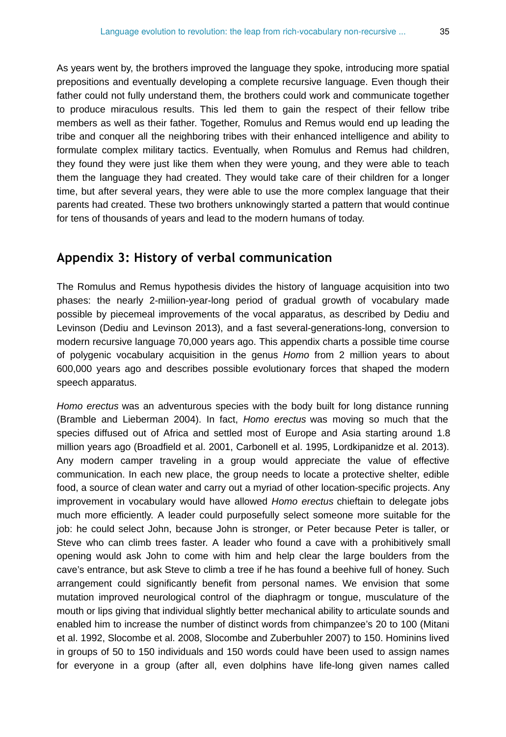As years went by, the brothers improved the language they spoke, introducing more spatial prepositions and eventually developing a complete recursive language. Even though their father could not fully understand them, the brothers could work and communicate together to produce miraculous results. This led them to gain the respect of their fellow tribe members as well as their father. Together, Romulus and Remus would end up leading the tribe and conquer all the neighboring tribes with their enhanced intelligence and ability to formulate complex military tactics. Eventually, when Romulus and Remus had children, they found they were just like them when they were young, and they were able to teach them the language they had created. They would take care of their children for a longer time, but after several years, they were able to use the more complex language that their parents had created. These two brothers unknowingly started a pattern that would continue for tens of thousands of years and lead to the modern humans of today.

## Appendix 3: History of verbal communication

The Romulus and Remus hypothesis divides the history of language acquisition into two phases: the nearly 2-miilion-year-long period of gradual growth of vocabulary made possible by piecemeal improvements of the vocal apparatus, as described by Dediu and Levinson (Dediu and Levinson 2013), and a fast several-generations-long, conversion to modern recursive language 70,000 years ago. This appendix charts a possible time course of polygenic vocabulary acquisition in the genus *Homo* from 2 million years to about 600,000 years ago and describes possible evolutionary forces that shaped the modern speech apparatus.

*Homo erectus* was an adventurous species with the body built for long distance running (Bramble and Lieberman 2004). In fact, *Homo erectus* was moving so much that the species diffused out of Africa and settled most of Europe and Asia starting around 1.8 million years ago (Broadfield et al. 2001, Carbonell et al. 1995, Lordkipanidze et al. 2013). Any modern camper traveling in a group would appreciate the value of effective communication. In each new place, the group needs to locate a protective shelter, edible food, a source of clean water and carry out a myriad of other location-specific projects. Any improvement in vocabulary would have allowed *Homo erectus* chieftain to delegate jobs much more efficiently. A leader could purposefully select someone more suitable for the job: he could select John, because John is stronger, or Peter because Peter is taller, or Steve who can climb trees faster. A leader who found a cave with a prohibitively small opening would ask John to come with him and help clear the large boulders from the cave's entrance, but ask Steve to climb a tree if he has found a beehive full of honey. Such arrangement could significantly benefit from personal names. We envision that some mutation improved neurological control of the diaphragm or tongue, musculature of the mouth or lips giving that individual slightly better mechanical ability to articulate sounds and enabled him to increase the number of distinct words from chimpanzee's 20 to 100 (Mitani et al. 1992, Slocombe et al. 2008, Slocombe and Zuberbuhler 2007) to 150. Hominins lived in groups of 50 to 150 individuals and 150 words could have been used to assign names for everyone in a group (after all, even dolphins have life-long given names called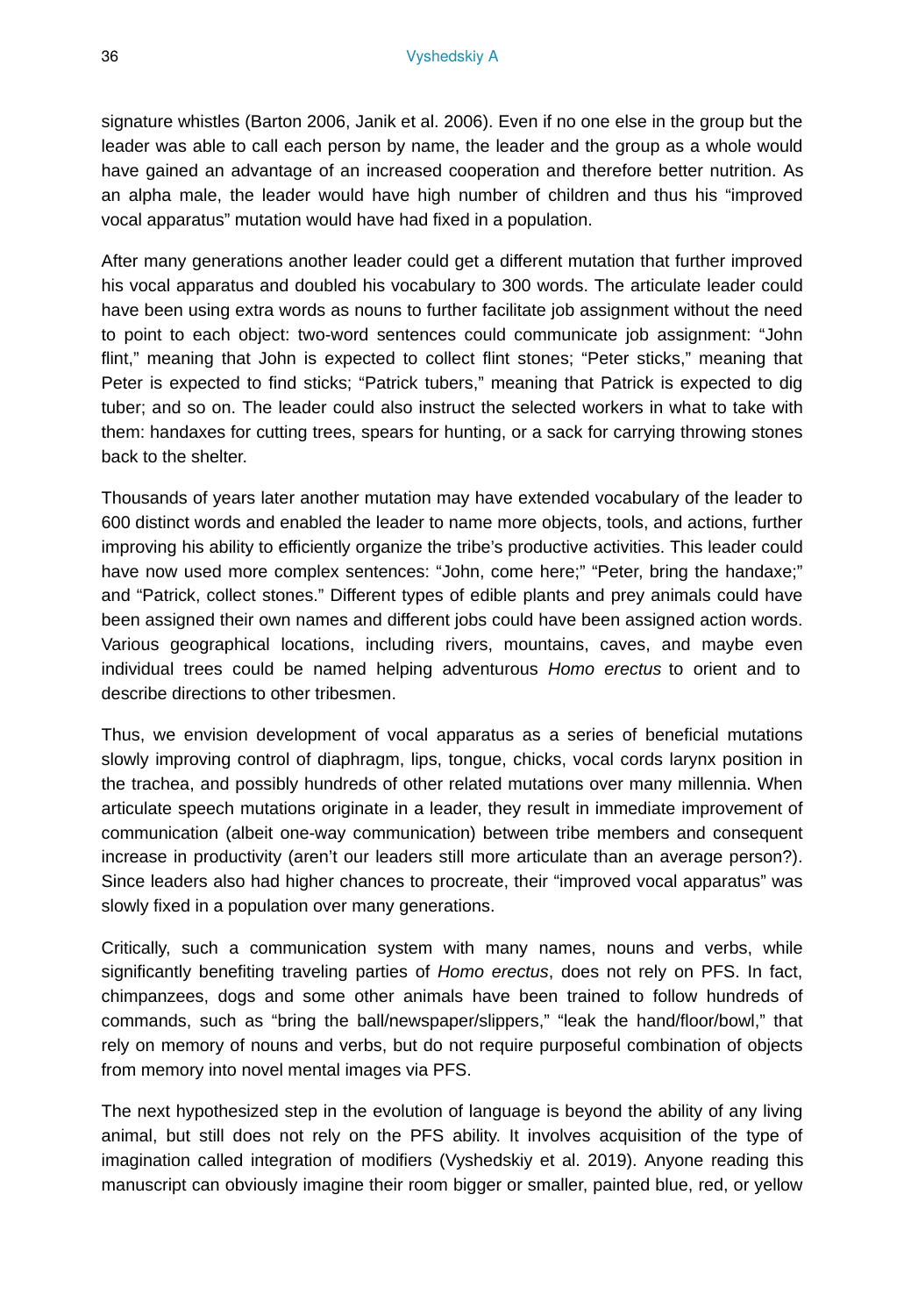signature whistles (Barton 2006, Janik et al. 2006). Even if no one else in the group but the leader was able to call each person by name, the leader and the group as a whole would have gained an advantage of an increased cooperation and therefore better nutrition. As an alpha male, the leader would have high number of children and thus his "improved vocal apparatus" mutation would have had fixed in a population.

After many generations another leader could get a different mutation that further improved his vocal apparatus and doubled his vocabulary to 300 words. The articulate leader could have been using extra words as nouns to further facilitate job assignment without the need to point to each object: two-word sentences could communicate job assignment: "John flint," meaning that John is expected to collect flint stones; "Peter sticks," meaning that Peter is expected to find sticks; "Patrick tubers," meaning that Patrick is expected to dig tuber; and so on. The leader could also instruct the selected workers in what to take with them: handaxes for cutting trees, spears for hunting, or a sack for carrying throwing stones back to the shelter.

Thousands of years later another mutation may have extended vocabulary of the leader to 600 distinct words and enabled the leader to name more objects, tools, and actions, further improving his ability to efficiently organize the tribe's productive activities. This leader could have now used more complex sentences: "John, come here;" "Peter, bring the handaxe;" and "Patrick, collect stones." Different types of edible plants and prey animals could have been assigned their own names and different jobs could have been assigned action words. Various geographical locations, including rivers, mountains, caves, and maybe even individual trees could be named helping adventurous *Homo erectus* to orient and to describe directions to other tribesmen.

Thus, we envision development of vocal apparatus as a series of beneficial mutations slowly improving control of diaphragm, lips, tongue, chicks, vocal cords larynx position in the trachea, and possibly hundreds of other related mutations over many millennia. When articulate speech mutations originate in a leader, they result in immediate improvement of communication (albeit one-way communication) between tribe members and consequent increase in productivity (aren't our leaders still more articulate than an average person?). Since leaders also had higher chances to procreate, their "improved vocal apparatus" was slowly fixed in a population over many generations.

Critically, such a communication system with many names, nouns and verbs, while significantly benefiting traveling parties of *Homo erectus*, does not rely on PFS. In fact, chimpanzees, dogs and some other animals have been trained to follow hundreds of commands, such as "bring the ball/newspaper/slippers," "leak the hand/floor/bowl," that rely on memory of nouns and verbs, but do not require purposeful combination of objects from memory into novel mental images via PFS.

The next hypothesized step in the evolution of language is beyond the ability of any living animal, but still does not rely on the PFS ability. It involves acquisition of the type of imagination called integration of modifiers (Vyshedskiy et al. 2019). Anyone reading this manuscript can obviously imagine their room bigger or smaller, painted blue, red, or yellow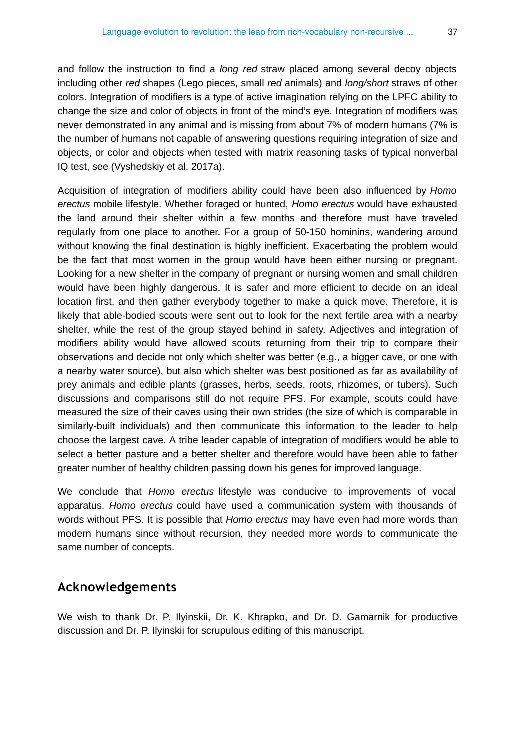and follow the instruction to find a *long red* straw placed among several decoy objects including other *red* shapes (Lego pieces, small *red* animals) and *long/short* straws of other colors. Integration of modifiers is a type of active imagination relying on the LPFC ability to change the size and color of objects in front of the mind's eye. Integration of modifiers was never demonstrated in any animal and is missing from about 7% of modern humans (7% is the number of humans not capable of answering questions requiring integration of size and objects, or color and objects when tested with matrix reasoning tasks of typical nonverbal IQ test, see (Vyshedskiy et al. 2017a).

Acquisition of integration of modifiers ability could have been also influenced by *Homo erectus* mobile lifestyle. Whether foraged or hunted, *Homo erectus* would have exhausted the land around their shelter within a few months and therefore must have traveled regularly from one place to another. For a group of 50-150 hominins, wandering around without knowing the final destination is highly inefficient. Exacerbating the problem would be the fact that most women in the group would have been either nursing or pregnant. Looking for a new shelter in the company of pregnant or nursing women and small children would have been highly dangerous. It is safer and more efficient to decide on an ideal location first, and then gather everybody together to make a quick move. Therefore, it is likely that able-bodied scouts were sent out to look for the next fertile area with a nearby shelter, while the rest of the group stayed behind in safety. Adjectives and integration of modifiers ability would have allowed scouts returning from their trip to compare their observations and decide not only which shelter was better (e.g., a bigger cave, or one with a nearby water source), but also which shelter was best positioned as far as availability of prey animals and edible plants (grasses, herbs, seeds, roots, rhizomes, or tubers). Such discussions and comparisons still do not require PFS. For example, scouts could have measured the size of their caves using their own strides (the size of which is comparable in similarly-built individuals) and then communicate this information to the leader to help choose the largest cave. A tribe leader capable of integration of modifiers would be able to select a better pasture and a better shelter and therefore would have been able to father greater number of healthy children passing down his genes for improved language.

We conclude that *Homo erectus* lifestyle was conducive to improvements of vocal apparatus. *Homo erectus* could have used a communication system with thousands of words without PFS. It is possible that *Homo erectus* may have even had more words than modern humans since without recursion, they needed more words to communicate the same number of concepts.

## Acknowledgements

We wish to thank Dr. P. Ilyinskii, Dr. K. Khrapko, and Dr. D. Gamarnik for productive discussion and Dr. P. Ilyinskii for scrupulous editing of this manuscript.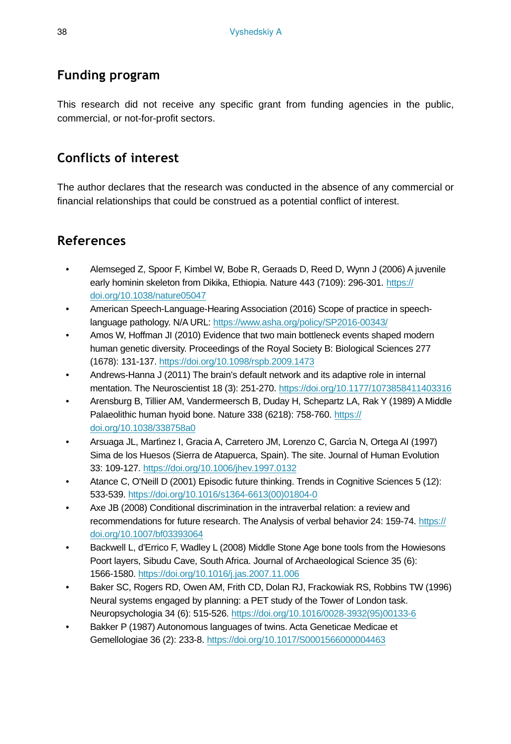## Funding program

This research did not receive any specific grant from funding agencies in the public, commercial, or not-for-profit sectors.

## Conflicts of interest

The author declares that the research was conducted in the absence of any commercial or financial relationships that could be construed as a potential conflict of interest.

## References

- Alemseged Z, Spoor F, Kimbel W, Bobe R, Geraads D, Reed D, Wynn J (2006) A juvenile early hominin skeleton from Dikika, Ethiopia. Nature 443 (7109): 296-301. https://doi.org/10.1038/nature05047
- American Speech-Language-Hearing Association (2016) Scope of practice in speech-language pathology. N/A URL: https://www.asha.org/policy/SP2016-00343/
- Amos W, Hoffman JI (2010) Evidence that two main bottleneck events shaped modern human genetic diversity. Proceedings of the Royal Society B: Biological Sciences 277 (1678): 131-137. https://doi.org/10.1098/rspb.2009.1473
- Andrews-Hanna J (2011) The brain's default network and its adaptive role in internal mentation. The Neuroscientist 18 (3): 251-270. https://doi.org/10.1177/1073858411403316
- Arensburg B, Tillier AM, Vandermeersch B, Duday H, Schepartz LA, Rak Y (1989) A Middle Palaeolithic human hyoid bone. Nature 338 (6218): 758-760. https://doi.org/10.1038/338758a0
- Arsuaga JL, Martínez I, Gracia A, Carretero JM, Lorenzo C, García N, Ortega AI (1997) Sima de los Huesos (Sierra de Atapuerca, Spain). The site. Journal of Human Evolution 33: 109-127. https://doi.org/10.1006/jhev.1997.0132
- Atance C, O'Neill D (2001) Episodic future thinking. Trends in Cognitive Sciences 5 (12): 533-539. https://doi.org/10.1016/s1364-6613(00)01804-0
- Axe JB (2008) Conditional discrimination in the intraverbal relation: a review and recommendations for future research. The Analysis of verbal behavior 24: 159-74. https://doi.org/10.1007/bf03393064
- Backwell L, d'Errico F, Wadley L (2008) Middle Stone Age bone tools from the Howiesons Poort layers, Sibudu Cave, South Africa. Journal of Archaeological Science 35 (6): 1566-1580. https://doi.org/10.1016/j.jas.2007.11.006
- Baker SC, Rogers RD, Owen AM, Frith CD, Dolan RJ, Frackowiak RS, Robbins TW (1996) Neural systems engaged by planning: a PET study of the Tower of London task. Neuropsychologia 34 (6): 515-526. https://doi.org/10.1016/0028-3932(95)00133-6
- Bakker P (1987) Autonomous languages of twins. Acta Geneticae Medicae et Gemellologiae 36 (2): 233-8. https://doi.org/10.1017/S0001566000004463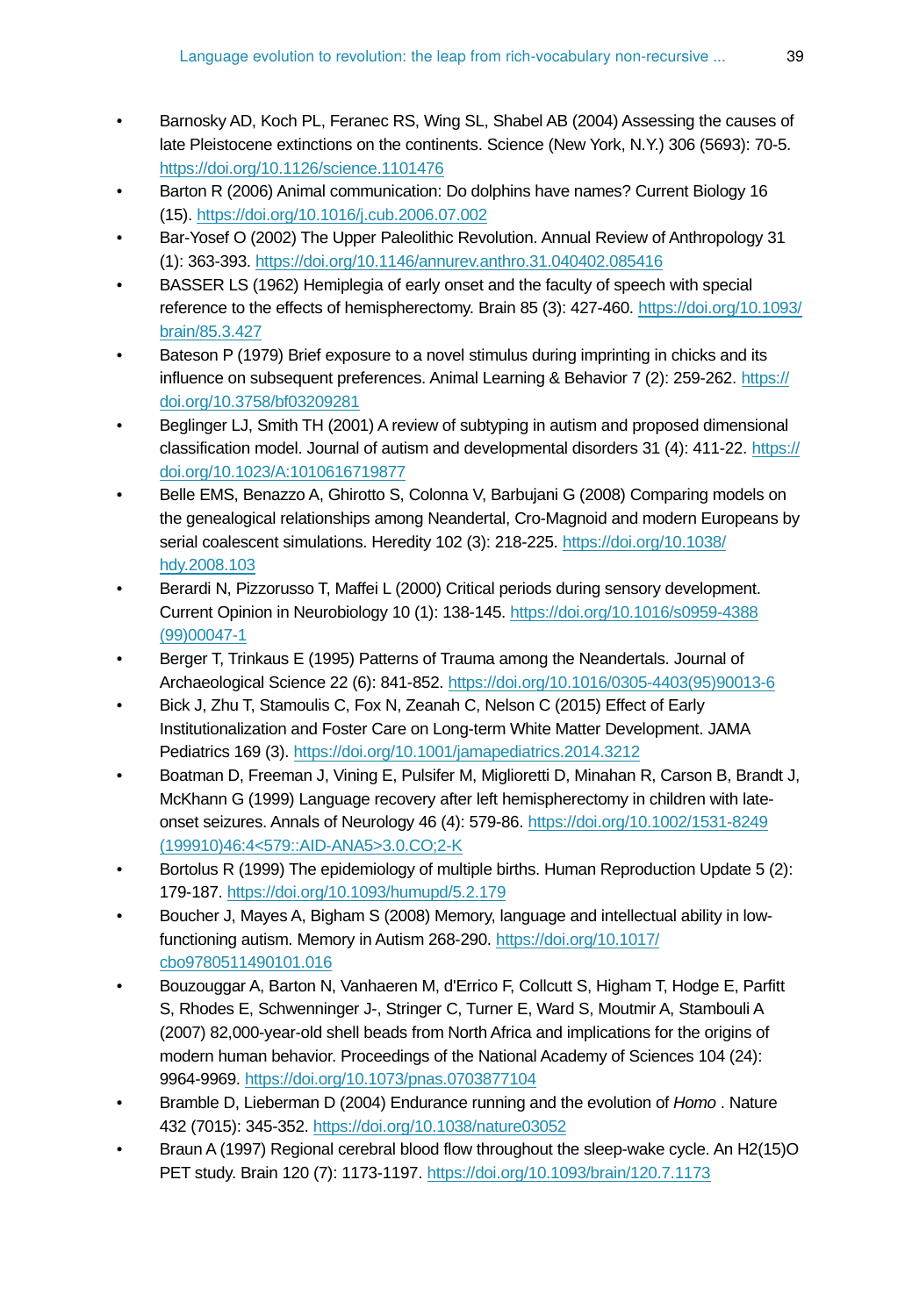- Barnosky AD, Koch PL, Feranec RS, Wing SL, Shabel AB (2004) Assessing the causes of late Pleistocene extinctions on the continents. Science (New York, N.Y.) 306 (5693): 70-5. https://doi.org/10.1126/science.1101476
- Barton R (2006) Animal communication: Do dolphins have names? Current Biology 16 (15). https://doi.org/10.1016/j.cub.2006.07.002
- Bar-Yosef O (2002) The Upper Paleolithic Revolution. Annual Review of Anthropology 31 (1): 363-393. https://doi.org/10.1146/annurev.anthro.31.040402.085416
- BASSER LS (1962) Hemiplegia of early onset and the faculty of speech with special reference to the effects of hemispherectomy. Brain 85 (3): 427-460. https://doi.org/10.1093/brain/85.3.427
- Bateson P (1979) Brief exposure to a novel stimulus during imprinting in chicks and its influence on subsequent preferences. Animal Learning & Behavior 7 (2): 259-262. https://doi.org/10.3758/bf03209281
- Beglinger LJ, Smith TH (2001) A review of subtyping in autism and proposed dimensional classification model. Journal of autism and developmental disorders 31 (4): 411-22. https://doi.org/10.1023/A:1010616719877
- Belle EMS, Benazzo A, Ghirotto S, Colonna V, Barbujani G (2008) Comparing models on the genealogical relationships among Neandertal, Cro-Magnoid and modern Europeans by serial coalescent simulations. Heredity 102 (3): 218-225. https://doi.org/10.1038/hdy.2008.103
- Berardi N, Pizzorusso T, Maffei L (2000) Critical periods during sensory development. Current Opinion in Neurobiology 10 (1): 138-145. https://doi.org/10.1016/s0959-4388(99)00047-1
- Berger T, Trinkaus E (1995) Patterns of Trauma among the Neandertals. Journal of Archaeological Science 22 (6): 841-852. https://doi.org/10.1016/0305-4403(95)90013-6
- Bick J, Zhu T, Stamoulis C, Fox N, Zeanah C, Nelson C (2015) Effect of Early Institutionalization and Foster Care on Long-term White Matter Development. JAMA Pediatrics 169 (3). https://doi.org/10.1001/jamapediatrics.2014.3212
- Boatman D, Freeman J, Vining E, Pulsifer M, Miglioretti D, Minahan R, Carson B, Brandt J, McKhann G (1999) Language recovery after left hemispherectomy in children with late-onset seizures. Annals of Neurology 46 (4): 579-86. https://doi.org/10.1002/1531-8249(199910)46:4<579::AID-ANA5>3.0.CO;2-K
- Bortolus R (1999) The epidemiology of multiple births. Human Reproduction Update 5 (2): 179-187. https://doi.org/10.1093/humupd/5.2.179
- Boucher J, Mayes A, Bigham S (2008) Memory, language and intellectual ability in low-functioning autism. Memory in Autism 268-290. https://doi.org/10.1017/cbo9780511490101.016
- Bouzouggar A, Barton N, Vanhaeren M, d'Errico F, Collcutt S, Higham T, Hodge E, Parfitt S, Rhodes E, Schwenninger J-, Stringer C, Turner E, Ward S, Moutmir A, Stambouli A (2007) 82,000-year-old shell beads from North Africa and implications for the origins of modern human behavior. Proceedings of the National Academy of Sciences 104 (24): 9964-9969. https://doi.org/10.1073/pnas.0703877104
- Bramble D, Lieberman D (2004) Endurance running and the evolution of *Homo* . Nature 432 (7015): 345-352. https://doi.org/10.1038/nature03052
- Braun A (1997) Regional cerebral blood flow throughout the sleep-wake cycle. An H2(15)O PET study. Brain 120 (7): 1173-1197. https://doi.org/10.1093/brain/120.7.1173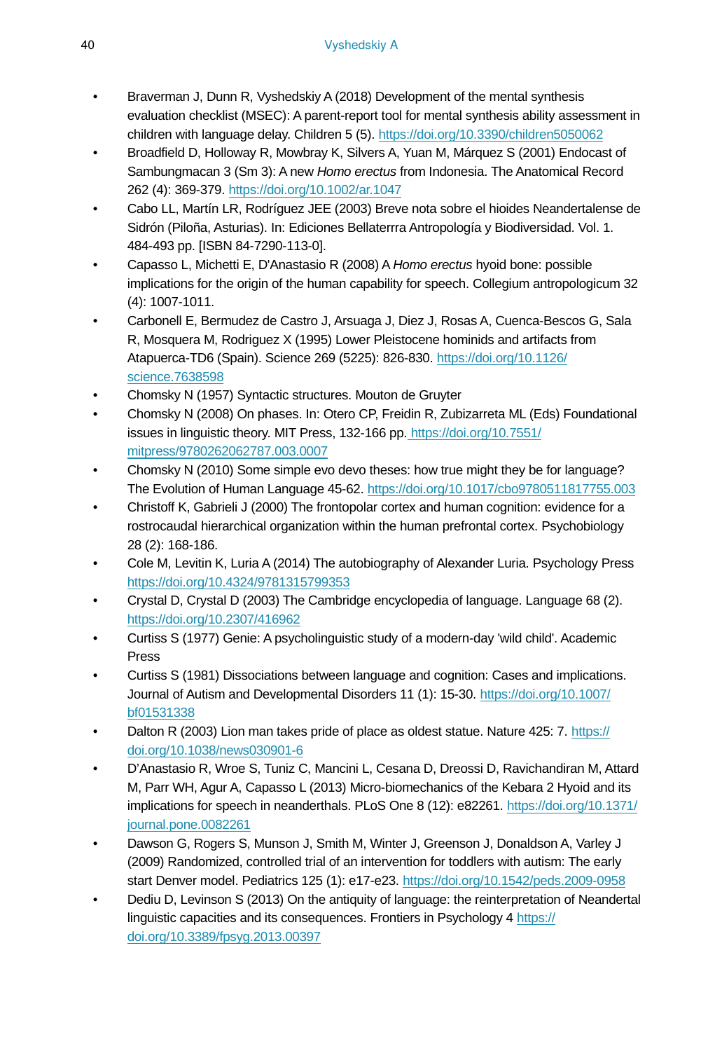- Braverman J, Dunn R, Vyshedskiy A (2018) Development of the mental synthesis evaluation checklist (MSEC): A parent-report tool for mental synthesis ability assessment in children with language delay. Children 5 (5). https://doi.org/10.3390/children5050062
- Broadfield D, Holloway R, Mowbray K, Silvers A, Yuan M, Márquez S (2001) Endocast of Sambungmacan 3 (Sm 3): A new *Homo erectus* from Indonesia. The Anatomical Record 262 (4): 369-379. https://doi.org/10.1002/ar.1047
- Cabo LL, Martín LR, Rodríguez JEE (2003) Breve nota sobre el hioides Neandertalense de Sidrón (Piloña, Asturias). In: Ediciones Bellaterrra Antropología y Biodiversidad. Vol. 1. 484-493 pp. [ISBN 84-7290-113-0].
- Capasso L, Michetti E, D'Anastasio R (2008) A *Homo erectus* hyoid bone: possible implications for the origin of the human capability for speech. Collegium antropologicum 32 (4): 1007-1011.
- Carbonell E, Bermudez de Castro J, Arsuaga J, Diez J, Rosas A, Cuenca-Bescos G, Sala R, Mosquera M, Rodriguez X (1995) Lower Pleistocene hominids and artifacts from Atapuerca-TD6 (Spain). Science 269 (5225): 826-830. https://doi.org/10.1126/science.7638598
- Chomsky N (1957) Syntactic structures. Mouton de Gruyter
- Chomsky N (2008) On phases. In: Otero CP, Freidin R, Zubizarreta ML (Eds) Foundational issues in linguistic theory. MIT Press, 132-166 pp. https://doi.org/10.7551/mitpress/9780262062787.003.0007
- Chomsky N (2010) Some simple evo devo theses: how true might they be for language? The Evolution of Human Language 45-62. https://doi.org/10.1017/cbo9780511817755.003
- Christoff K, Gabrieli J (2000) The frontopolar cortex and human cognition: evidence for a rostrocaudal hierarchical organization within the human prefrontal cortex. Psychobiology 28 (2): 168-186.
- Cole M, Levitin K, Luria A (2014) The autobiography of Alexander Luria. Psychology Press https://doi.org/10.4324/9781315799353
- Crystal D, Crystal D (2003) The Cambridge encyclopedia of language. Language 68 (2). https://doi.org/10.2307/416962
- Curtiss S (1977) Genie: A psycholinguistic study of a modern-day 'wild child'. Academic Press
- Curtiss S (1981) Dissociations between language and cognition: Cases and implications. Journal of Autism and Developmental Disorders 11 (1): 15-30. https://doi.org/10.1007/bf01531338
- Dalton R (2003) Lion man takes pride of place as oldest statue. Nature 425: 7. https://doi.org/10.1038/news030901-6
- D'Anastasio R, Wroe S, Tuniz C, Mancini L, Cesana D, Dreossi D, Ravichandiran M, Attard M, Parr WH, Agur A, Capasso L (2013) Micro-biomechanics of the Kebara 2 Hyoid and its implications for speech in neanderthals. PLoS One 8 (12): e82261. https://doi.org/10.1371/journal.pone.0082261
- Dawson G, Rogers S, Munson J, Smith M, Winter J, Greenson J, Donaldson A, Varley J (2009) Randomized, controlled trial of an intervention for toddlers with autism: The early start Denver model. Pediatrics 125 (1): e17-e23. https://doi.org/10.1542/peds.2009-0958
- Dediu D, Levinson S (2013) On the antiquity of language: the reinterpretation of Neandertal linguistic capacities and its consequences. Frontiers in Psychology 4 https://doi.org/10.3389/fpsyg.2013.00397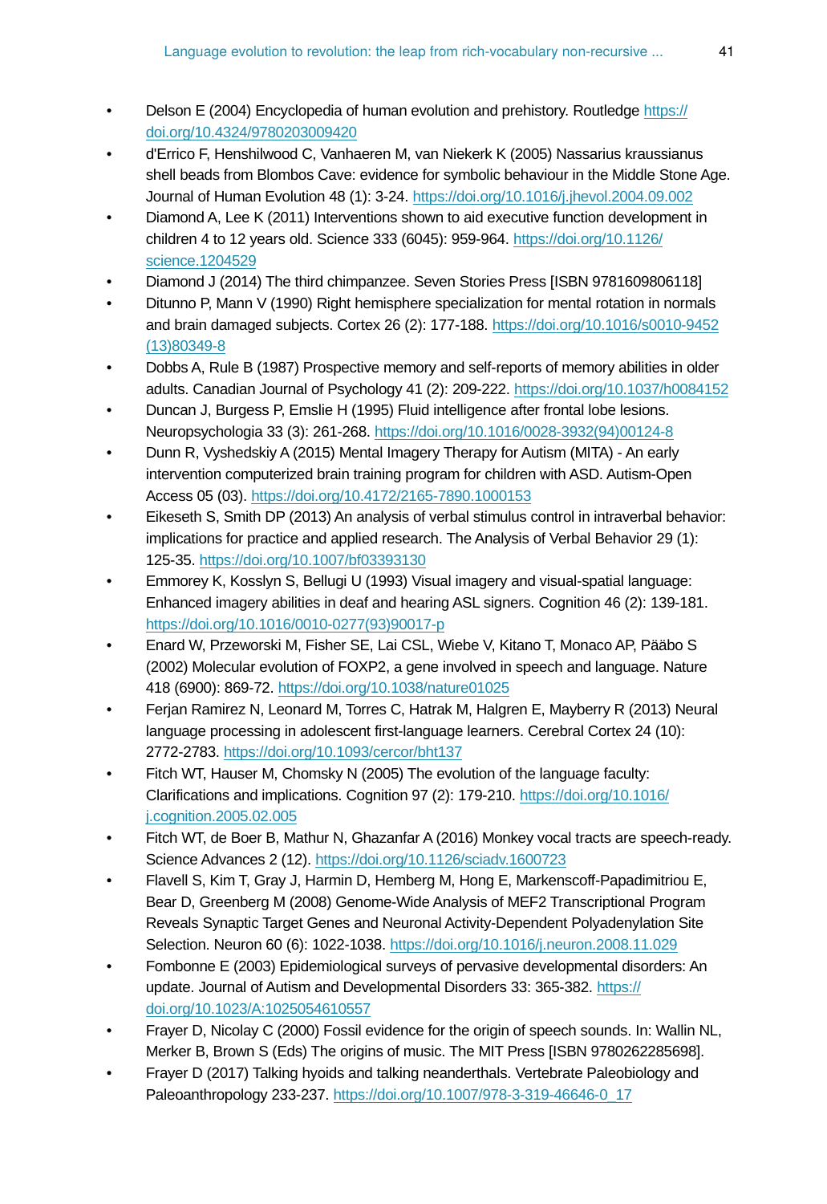- Delson E (2004) Encyclopedia of human evolution and prehistory. Routledge https://doi.org/10.4324/9780203009420
- d'Errico F, Henshilwood C, Vanhaeren M, van Niekerk K (2005) Nassarius kraussianus shell beads from Blombos Cave: evidence for symbolic behaviour in the Middle Stone Age. Journal of Human Evolution 48 (1): 3-24. https://doi.org/10.1016/j.jhevol.2004.09.002
- Diamond A, Lee K (2011) Interventions shown to aid executive function development in children 4 to 12 years old. Science 333 (6045): 959-964. https://doi.org/10.1126/science.1204529
- Diamond J (2014) The third chimpanzee. Seven Stories Press [ISBN 9781609806118]
- Ditunno P, Mann V (1990) Right hemisphere specialization for mental rotation in normals and brain damaged subjects. Cortex 26 (2): 177-188. https://doi.org/10.1016/s0010-9452(13)80349-8
- Dobbs A, Rule B (1987) Prospective memory and self-reports of memory abilities in older adults. Canadian Journal of Psychology 41 (2): 209-222. https://doi.org/10.1037/h0084152
- Duncan J, Burgess P, Emslie H (1995) Fluid intelligence after frontal lobe lesions. Neuropsychologia 33 (3): 261-268. https://doi.org/10.1016/0028-3932(94)00124-8
- Dunn R, Vyshedskiy A (2015) Mental Imagery Therapy for Autism (MITA) - An early intervention computerized brain training program for children with ASD. Autism-Open Access 05 (03). https://doi.org/10.4172/2165-7890.1000153
- Eikeseth S, Smith DP (2013) An analysis of verbal stimulus control in intraverbal behavior: implications for practice and applied research. The Analysis of Verbal Behavior 29 (1): 125-35. https://doi.org/10.1007/bf03393130
- Emmorey K, Kosslyn S, Bellugi U (1993) Visual imagery and visual-spatial language: Enhanced imagery abilities in deaf and hearing ASL signers. Cognition 46 (2): 139-181. https://doi.org/10.1016/0010-0277(93)90017-p
- Enard W, Przeworski M, Fisher SE, Lai CSL, Wiebe V, Kitano T, Monaco AP, Pääbo S (2002) Molecular evolution of FOXP2, a gene involved in speech and language. Nature 418 (6900): 869-72. https://doi.org/10.1038/nature01025
- Ferjan Ramirez N, Leonard M, Torres C, Hatrak M, Halgren E, Mayberry R (2013) Neural language processing in adolescent first-language learners. Cerebral Cortex 24 (10): 2772-2783. https://doi.org/10.1093/cercor/bht137
- Fitch WT, Hauser M, Chomsky N (2005) The evolution of the language faculty: Clarifications and implications. Cognition 97 (2): 179-210. https://doi.org/10.1016/j.cognition.2005.02.005
- Fitch WT, de Boer B, Mathur N, Ghazanfar A (2016) Monkey vocal tracts are speech-ready. Science Advances 2 (12). https://doi.org/10.1126/sciadv.1600723
- Flavell S, Kim T, Gray J, Harmin D, Hemberg M, Hong E, Markenscoff-Papadimitriou E, Bear D, Greenberg M (2008) Genome-Wide Analysis of MEF2 Transcriptional Program Reveals Synaptic Target Genes and Neuronal Activity-Dependent Polyadenylation Site Selection. Neuron 60 (6): 1022-1038. https://doi.org/10.1016/j.neuron.2008.11.029
- Fombonne E (2003) Epidemiological surveys of pervasive developmental disorders: An update. Journal of Autism and Developmental Disorders 33: 365-382. https://doi.org/10.1023/A:1025054610557
- Frayer D, Nicolay C (2000) Fossil evidence for the origin of speech sounds. In: Wallin NL, Merker B, Brown S (Eds) The origins of music. The MIT Press [ISBN 9780262285698].
- Frayer D (2017) Talking hyoids and talking neanderthals. Vertebrate Paleobiology and Paleoanthropology 233-237. https://doi.org/10.1007/978-3-319-46646-0_17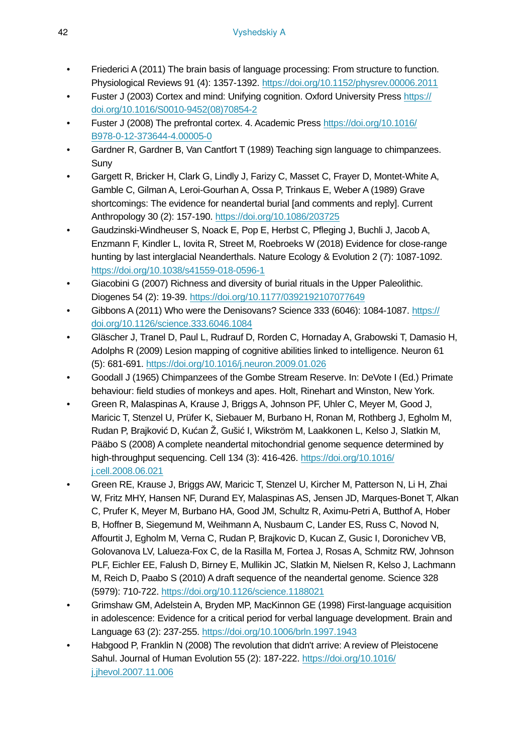- Friederici A (2011) The brain basis of language processing: From structure to function. Physiological Reviews 91 (4): 1357-1392. https://doi.org/10.1152/physrev.00006.2011
- Fuster J (2003) Cortex and mind: Unifying cognition. Oxford University Press https://doi.org/10.1016/S0010-9452(08)70854-2
- Fuster J (2008) The prefrontal cortex. 4. Academic Press https://doi.org/10.1016/B978-0-12-373644-4.00005-0
- Gardner R, Gardner B, Van Cantfort T (1989) Teaching sign language to chimpanzees. Suny
- Gargett R, Bricker H, Clark G, Lindly J, Farizy C, Masset C, Frayer D, Montet-White A, Gamble C, Gilman A, Leroi-Gourhan A, Ossa P, Trinkaus E, Weber A (1989) Grave shortcomings: The evidence for neandertal burial [and comments and reply]. Current Anthropology 30 (2): 157-190. https://doi.org/10.1086/203725
- Gaudzinski-Windheuser S, Noack E, Pop E, Herbst C, Pfleging J, Buchli J, Jacob A, Enzmann F, Kindler L, Iovita R, Street M, Roebroeks W (2018) Evidence for close-range hunting by last interglacial Neanderthals. Nature Ecology & Evolution 2 (7): 1087-1092. https://doi.org/10.1038/s41559-018-0596-1
- Giacobini G (2007) Richness and diversity of burial rituals in the Upper Paleolithic. Diogenes 54 (2): 19-39. https://doi.org/10.1177/0392192107077649
- Gibbons A (2011) Who were the Denisovans? Science 333 (6046): 1084-1087. https://doi.org/10.1126/science.333.6046.1084
- Gläscher J, Tranel D, Paul L, Rudrauf D, Rorden C, Hornaday A, Grabowski T, Damasio H, Adolphs R (2009) Lesion mapping of cognitive abilities linked to intelligence. Neuron 61 (5): 681-691. https://doi.org/10.1016/j.neuron.2009.01.026
- Goodall J (1965) Chimpanzees of the Gombe Stream Reserve. In: DeVote I (Ed.) Primate behaviour: field studies of monkeys and apes. Holt, Rinehart and Winston, New York.
- Green R, Malaspinas A, Krause J, Briggs A, Johnson PF, Uhler C, Meyer M, Good J, Maricic T, Stenzel U, Prüfer K, Siebauer M, Burbano H, Ronan M, Rothberg J, Egholm M, Rudan P, Brajković D, Kućan Ž, Gušić I, Wikström M, Laakkonen L, Kelso J, Slatkin M, Pääbo S (2008) A complete neandertal mitochondrial genome sequence determined by high-throughput sequencing. Cell 134 (3): 416-426. https://doi.org/10.1016/j.cell.2008.06.021
- Green RE, Krause J, Briggs AW, Maricic T, Stenzel U, Kircher M, Patterson N, Li H, Zhai W, Fritz MHY, Hansen NF, Durand EY, Malaspinas AS, Jensen JD, Marques-Bonet T, Alkan C, Prufer K, Meyer M, Burbano HA, Good JM, Schultz R, Aximu-Petri A, Butthof A, Hober B, Hoffner B, Siegemund M, Weihmann A, Nusbaum C, Lander ES, Russ C, Novod N, Affourtit J, Egholm M, Verna C, Rudan P, Brajkovic D, Kucan Z, Gusic I, Doronichev VB, Golovanova LV, Lalueza-Fox C, de la Rasilla M, Fortea J, Rosas A, Schmitz RW, Johnson PLF, Eichler EE, Falush D, Birney E, Mullikin JC, Slatkin M, Nielsen R, Kelso J, Lachmann M, Reich D, Paabo S (2010) A draft sequence of the neandertal genome. Science 328 (5979): 710-722. https://doi.org/10.1126/science.1188021
- Grimshaw GM, Adelstein A, Bryden MP, MacKinnon GE (1998) First-language acquisition in adolescence: Evidence for a critical period for verbal language development. Brain and Language 63 (2): 237-255. https://doi.org/10.1006/brln.1997.1943
- Habgood P, Franklin N (2008) The revolution that didn't arrive: A review of Pleistocene Sahul. Journal of Human Evolution 55 (2): 187-222. https://doi.org/10.1016/j.jhevol.2007.11.006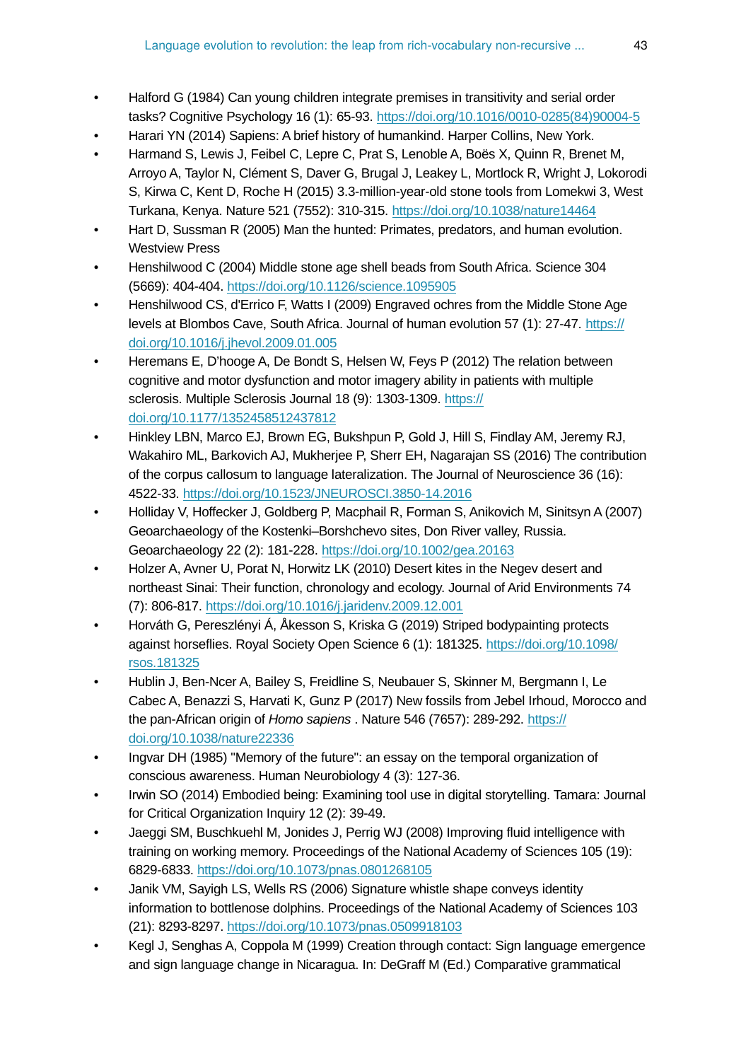- Halford G (1984) Can young children integrate premises in transitivity and serial order tasks? Cognitive Psychology 16 (1): 65-93. https://doi.org/10.1016/0010-0285(84)90004-5
- Harari YN (2014) Sapiens: A brief history of humankind. Harper Collins, New York.
- Harmand S, Lewis J, Feibel C, Lepre C, Prat S, Lenoble A, Boës X, Quinn R, Brenet M, Arroyo A, Taylor N, Clément S, Daver G, Brugal J, Leakey L, Mortlock R, Wright J, Lokorodi S, Kirwa C, Kent D, Roche H (2015) 3.3-million-year-old stone tools from Lomekwi 3, West Turkana, Kenya. Nature 521 (7552): 310-315. https://doi.org/10.1038/nature14464
- Hart D, Sussman R (2005) Man the hunted: Primates, predators, and human evolution. Westview Press
- Henshilwood C (2004) Middle stone age shell beads from South Africa. Science 304 (5669): 404-404. https://doi.org/10.1126/science.1095905
- Henshilwood CS, d'Errico F, Watts I (2009) Engraved ochres from the Middle Stone Age levels at Blombos Cave, South Africa. Journal of human evolution 57 (1): 27-47. https://doi.org/10.1016/j.jhevol.2009.01.005
- Heremans E, D'hooge A, De Bondt S, Helsen W, Feys P (2012) The relation between cognitive and motor dysfunction and motor imagery ability in patients with multiple sclerosis. Multiple Sclerosis Journal 18 (9): 1303-1309. https://doi.org/10.1177/1352458512437812
- Hinkley LBN, Marco EJ, Brown EG, Bukshpun P, Gold J, Hill S, Findlay AM, Jeremy RJ, Wakahiro ML, Barkovich AJ, Mukherjee P, Sherr EH, Nagarajan SS (2016) The contribution of the corpus callosum to language lateralization. The Journal of Neuroscience 36 (16): 4522-33. https://doi.org/10.1523/JNEUROSCI.3850-14.2016
- Holliday V, Hoffecker J, Goldberg P, Macphail R, Forman S, Anikovich M, Sinitsyn A (2007) Geoarchaeology of the Kostenki–Borshchevo sites, Don River valley, Russia. Geoarchaeology 22 (2): 181-228. https://doi.org/10.1002/gea.20163
- Holzer A, Avner U, Porat N, Horwitz LK (2010) Desert kites in the Negev desert and northeast Sinai: Their function, chronology and ecology. Journal of Arid Environments 74 (7): 806-817. https://doi.org/10.1016/j.jaridenv.2009.12.001
- Horváth G, Pereszlényi Á, Åkesson S, Kriska G (2019) Striped bodypainting protects against horseflies. Royal Society Open Science 6 (1): 181325. https://doi.org/10.1098/rsos.181325
- Hublin J, Ben-Ncer A, Bailey S, Freidline S, Neubauer S, Skinner M, Bergmann I, Le Cabec A, Benazzi S, Harvati K, Gunz P (2017) New fossils from Jebel Irhoud, Morocco and the pan-African origin of *Homo sapiens* . Nature 546 (7657): 289-292. https://doi.org/10.1038/nature22336
- Ingvar DH (1985) "Memory of the future": an essay on the temporal organization of conscious awareness. Human Neurobiology 4 (3): 127-36.
- Irwin SO (2014) Embodied being: Examining tool use in digital storytelling. Tamara: Journal for Critical Organization Inquiry 12 (2): 39-49.
- Jaeggi SM, Buschkuehl M, Jonides J, Perrig WJ (2008) Improving fluid intelligence with training on working memory. Proceedings of the National Academy of Sciences 105 (19): 6829-6833. https://doi.org/10.1073/pnas.0801268105
- Janik VM, Sayigh LS, Wells RS (2006) Signature whistle shape conveys identity information to bottlenose dolphins. Proceedings of the National Academy of Sciences 103 (21): 8293-8297. https://doi.org/10.1073/pnas.0509918103
- Kegl J, Senghas A, Coppola M (1999) Creation through contact: Sign language emergence and sign language change in Nicaragua. In: DeGraff M (Ed.) Comparative grammatical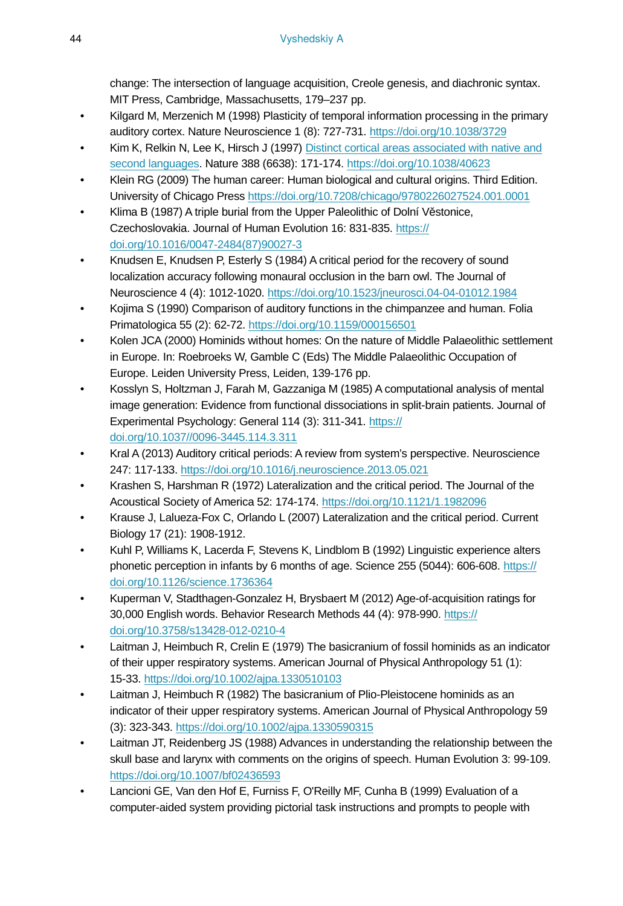change: The intersection of language acquisition, Creole genesis, and diachronic syntax. MIT Press, Cambridge, Massachusetts, 179–237 pp.

- Kilgard M, Merzenich M (1998) Plasticity of temporal information processing in the primary auditory cortex. Nature Neuroscience 1 (8): 727-731. https://doi.org/10.1038/3729
- Kim K, Relkin N, Lee K, Hirsch J (1997) Distinct cortical areas associated with native and second languages. Nature 388 (6638): 171-174. https://doi.org/10.1038/40623
- Klein RG (2009) The human career: Human biological and cultural origins. Third Edition. University of Chicago Press https://doi.org/10.7208/chicago/9780226027524.001.0001
- Klima B (1987) A triple burial from the Upper Paleolithic of Dolní Věstonice, Czechoslovakia. Journal of Human Evolution 16: 831-835. https://doi.org/10.1016/0047-2484(87)90027-3
- Knudsen E, Knudsen P, Esterly S (1984) A critical period for the recovery of sound localization accuracy following monaural occlusion in the barn owl. The Journal of Neuroscience 4 (4): 1012-1020. https://doi.org/10.1523/jneurosci.04-04-01012.1984
- Kojima S (1990) Comparison of auditory functions in the chimpanzee and human. Folia Primatologica 55 (2): 62-72. https://doi.org/10.1159/000156501
- Kolen JCA (2000) Hominids without homes: On the nature of Middle Palaeolithic settlement in Europe. In: Roebroeks W, Gamble C (Eds) The Middle Palaeolithic Occupation of Europe. Leiden University Press, Leiden, 139-176 pp.
- Kosslyn S, Holtzman J, Farah M, Gazzaniga M (1985) A computational analysis of mental image generation: Evidence from functional dissociations in split-brain patients. Journal of Experimental Psychology: General 114 (3): 311-341. https://doi.org/10.1037//0096-3445.114.3.311
- Kral A (2013) Auditory critical periods: A review from system's perspective. Neuroscience 247: 117-133. https://doi.org/10.1016/j.neuroscience.2013.05.021
- Krashen S, Harshman R (1972) Lateralization and the critical period. The Journal of the Acoustical Society of America 52: 174-174. https://doi.org/10.1121/1.1982096
- Krause J, Lalueza-Fox C, Orlando L (2007) Lateralization and the critical period. Current Biology 17 (21): 1908-1912.
- Kuhl P, Williams K, Lacerda F, Stevens K, Lindblom B (1992) Linguistic experience alters phonetic perception in infants by 6 months of age. Science 255 (5044): 606-608. https://doi.org/10.1126/science.1736364
- Kuperman V, Stadthagen-Gonzalez H, Brysbaert M (2012) Age-of-acquisition ratings for 30,000 English words. Behavior Research Methods 44 (4): 978-990. https://doi.org/10.3758/s13428-012-0210-4
- Laitman J, Heimbuch R, Crelin E (1979) The basicranium of fossil hominids as an indicator of their upper respiratory systems. American Journal of Physical Anthropology 51 (1): 15-33. https://doi.org/10.1002/ajpa.1330510103
- Laitman J, Heimbuch R (1982) The basicranium of Plio-Pleistocene hominids as an indicator of their upper respiratory systems. American Journal of Physical Anthropology 59 (3): 323-343. https://doi.org/10.1002/ajpa.1330590315
- Laitman JT, Reidenberg JS (1988) Advances in understanding the relationship between the skull base and larynx with comments on the origins of speech. Human Evolution 3: 99-109. https://doi.org/10.1007/bf02436593
- Lancioni GE, Van den Hof E, Furniss F, O'Reilly MF, Cunha B (1999) Evaluation of a computer-aided system providing pictorial task instructions and prompts to people with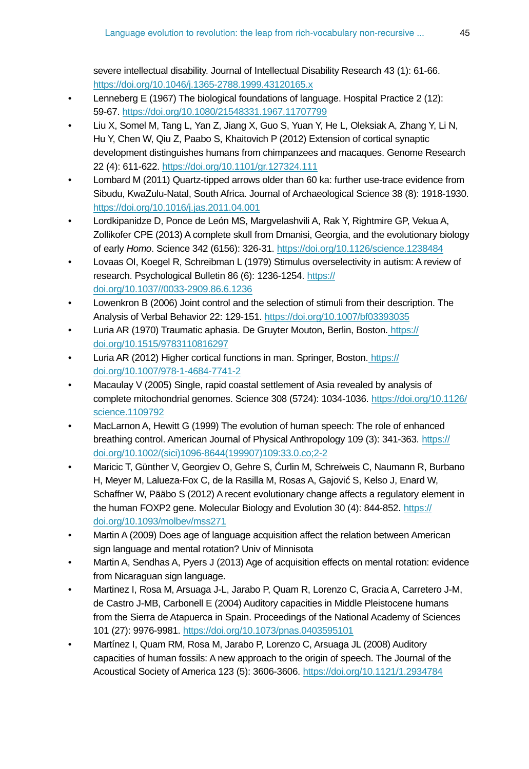severe intellectual disability. Journal of Intellectual Disability Research 43 (1): 61-66. https://doi.org/10.1046/j.1365-2788.1999.43120165.x

- Lenneberg E (1967) The biological foundations of language. Hospital Practice 2 (12): 59-67. https://doi.org/10.1080/21548331.1967.11707799
- Liu X, Somel M, Tang L, Yan Z, Jiang X, Guo S, Yuan Y, He L, Oleksiak A, Zhang Y, Li N, Hu Y, Chen W, Qiu Z, Paabo S, Khaitovich P (2012) Extension of cortical synaptic development distinguishes humans from chimpanzees and macaques. Genome Research 22 (4): 611-622. https://doi.org/10.1101/gr.127324.111
- Lombard M (2011) Quartz-tipped arrows older than 60 ka: further use-trace evidence from Sibudu, KwaZulu-Natal, South Africa. Journal of Archaeological Science 38 (8): 1918-1930. https://doi.org/10.1016/j.jas.2011.04.001
- Lordkipanidze D, Ponce de León MS, Margvelashvili A, Rak Y, Rightmire GP, Vekua A, Zollikofer CPE (2013) A complete skull from Dmanisi, Georgia, and the evolutionary biology of early *Homo*. Science 342 (6156): 326-31. https://doi.org/10.1126/science.1238484
- Lovaas OI, Koegel R, Schreibman L (1979) Stimulus overselectivity in autism: A review of research. Psychological Bulletin 86 (6): 1236-1254. https://doi.org/10.1037//0033-2909.86.6.1236
- Lowenkron B (2006) Joint control and the selection of stimuli from their description. The Analysis of Verbal Behavior 22: 129-151. https://doi.org/10.1007/bf03393035
- Luria AR (1970) Traumatic aphasia. De Gruyter Mouton, Berlin, Boston. https://doi.org/10.1515/9783110816297
- Luria AR (2012) Higher cortical functions in man. Springer, Boston. https://doi.org/10.1007/978-1-4684-7741-2
- Macaulay V (2005) Single, rapid coastal settlement of Asia revealed by analysis of complete mitochondrial genomes. Science 308 (5724): 1034-1036. https://doi.org/10.1126/science.1109792
- MacLarnon A, Hewitt G (1999) The evolution of human speech: The role of enhanced breathing control. American Journal of Physical Anthropology 109 (3): 341-363. https://doi.org/10.1002/(sici)1096-8644(199907)109:33.0.co;2-2
- Maricic T, Günther V, Georgiev O, Gehre S, Ćurlin M, Schreiweis C, Naumann R, Burbano H, Meyer M, Lalueza-Fox C, de la Rasilla M, Rosas A, Gajović S, Kelso J, Enard W, Schaffner W, Pääbo S (2012) A recent evolutionary change affects a regulatory element in the human FOXP2 gene. Molecular Biology and Evolution 30 (4): 844-852. https://doi.org/10.1093/molbev/mss271
- Martin A (2009) Does age of language acquisition affect the relation between American sign language and mental rotation? Univ of Minnisota
- Martin A, Sendhas A, Pyers J (2013) Age of acquisition effects on mental rotation: evidence from Nicaraguan sign language.
- Martinez I, Rosa M, Arsuaga J-L, Jarabo P, Quam R, Lorenzo C, Gracia A, Carretero J-M, de Castro J-MB, Carbonell E (2004) Auditory capacities in Middle Pleistocene humans from the Sierra de Atapuerca in Spain. Proceedings of the National Academy of Sciences 101 (27): 9976-9981. https://doi.org/10.1073/pnas.0403595101
- Martínez I, Quam RM, Rosa M, Jarabo P, Lorenzo C, Arsuaga JL (2008) Auditory capacities of human fossils: A new approach to the origin of speech. The Journal of the Acoustical Society of America 123 (5): 3606-3606. https://doi.org/10.1121/1.2934784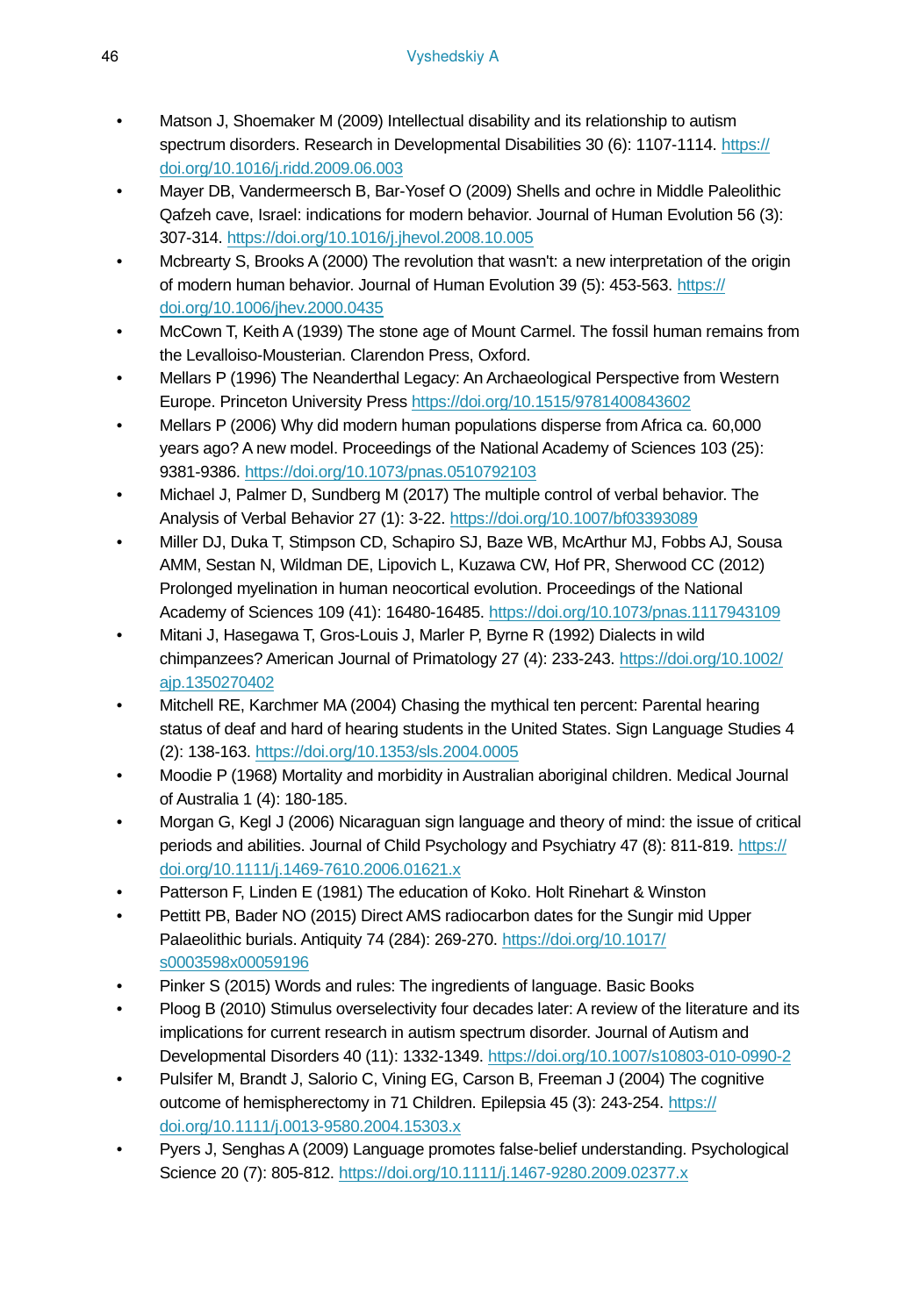- Matson J, Shoemaker M (2009) Intellectual disability and its relationship to autism spectrum disorders. Research in Developmental Disabilities 30 (6): 1107-1114. https://doi.org/10.1016/j.ridd.2009.06.003
- Mayer DB, Vandermeersch B, Bar-Yosef O (2009) Shells and ochre in Middle Paleolithic Qafzeh cave, Israel: indications for modern behavior. Journal of Human Evolution 56 (3): 307-314. https://doi.org/10.1016/j.jhevol.2008.10.005
- Mcbrearty S, Brooks A (2000) The revolution that wasn't: a new interpretation of the origin of modern human behavior. Journal of Human Evolution 39 (5): 453-563. https://doi.org/10.1006/jhev.2000.0435
- McCown T, Keith A (1939) The stone age of Mount Carmel. The fossil human remains from the Levalloiso-Mousterian. Clarendon Press, Oxford.
- Mellars P (1996) The Neanderthal Legacy: An Archaeological Perspective from Western Europe. Princeton University Press https://doi.org/10.1515/9781400843602
- Mellars P (2006) Why did modern human populations disperse from Africa ca. 60,000 years ago? A new model. Proceedings of the National Academy of Sciences 103 (25): 9381-9386. https://doi.org/10.1073/pnas.0510792103
- Michael J, Palmer D, Sundberg M (2017) The multiple control of verbal behavior. The Analysis of Verbal Behavior 27 (1): 3-22. https://doi.org/10.1007/bf03393089
- Miller DJ, Duka T, Stimpson CD, Schapiro SJ, Baze WB, McArthur MJ, Fobbs AJ, Sousa AMM, Sestan N, Wildman DE, Lipovich L, Kuzawa CW, Hof PR, Sherwood CC (2012) Prolonged myelination in human neocortical evolution. Proceedings of the National Academy of Sciences 109 (41): 16480-16485. https://doi.org/10.1073/pnas.1117943109
- Mitani J, Hasegawa T, Gros-Louis J, Marler P, Byrne R (1992) Dialects in wild chimpanzees? American Journal of Primatology 27 (4): 233-243. https://doi.org/10.1002/ajp.1350270402
- Mitchell RE, Karchmer MA (2004) Chasing the mythical ten percent: Parental hearing status of deaf and hard of hearing students in the United States. Sign Language Studies 4 (2): 138-163. https://doi.org/10.1353/sls.2004.0005
- Moodie P (1968) Mortality and morbidity in Australian aboriginal children. Medical Journal of Australia 1 (4): 180-185.
- Morgan G, Kegl J (2006) Nicaraguan sign language and theory of mind: the issue of critical periods and abilities. Journal of Child Psychology and Psychiatry 47 (8): 811-819. https://doi.org/10.1111/j.1469-7610.2006.01621.x
- Patterson F, Linden E (1981) The education of Koko. Holt Rinehart & Winston
- Pettitt PB, Bader NO (2015) Direct AMS radiocarbon dates for the Sungir mid Upper Palaeolithic burials. Antiquity 74 (284): 269-270. https://doi.org/10.1017/s0003598x00059196
- Pinker S (2015) Words and rules: The ingredients of language. Basic Books
- Ploog B (2010) Stimulus overselectivity four decades later: A review of the literature and its implications for current research in autism spectrum disorder. Journal of Autism and Developmental Disorders 40 (11): 1332-1349. https://doi.org/10.1007/s10803-010-0990-2
- Pulsifer M, Brandt J, Salorio C, Vining EG, Carson B, Freeman J (2004) The cognitive outcome of hemispherectomy in 71 Children. Epilepsia 45 (3): 243-254. https://doi.org/10.1111/j.0013-9580.2004.15303.x
- Pyers J, Senghas A (2009) Language promotes false-belief understanding. Psychological Science 20 (7): 805-812. https://doi.org/10.1111/j.1467-9280.2009.02377.x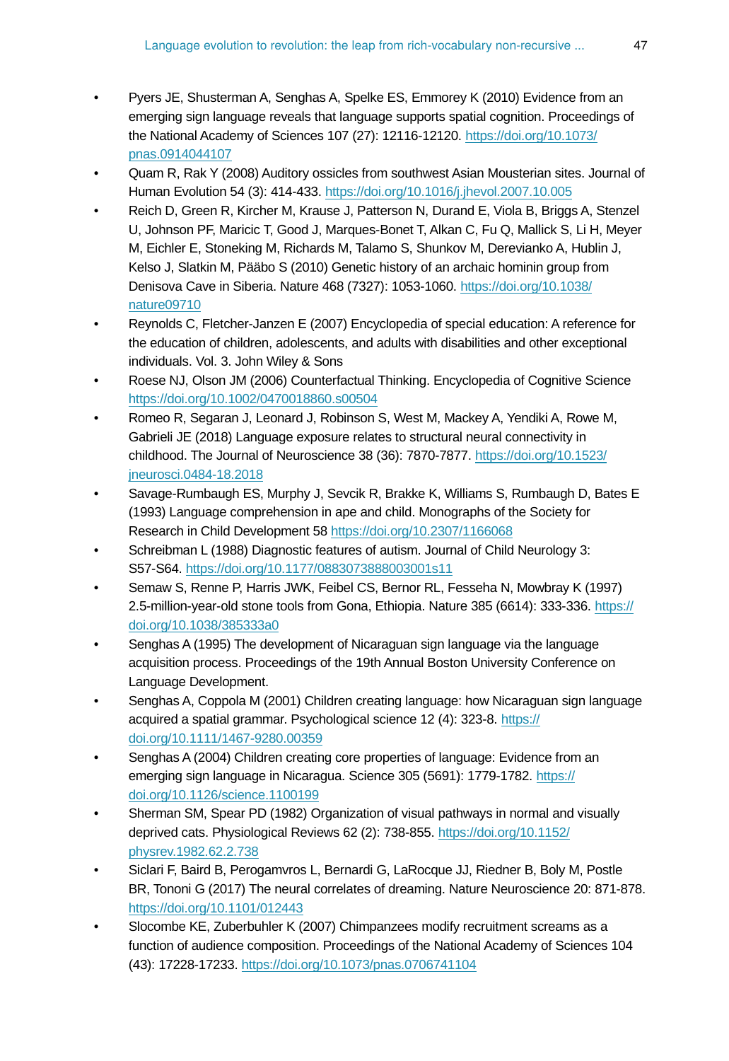- Pyers JE, Shusterman A, Senghas A, Spelke ES, Emmorey K (2010) Evidence from an emerging sign language reveals that language supports spatial cognition. Proceedings of the National Academy of Sciences 107 (27): 12116-12120. https://doi.org/10.1073/pnas.0914044107
- Quam R, Rak Y (2008) Auditory ossicles from southwest Asian Mousterian sites. Journal of Human Evolution 54 (3): 414-433. https://doi.org/10.1016/j.jhevol.2007.10.005
- Reich D, Green R, Kircher M, Krause J, Patterson N, Durand E, Viola B, Briggs A, Stenzel U, Johnson PF, Maricic T, Good J, Marques-Bonet T, Alkan C, Fu Q, Mallick S, Li H, Meyer M, Eichler E, Stoneking M, Richards M, Talamo S, Shunkov M, Derevianko A, Hublin J, Kelso J, Slatkin M, Pääbo S (2010) Genetic history of an archaic hominin group from Denisova Cave in Siberia. Nature 468 (7327): 1053-1060. https://doi.org/10.1038/nature09710
- Reynolds C, Fletcher-Janzen E (2007) Encyclopedia of special education: A reference for the education of children, adolescents, and adults with disabilities and other exceptional individuals. Vol. 3. John Wiley & Sons
- Roese NJ, Olson JM (2006) Counterfactual Thinking. Encyclopedia of Cognitive Science https://doi.org/10.1002/0470018860.s00504
- Romeo R, Segaran J, Leonard J, Robinson S, West M, Mackey A, Yendiki A, Rowe M, Gabrieli JE (2018) Language exposure relates to structural neural connectivity in childhood. The Journal of Neuroscience 38 (36): 7870-7877. https://doi.org/10.1523/jneurosci.0484-18.2018
- Savage-Rumbaugh ES, Murphy J, Sevcik R, Brakke K, Williams S, Rumbaugh D, Bates E (1993) Language comprehension in ape and child. Monographs of the Society for Research in Child Development 58 https://doi.org/10.2307/1166068
- Schreibman L (1988) Diagnostic features of autism. Journal of Child Neurology 3: S57-S64. https://doi.org/10.1177/0883073888003001s11
- Semaw S, Renne P, Harris JWK, Feibel CS, Bernor RL, Fesseha N, Mowbray K (1997) 2.5-million-year-old stone tools from Gona, Ethiopia. Nature 385 (6614): 333-336. https://doi.org/10.1038/385333a0
- Senghas A (1995) The development of Nicaraguan sign language via the language acquisition process. Proceedings of the 19th Annual Boston University Conference on Language Development.
- Senghas A, Coppola M (2001) Children creating language: how Nicaraguan sign language acquired a spatial grammar. Psychological science 12 (4): 323-8. https://doi.org/10.1111/1467-9280.00359
- Senghas A (2004) Children creating core properties of language: Evidence from an emerging sign language in Nicaragua. Science 305 (5691): 1779-1782. https://doi.org/10.1126/science.1100199
- Sherman SM, Spear PD (1982) Organization of visual pathways in normal and visually deprived cats. Physiological Reviews 62 (2): 738-855. https://doi.org/10.1152/physrev.1982.62.2.738
- Siclari F, Baird B, Perogamvros L, Bernardi G, LaRocque JJ, Riedner B, Boly M, Postle BR, Tononi G (2017) The neural correlates of dreaming. Nature Neuroscience 20: 871-878. https://doi.org/10.1101/012443
- Slocombe KE, Zuberbuhler K (2007) Chimpanzees modify recruitment screams as a function of audience composition. Proceedings of the National Academy of Sciences 104 (43): 17228-17233. https://doi.org/10.1073/pnas.0706741104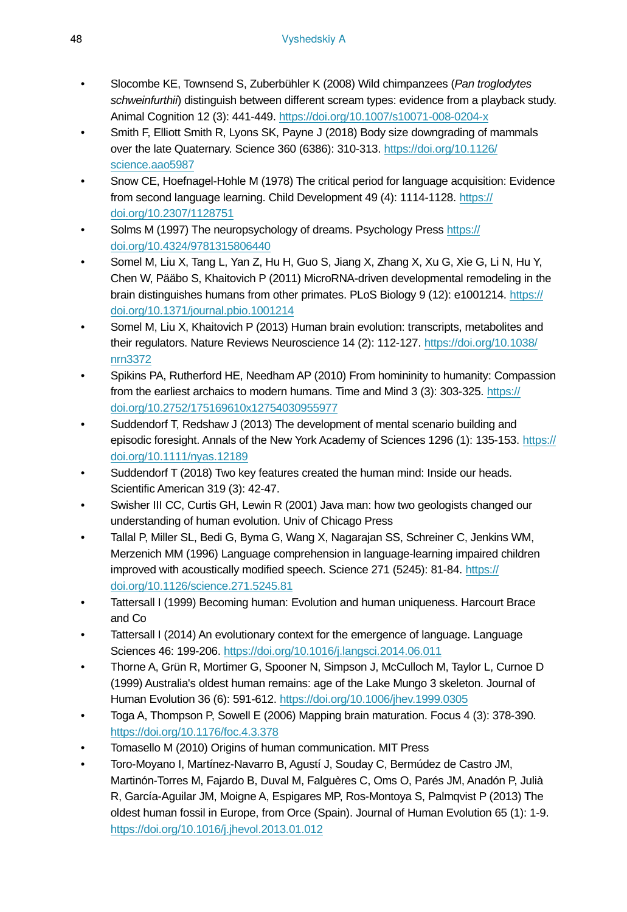- Slocombe KE, Townsend S, Zuberbühler K (2008) Wild chimpanzees (*Pan troglodytes schweinfurthii*) distinguish between different scream types: evidence from a playback study. Animal Cognition 12 (3): 441-449. https://doi.org/10.1007/s10071-008-0204-x
- Smith F, Elliott Smith R, Lyons SK, Payne J (2018) Body size downgrading of mammals over the late Quaternary. Science 360 (6386): 310-313. https://doi.org/10.1126/science.aao5987
- Snow CE, Hoefnagel-Hohle M (1978) The critical period for language acquisition: Evidence from second language learning. Child Development 49 (4): 1114-1128. https://doi.org/10.2307/1128751
- Solms M (1997) The neuropsychology of dreams. Psychology Press https://doi.org/10.4324/9781315806440
- Somel M, Liu X, Tang L, Yan Z, Hu H, Guo S, Jiang X, Zhang X, Xu G, Xie G, Li N, Hu Y, Chen W, Pääbo S, Khaitovich P (2011) MicroRNA-driven developmental remodeling in the brain distinguishes humans from other primates. PLoS Biology 9 (12): e1001214. https://doi.org/10.1371/journal.pbio.1001214
- Somel M, Liu X, Khaitovich P (2013) Human brain evolution: transcripts, metabolites and their regulators. Nature Reviews Neuroscience 14 (2): 112-127. https://doi.org/10.1038/nrn3372
- Spikins PA, Rutherford HE, Needham AP (2010) From homininity to humanity: Compassion from the earliest archaics to modern humans. Time and Mind 3 (3): 303-325. https://doi.org/10.2752/175169610x12754030955977
- Suddendorf T, Redshaw J (2013) The development of mental scenario building and episodic foresight. Annals of the New York Academy of Sciences 1296 (1): 135-153. https://doi.org/10.1111/nyas.12189
- Suddendorf T (2018) Two key features created the human mind: Inside our heads. Scientific American 319 (3): 42-47.
- Swisher III CC, Curtis GH, Lewin R (2001) Java man: how two geologists changed our understanding of human evolution. Univ of Chicago Press
- Tallal P, Miller SL, Bedi G, Byma G, Wang X, Nagarajan SS, Schreiner C, Jenkins WM, Merzenich MM (1996) Language comprehension in language-learning impaired children improved with acoustically modified speech. Science 271 (5245): 81-84. https://doi.org/10.1126/science.271.5245.81
- Tattersall I (1999) Becoming human: Evolution and human uniqueness. Harcourt Brace and Co
- Tattersall I (2014) An evolutionary context for the emergence of language. Language Sciences 46: 199-206. https://doi.org/10.1016/j.langsci.2014.06.011
- Thorne A, Grün R, Mortimer G, Spooner N, Simpson J, McCulloch M, Taylor L, Curnoe D (1999) Australia's oldest human remains: age of the Lake Mungo 3 skeleton. Journal of Human Evolution 36 (6): 591-612. https://doi.org/10.1006/jhev.1999.0305
- Toga A, Thompson P, Sowell E (2006) Mapping brain maturation. Focus 4 (3): 378-390. https://doi.org/10.1176/foc.4.3.378
- Tomasello M (2010) Origins of human communication. MIT Press
- Toro-Moyano I, Martínez-Navarro B, Agustí J, Souday C, Bermúdez de Castro JM, Martinón-Torres M, Fajardo B, Duval M, Falguères C, Oms O, Parés JM, Anadón P, Julià R, García-Aguilar JM, Moigne A, Espigares MP, Ros-Montoya S, Palmqvist P (2013) The oldest human fossil in Europe, from Orce (Spain). Journal of Human Evolution 65 (1): 1-9. https://doi.org/10.1016/j.jhevol.2013.01.012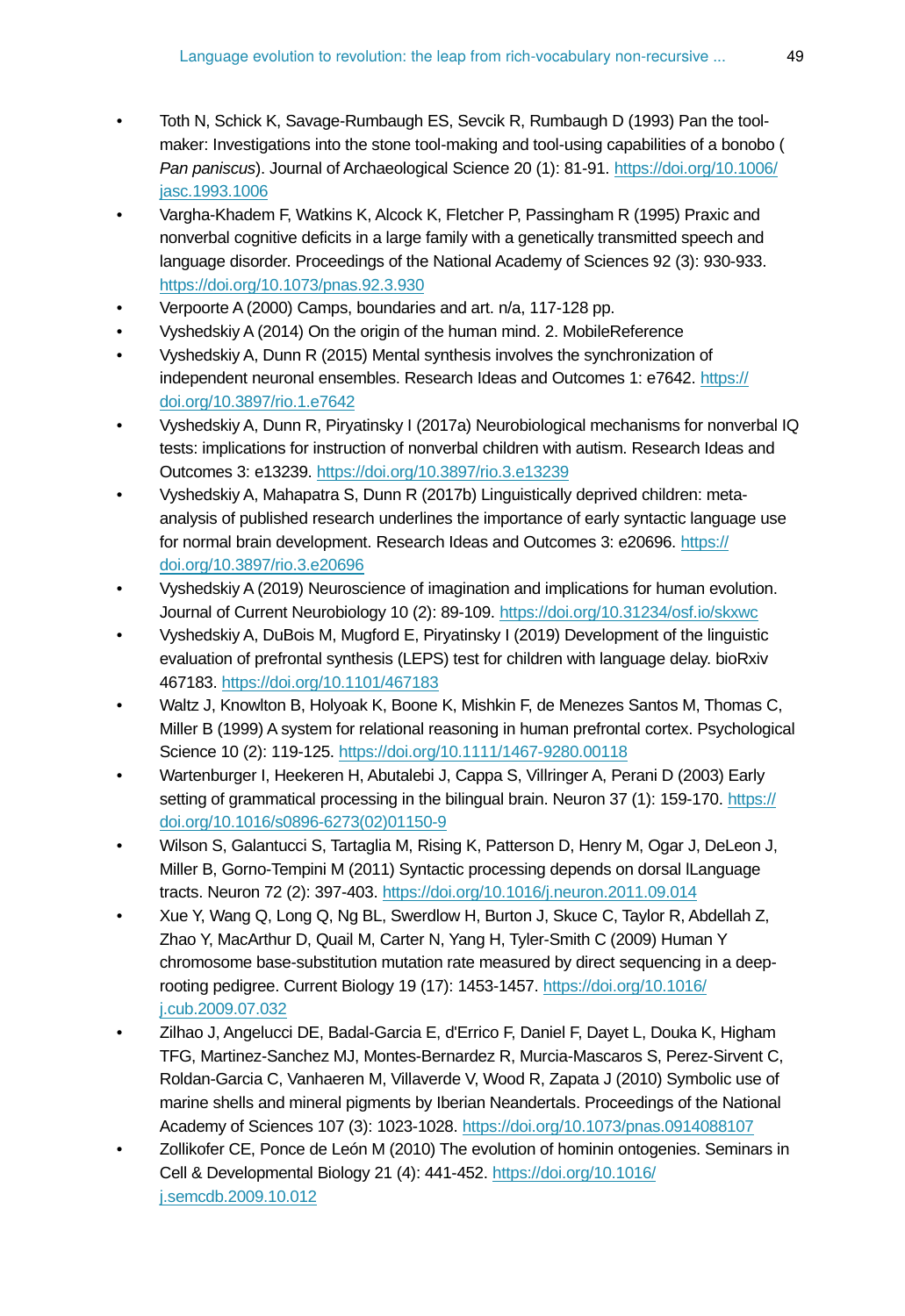- Toth N, Schick K, Savage-Rumbaugh ES, Sevcik R, Rumbaugh D (1993) Pan the tool-maker: Investigations into the stone tool-making and tool-using capabilities of a bonobo ( *Pan paniscus*). Journal of Archaeological Science 20 (1): 81-91. https://doi.org/10.1006/jasc.1993.1006
- Vargha-Khadem F, Watkins K, Alcock K, Fletcher P, Passingham R (1995) Praxic and nonverbal cognitive deficits in a large family with a genetically transmitted speech and language disorder. Proceedings of the National Academy of Sciences 92 (3): 930-933. https://doi.org/10.1073/pnas.92.3.930
- Verpoorte A (2000) Camps, boundaries and art. n/a, 117-128 pp.
- Vyshedskiy A (2014) On the origin of the human mind. 2. MobileReference
- Vyshedskiy A, Dunn R (2015) Mental synthesis involves the synchronization of independent neuronal ensembles. Research Ideas and Outcomes 1: e7642. https://doi.org/10.3897/rio.1.e7642
- Vyshedskiy A, Dunn R, Piryatinsky I (2017a) Neurobiological mechanisms for nonverbal IQ tests: implications for instruction of nonverbal children with autism. Research Ideas and Outcomes 3: e13239. https://doi.org/10.3897/rio.3.e13239
- Vyshedskiy A, Mahapatra S, Dunn R (2017b) Linguistically deprived children: meta-analysis of published research underlines the importance of early syntactic language use for normal brain development. Research Ideas and Outcomes 3: e20696. https://doi.org/10.3897/rio.3.e20696
- Vyshedskiy A (2019) Neuroscience of imagination and implications for human evolution. Journal of Current Neurobiology 10 (2): 89-109. https://doi.org/10.31234/osf.io/skxwc
- Vyshedskiy A, DuBois M, Mugford E, Piryatinsky I (2019) Development of the linguistic evaluation of prefrontal synthesis (LEPS) test for children with language delay. bioRxiv 467183. https://doi.org/10.1101/467183
- Waltz J, Knowlton B, Holyoak K, Boone K, Mishkin F, de Menezes Santos M, Thomas C, Miller B (1999) A system for relational reasoning in human prefrontal cortex. Psychological Science 10 (2): 119-125. https://doi.org/10.1111/1467-9280.00118
- Wartenburger I, Heekeren H, Abutalebi J, Cappa S, Villringer A, Perani D (2003) Early setting of grammatical processing in the bilingual brain. Neuron 37 (1): 159-170. https://doi.org/10.1016/s0896-6273(02)01150-9
- Wilson S, Galantucci S, Tartaglia M, Rising K, Patterson D, Henry M, Ogar J, DeLeon J, Miller B, Gorno-Tempini M (2011) Syntactic processing depends on dorsal lLanguage tracts. Neuron 72 (2): 397-403. https://doi.org/10.1016/j.neuron.2011.09.014
- Xue Y, Wang Q, Long Q, Ng BL, Swerdlow H, Burton J, Skuce C, Taylor R, Abdellah Z, Zhao Y, MacArthur D, Quail M, Carter N, Yang H, Tyler-Smith C (2009) Human Y chromosome base-substitution mutation rate measured by direct sequencing in a deep-rooting pedigree. Current Biology 19 (17): 1453-1457. https://doi.org/10.1016/j.cub.2009.07.032
- Zilhao J, Angelucci DE, Badal-Garcia E, d'Errico F, Daniel F, Dayet L, Douka K, Higham TFG, Martinez-Sanchez MJ, Montes-Bernardez R, Murcia-Mascaros S, Perez-Sirvent C, Roldan-Garcia C, Vanhaeren M, Villaverde V, Wood R, Zapata J (2010) Symbolic use of marine shells and mineral pigments by Iberian Neandertals. Proceedings of the National Academy of Sciences 107 (3): 1023-1028. https://doi.org/10.1073/pnas.0914088107
- Zollikofer CE, Ponce de León M (2010) The evolution of hominin ontogenies. Seminars in Cell & Developmental Biology 21 (4): 441-452. https://doi.org/10.1016/j.semcdb.2009.10.012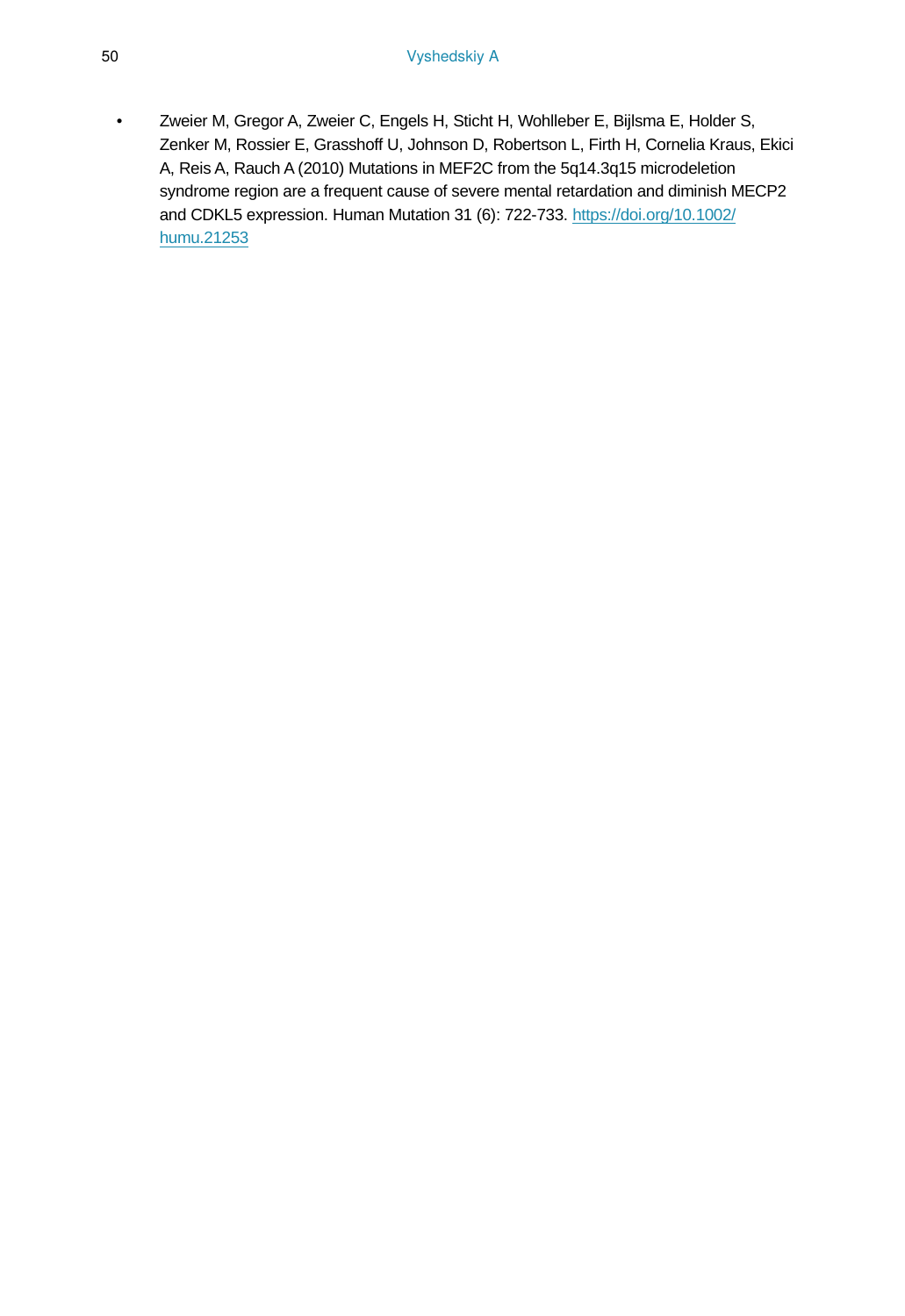- Zweier M, Gregor A, Zweier C, Engels H, Sticht H, Wohlleber E, Bijlsma E, Holder S, Zenker M, Rossier E, Grasshoff U, Johnson D, Robertson L, Firth H, Cornelia Kraus, Ekici A, Reis A, Rauch A (2010) Mutations in MEF2C from the 5q14.3q15 microdeletion syndrome region are a frequent cause of severe mental retardation and diminish MECP2 and CDKL5 expression. Human Mutation 31 (6): 722-733. https://doi.org/10.1002/humu.21253